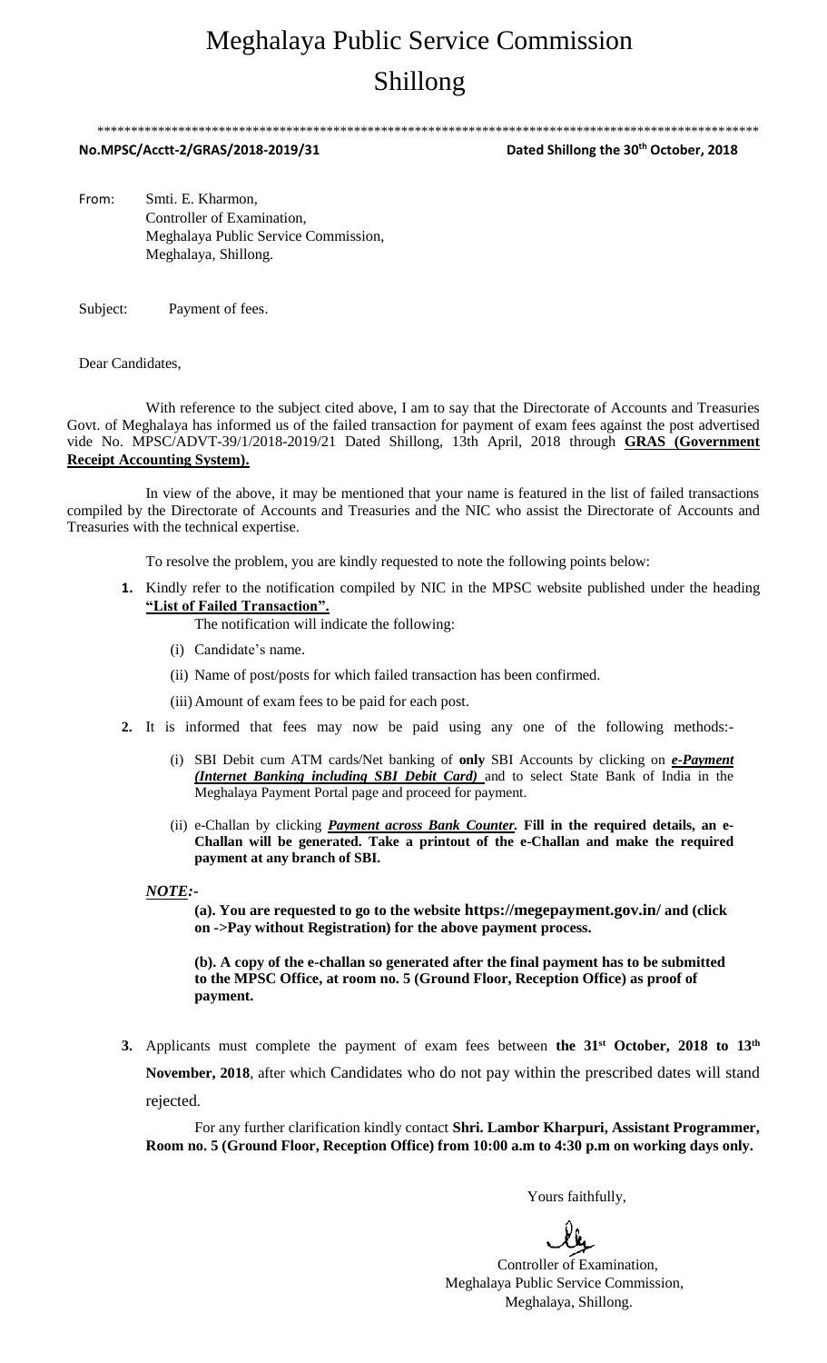# Meghalaya Public Service Commission

# Shillong

\*\*\*\*\*\*\*\*\*\*\*\*\*\*\*\*\*\*\*\*\*\*\*\*\*\*\*\*\*\*\*\*\*\*\*\*\*\*\*\*\*\*\*\*\*\*\*\*\*\*\*\*\*\*\*\*\*\*\*\*\*\*\*\*\*\*\*\*\*\*\*\*\*\*\*\*\*\*\*\*\*\*\*\*\*\*\*\*\*\*\*\*\*\*\*\*\*\*\*\*

**No.MPSC/Acctt-2/GRAS/2018-2019/31** **Dated Shillong the 30th October, 2018**

From: Smti. E. Kharmon,
Controller of Examination,
Meghalaya Public Service Commission,
Meghalaya, Shillong.

Subject: Payment of fees.

Dear Candidates,

With reference to the subject cited above, I am to say that the Directorate of Accounts and Treasuries Govt. of Meghalaya has informed us of the failed transaction for payment of exam fees against the post advertised vide No. MPSC/ADVT-39/1/2018-2019/21 Dated Shillong, 13th April, 2018 through **GRAS (Government Receipt Accounting System).**

In view of the above, it may be mentioned that your name is featured in the list of failed transactions compiled by the Directorate of Accounts and Treasuries and the NIC who assist the Directorate of Accounts and Treasuries with the technical expertise.

To resolve the problem, you are kindly requested to note the following points below:

1. Kindly refer to the notification compiled by NIC in the MPSC website published under the heading **"List of Failed Transaction".**

   The notification will indicate the following:

   (i) Candidate's name.

   (ii) Name of post/posts for which failed transaction has been confirmed.

   (iii) Amount of exam fees to be paid for each post.

2. It is informed that fees may now be paid using any one of the following methods:-

   (i) SBI Debit cum ATM cards/Net banking of **only** SBI Accounts by clicking on ***e-Payment (Internet Banking including SBI Debit Card)*** and to select State Bank of India in the Meghalaya Payment Portal page and proceed for payment.

   (ii) e-Challan by clicking ***Payment across Bank Counter.*** **Fill in the required details, an e-Challan will be generated. Take a printout of the e-Challan and make the required payment at any branch of SBI.**

***NOTE:-***

**(a). You are requested to go to the website https://megepayment.gov.in/ and (click on ->Pay without Registration) for the above payment process.**

**(b). A copy of the e-challan so generated after the final payment has to be submitted to the MPSC Office, at room no. 5 (Ground Floor, Reception Office) as proof of payment.**

3. Applicants must complete the payment of exam fees between **the 31st October, 2018 to 13th November, 2018**, after which Candidates who do not pay within the prescribed dates will stand rejected.

For any further clarification kindly contact **Shri. Lambor Kharpuri, Assistant Programmer, Room no. 5 (Ground Floor, Reception Office) from 10:00 a.m to 4:30 p.m on working days only.**

Yours faithfully,

Controller of Examination,
Meghalaya Public Service Commission,
Meghalaya, Shillong.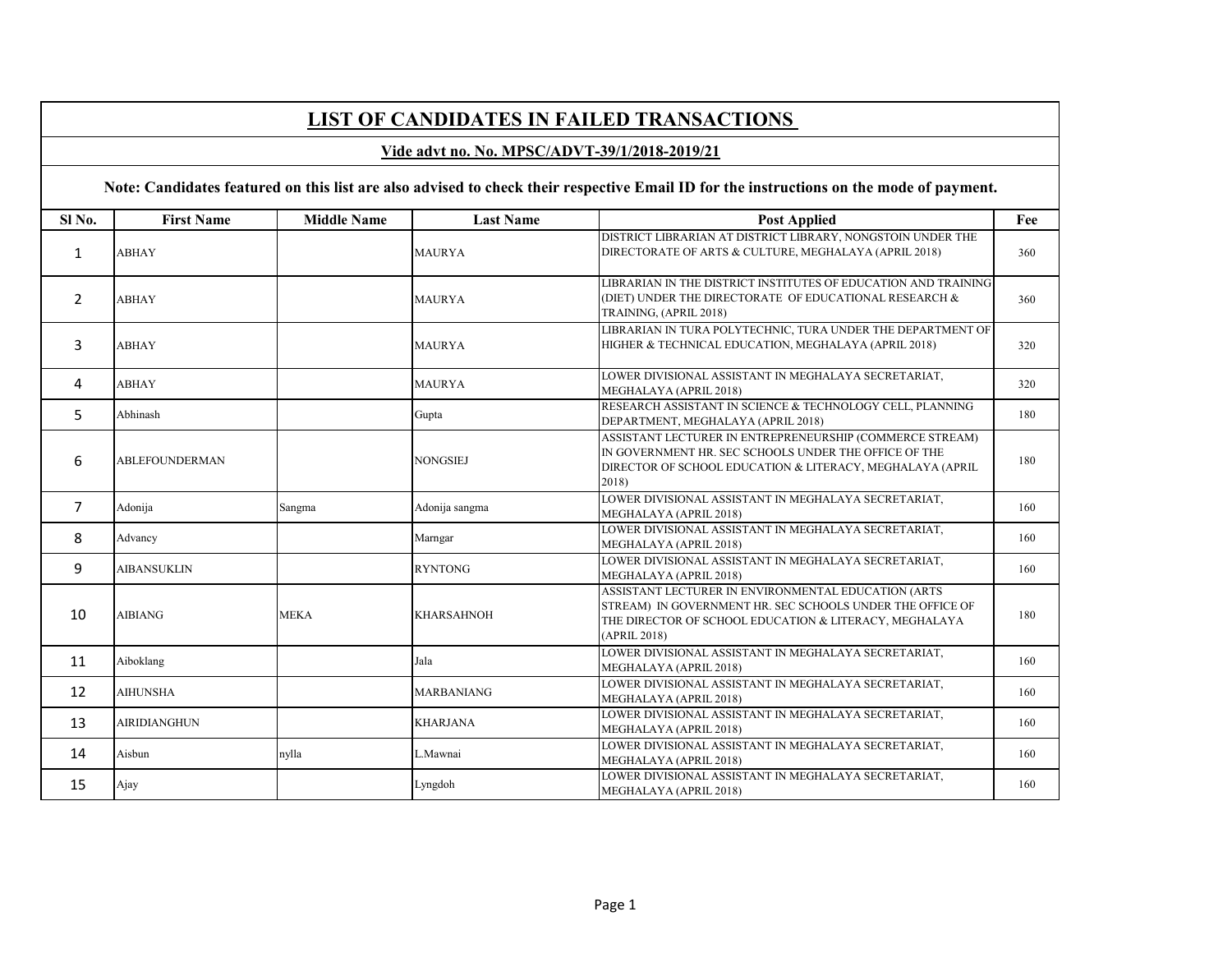## LIST OF CANDIDATES IN FAILED TRANSACTIONS

### Vide advt no. No. MPSC/ADVT-39/1/2018-2019/21

**Note: Candidates featured on this list are also advised to check their respective Email ID for the instructions on the mode of payment.**

| Sl No. | First Name | Middle Name | Last Name | Post Applied | Fee |
|---|---|---|---|---|---|
| 1 | ABHAY | | MAURYA | DISTRICT LIBRARIAN AT DISTRICT LIBRARY, NONGSTOIN UNDER THE DIRECTORATE OF ARTS & CULTURE, MEGHALAYA (APRIL 2018) | 360 |
| 2 | ABHAY | | MAURYA | LIBRARIAN IN THE DISTRICT INSTITUTES OF EDUCATION AND TRAINING (DIET) UNDER THE DIRECTORATE OF EDUCATIONAL RESEARCH & TRAINING, (APRIL 2018) | 360 |
| 3 | ABHAY | | MAURYA | LIBRARIAN IN TURA POLYTECHNIC, TURA UNDER THE DEPARTMENT OF HIGHER & TECHNICAL EDUCATION, MEGHALAYA (APRIL 2018) | 320 |
| 4 | ABHAY | | MAURYA | LOWER DIVISIONAL ASSISTANT IN MEGHALAYA SECRETARIAT, MEGHALAYA (APRIL 2018) | 320 |
| 5 | Abhinash | | Gupta | RESEARCH ASSISTANT IN SCIENCE & TECHNOLOGY CELL, PLANNING DEPARTMENT, MEGHALAYA (APRIL 2018) | 180 |
| 6 | ABLEFOUNDERMAN | | NONGSIEJ | ASSISTANT LECTURER IN ENTREPRENEURSHIP (COMMERCE STREAM) IN GOVERNMENT HR. SEC SCHOOLS UNDER THE OFFICE OF THE DIRECTOR OF SCHOOL EDUCATION & LITERACY, MEGHALAYA (APRIL 2018) | 180 |
| 7 | Adonija | Sangma | Adonija sangma | LOWER DIVISIONAL ASSISTANT IN MEGHALAYA SECRETARIAT, MEGHALAYA (APRIL 2018) | 160 |
| 8 | Advancy | | Marngar | LOWER DIVISIONAL ASSISTANT IN MEGHALAYA SECRETARIAT, MEGHALAYA (APRIL 2018) | 160 |
| 9 | AIBANSUKLIN | | RYNTONG | LOWER DIVISIONAL ASSISTANT IN MEGHALAYA SECRETARIAT, MEGHALAYA (APRIL 2018) | 160 |
| 10 | AIBIANG | MEKA | KHARSAHNOH | ASSISTANT LECTURER IN ENVIRONMENTAL EDUCATION (ARTS STREAM) IN GOVERNMENT HR. SEC SCHOOLS UNDER THE OFFICE OF THE DIRECTOR OF SCHOOL EDUCATION & LITERACY, MEGHALAYA (APRIL 2018) | 180 |
| 11 | Aiboklang | | Jala | LOWER DIVISIONAL ASSISTANT IN MEGHALAYA SECRETARIAT, MEGHALAYA (APRIL 2018) | 160 |
| 12 | AIHUNSHA | | MARBANIANG | LOWER DIVISIONAL ASSISTANT IN MEGHALAYA SECRETARIAT, MEGHALAYA (APRIL 2018) | 160 |
| 13 | AIRIDIANGHUN | | KHARJANA | LOWER DIVISIONAL ASSISTANT IN MEGHALAYA SECRETARIAT, MEGHALAYA (APRIL 2018) | 160 |
| 14 | Aisbun | nylla | L.Mawnai | LOWER DIVISIONAL ASSISTANT IN MEGHALAYA SECRETARIAT, MEGHALAYA (APRIL 2018) | 160 |
| 15 | Ajay | | Lyngdoh | LOWER DIVISIONAL ASSISTANT IN MEGHALAYA SECRETARIAT, MEGHALAYA (APRIL 2018) | 160 |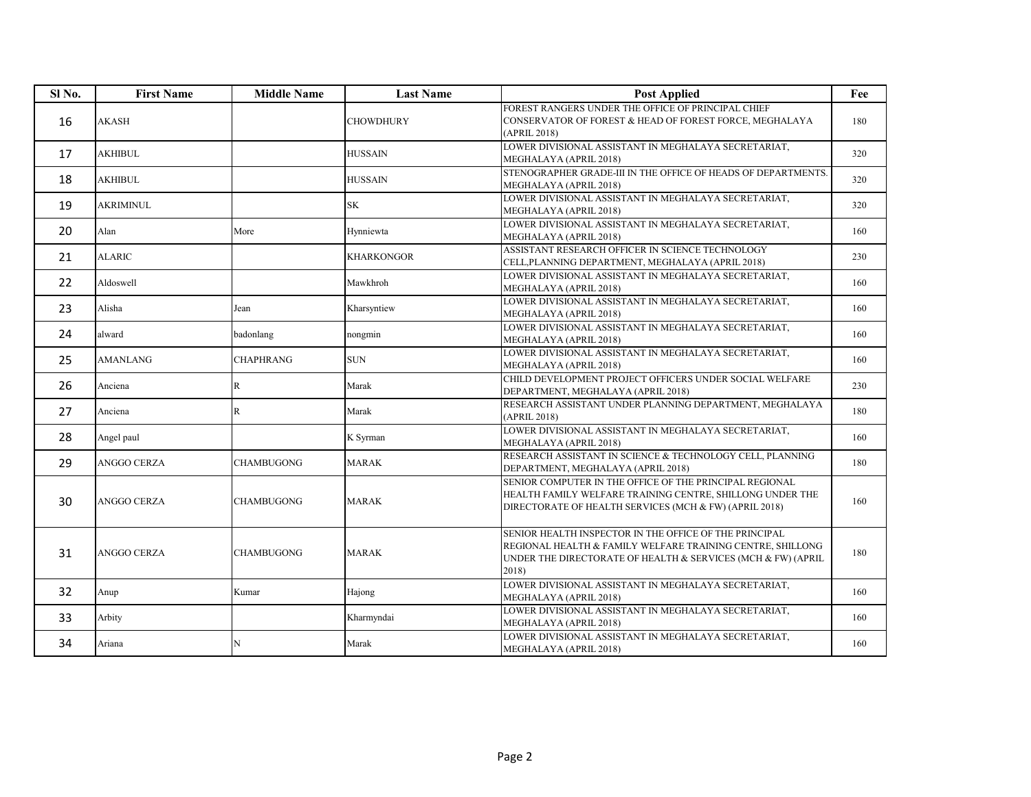| Sl No. | First Name | Middle Name | Last Name | Post Applied | Fee |
|---|---|---|---|---|---|
| 16 | AKASH | | CHOWDHURY | FOREST RANGERS UNDER THE OFFICE OF PRINCIPAL CHIEF CONSERVATOR OF FOREST & HEAD OF FOREST FORCE, MEGHALAYA (APRIL 2018) | 180 |
| 17 | AKHIBUL | | HUSSAIN | LOWER DIVISIONAL ASSISTANT IN MEGHALAYA SECRETARIAT, MEGHALAYA (APRIL 2018) | 320 |
| 18 | AKHIBUL | | HUSSAIN | STENOGRAPHER GRADE-III IN THE OFFICE OF HEADS OF DEPARTMENTS. MEGHALAYA (APRIL 2018) | 320 |
| 19 | AKRIMINUL | | SK | LOWER DIVISIONAL ASSISTANT IN MEGHALAYA SECRETARIAT, MEGHALAYA (APRIL 2018) | 320 |
| 20 | Alan | More | Hynniewta | LOWER DIVISIONAL ASSISTANT IN MEGHALAYA SECRETARIAT, MEGHALAYA (APRIL 2018) | 160 |
| 21 | ALARIC | | KHARKONGOR | ASSISTANT RESEARCH OFFICER IN SCIENCE TECHNOLOGY CELL,PLANNING DEPARTMENT, MEGHALAYA (APRIL 2018) | 230 |
| 22 | Aldoswell | | Mawkhroh | LOWER DIVISIONAL ASSISTANT IN MEGHALAYA SECRETARIAT, MEGHALAYA (APRIL 2018) | 160 |
| 23 | Alisha | Jean | Kharsyntiew | LOWER DIVISIONAL ASSISTANT IN MEGHALAYA SECRETARIAT, MEGHALAYA (APRIL 2018) | 160 |
| 24 | alward | badonlang | nongmin | LOWER DIVISIONAL ASSISTANT IN MEGHALAYA SECRETARIAT, MEGHALAYA (APRIL 2018) | 160 |
| 25 | AMANLANG | CHAPHRANG | SUN | LOWER DIVISIONAL ASSISTANT IN MEGHALAYA SECRETARIAT, MEGHALAYA (APRIL 2018) | 160 |
| 26 | Anciena | R | Marak | CHILD DEVELOPMENT PROJECT OFFICERS UNDER SOCIAL WELFARE DEPARTMENT, MEGHALAYA (APRIL 2018) | 230 |
| 27 | Anciena | R | Marak | RESEARCH ASSISTANT UNDER PLANNING DEPARTMENT, MEGHALAYA (APRIL 2018) | 180 |
| 28 | Angel paul | | K Syrman | LOWER DIVISIONAL ASSISTANT IN MEGHALAYA SECRETARIAT, MEGHALAYA (APRIL 2018) | 160 |
| 29 | ANGGO CERZA | CHAMBUGONG | MARAK | RESEARCH ASSISTANT IN SCIENCE & TECHNOLOGY CELL, PLANNING DEPARTMENT, MEGHALAYA (APRIL 2018) | 180 |
| 30 | ANGGO CERZA | CHAMBUGONG | MARAK | SENIOR COMPUTER IN THE OFFICE OF THE PRINCIPAL REGIONAL HEALTH FAMILY WELFARE TRAINING CENTRE, SHILLONG UNDER THE DIRECTORATE OF HEALTH SERVICES (MCH & FW) (APRIL 2018) | 160 |
| 31 | ANGGO CERZA | CHAMBUGONG | MARAK | SENIOR HEALTH INSPECTOR IN THE OFFICE OF THE PRINCIPAL REGIONAL HEALTH & FAMILY WELFARE TRAINING CENTRE, SHILLONG UNDER THE DIRECTORATE OF HEALTH & SERVICES (MCH & FW) (APRIL 2018) | 180 |
| 32 | Anup | Kumar | Hajong | LOWER DIVISIONAL ASSISTANT IN MEGHALAYA SECRETARIAT, MEGHALAYA (APRIL 2018) | 160 |
| 33 | Arbity | | Kharmyndai | LOWER DIVISIONAL ASSISTANT IN MEGHALAYA SECRETARIAT, MEGHALAYA (APRIL 2018) | 160 |
| 34 | Ariana | N | Marak | LOWER DIVISIONAL ASSISTANT IN MEGHALAYA SECRETARIAT, MEGHALAYA (APRIL 2018) | 160 |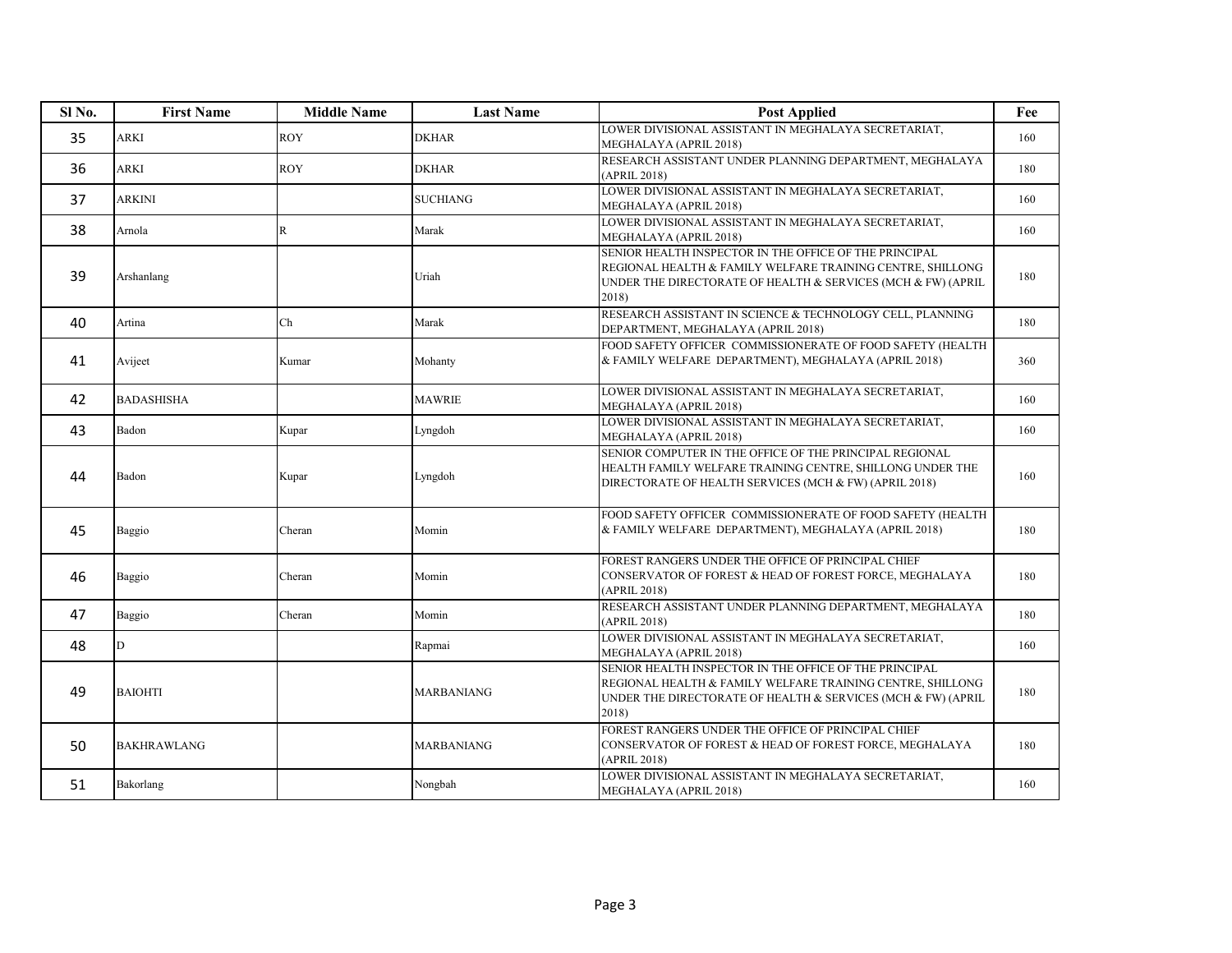| Sl No. | First Name | Middle Name | Last Name | Post Applied | Fee |
|---|---|---|---|---|---|
| 35 | ARKI | ROY | DKHAR | LOWER DIVISIONAL ASSISTANT IN MEGHALAYA SECRETARIAT, MEGHALAYA (APRIL 2018) | 160 |
| 36 | ARKI | ROY | DKHAR | RESEARCH ASSISTANT UNDER PLANNING DEPARTMENT, MEGHALAYA (APRIL 2018) | 180 |
| 37 | ARKINI | | SUCHIANG | LOWER DIVISIONAL ASSISTANT IN MEGHALAYA SECRETARIAT, MEGHALAYA (APRIL 2018) | 160 |
| 38 | Arnola | R | Marak | LOWER DIVISIONAL ASSISTANT IN MEGHALAYA SECRETARIAT, MEGHALAYA (APRIL 2018) | 160 |
| 39 | Arshanlang | | Uriah | SENIOR HEALTH INSPECTOR IN THE OFFICE OF THE PRINCIPAL REGIONAL HEALTH & FAMILY WELFARE TRAINING CENTRE, SHILLONG UNDER THE DIRECTORATE OF HEALTH & SERVICES (MCH & FW) (APRIL 2018) | 180 |
| 40 | Artina | Ch | Marak | RESEARCH ASSISTANT IN SCIENCE & TECHNOLOGY CELL, PLANNING DEPARTMENT, MEGHALAYA (APRIL 2018) | 180 |
| 41 | Avijeet | Kumar | Mohanty | FOOD SAFETY OFFICER COMMISSIONERATE OF FOOD SAFETY (HEALTH & FAMILY WELFARE DEPARTMENT), MEGHALAYA (APRIL 2018) | 360 |
| 42 | BADASHISHA | | MAWRIE | LOWER DIVISIONAL ASSISTANT IN MEGHALAYA SECRETARIAT, MEGHALAYA (APRIL 2018) | 160 |
| 43 | Badon | Kupar | Lyngdoh | LOWER DIVISIONAL ASSISTANT IN MEGHALAYA SECRETARIAT, MEGHALAYA (APRIL 2018) | 160 |
| 44 | Badon | Kupar | Lyngdoh | SENIOR COMPUTER IN THE OFFICE OF THE PRINCIPAL REGIONAL HEALTH FAMILY WELFARE TRAINING CENTRE, SHILLONG UNDER THE DIRECTORATE OF HEALTH SERVICES (MCH & FW) (APRIL 2018) | 160 |
| 45 | Baggio | Cheran | Momin | FOOD SAFETY OFFICER COMMISSIONERATE OF FOOD SAFETY (HEALTH & FAMILY WELFARE DEPARTMENT), MEGHALAYA (APRIL 2018) | 180 |
| 46 | Baggio | Cheran | Momin | FOREST RANGERS UNDER THE OFFICE OF PRINCIPAL CHIEF CONSERVATOR OF FOREST & HEAD OF FOREST FORCE, MEGHALAYA (APRIL 2018) | 180 |
| 47 | Baggio | Cheran | Momin | RESEARCH ASSISTANT UNDER PLANNING DEPARTMENT, MEGHALAYA (APRIL 2018) | 180 |
| 48 | D | | Rapmai | LOWER DIVISIONAL ASSISTANT IN MEGHALAYA SECRETARIAT, MEGHALAYA (APRIL 2018) | 160 |
| 49 | BAIOHTI | | MARBANIANG | SENIOR HEALTH INSPECTOR IN THE OFFICE OF THE PRINCIPAL REGIONAL HEALTH & FAMILY WELFARE TRAINING CENTRE, SHILLONG UNDER THE DIRECTORATE OF HEALTH & SERVICES (MCH & FW) (APRIL 2018) | 180 |
| 50 | BAKHRAWLANG | | MARBANIANG | FOREST RANGERS UNDER THE OFFICE OF PRINCIPAL CHIEF CONSERVATOR OF FOREST & HEAD OF FOREST FORCE, MEGHALAYA (APRIL 2018) | 180 |
| 51 | Bakorlang | | Nongbah | LOWER DIVISIONAL ASSISTANT IN MEGHALAYA SECRETARIAT, MEGHALAYA (APRIL 2018) | 160 |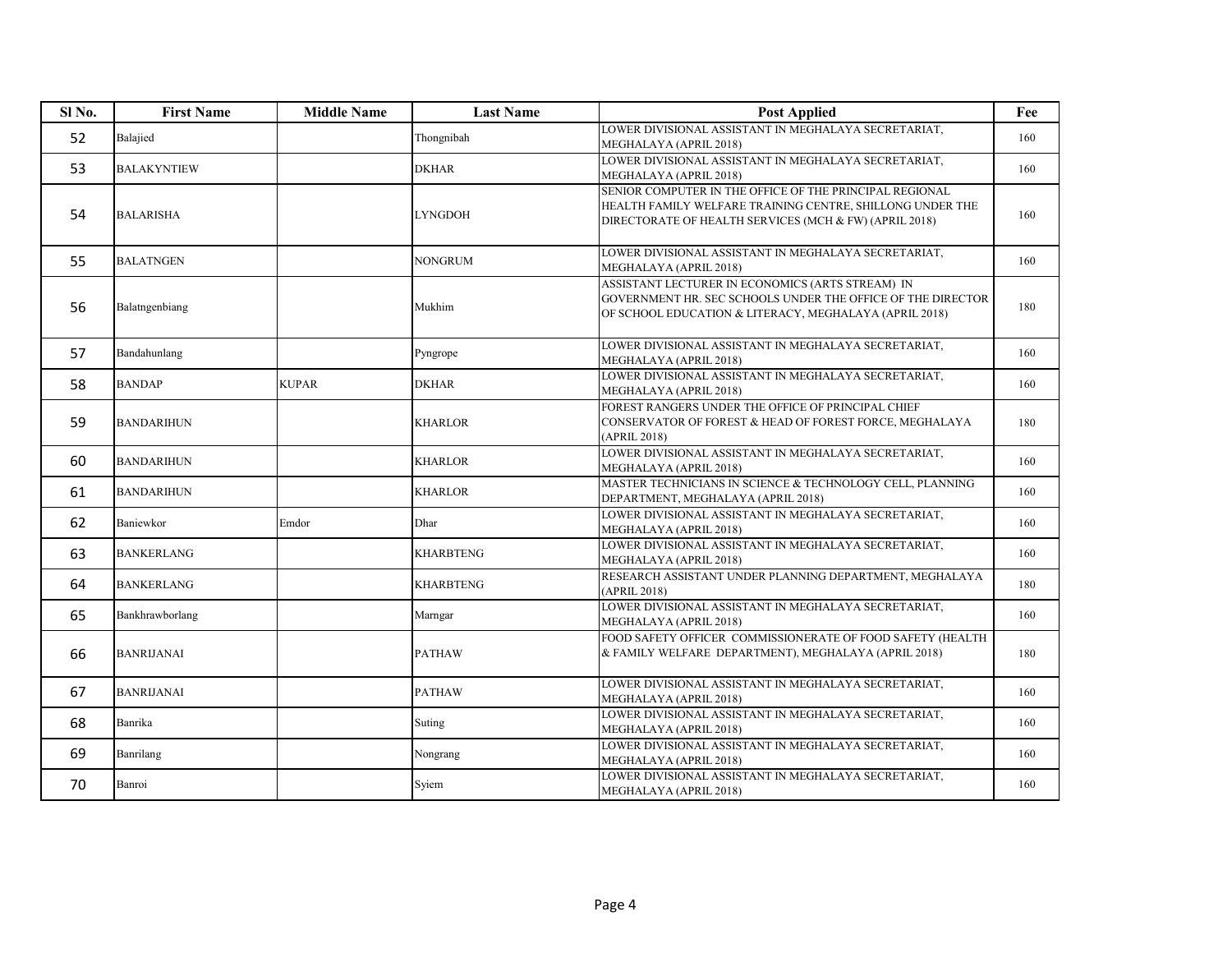| Sl No. | First Name | Middle Name | Last Name | Post Applied | Fee |
|---|---|---|---|---|---|
| 52 | Balajied | | Thongnibah | LOWER DIVISIONAL ASSISTANT IN MEGHALAYA SECRETARIAT, MEGHALAYA (APRIL 2018) | 160 |
| 53 | BALAKYNTIEW | | DKHAR | LOWER DIVISIONAL ASSISTANT IN MEGHALAYA SECRETARIAT, MEGHALAYA (APRIL 2018) | 160 |
| 54 | BALARISHA | | LYNGDOH | SENIOR COMPUTER IN THE OFFICE OF THE PRINCIPAL REGIONAL HEALTH FAMILY WELFARE TRAINING CENTRE, SHILLONG UNDER THE DIRECTORATE OF HEALTH SERVICES (MCH & FW) (APRIL 2018) | 160 |
| 55 | BALATNGEN | | NONGRUM | LOWER DIVISIONAL ASSISTANT IN MEGHALAYA SECRETARIAT, MEGHALAYA (APRIL 2018) | 160 |
| 56 | Balatngenbiang | | Mukhim | ASSISTANT LECTURER IN ECONOMICS (ARTS STREAM) IN GOVERNMENT HR. SEC SCHOOLS UNDER THE OFFICE OF THE DIRECTOR OF SCHOOL EDUCATION & LITERACY, MEGHALAYA (APRIL 2018) | 180 |
| 57 | Bandahunlang | | Pyngrope | LOWER DIVISIONAL ASSISTANT IN MEGHALAYA SECRETARIAT, MEGHALAYA (APRIL 2018) | 160 |
| 58 | BANDAP | KUPAR | DKHAR | LOWER DIVISIONAL ASSISTANT IN MEGHALAYA SECRETARIAT, MEGHALAYA (APRIL 2018) | 160 |
| 59 | BANDARIHUN | | KHARLOR | FOREST RANGERS UNDER THE OFFICE OF PRINCIPAL CHIEF CONSERVATOR OF FOREST & HEAD OF FOREST FORCE, MEGHALAYA (APRIL 2018) | 180 |
| 60 | BANDARIHUN | | KHARLOR | LOWER DIVISIONAL ASSISTANT IN MEGHALAYA SECRETARIAT, MEGHALAYA (APRIL 2018) | 160 |
| 61 | BANDARIHUN | | KHARLOR | MASTER TECHNICIANS IN SCIENCE & TECHNOLOGY CELL, PLANNING DEPARTMENT, MEGHALAYA (APRIL 2018) | 160 |
| 62 | Baniewkor | Emdor | Dhar | LOWER DIVISIONAL ASSISTANT IN MEGHALAYA SECRETARIAT, MEGHALAYA (APRIL 2018) | 160 |
| 63 | BANKERLANG | | KHARBTENG | LOWER DIVISIONAL ASSISTANT IN MEGHALAYA SECRETARIAT, MEGHALAYA (APRIL 2018) | 160 |
| 64 | BANKERLANG | | KHARBTENG | RESEARCH ASSISTANT UNDER PLANNING DEPARTMENT, MEGHALAYA (APRIL 2018) | 180 |
| 65 | Bankhrawborlang | | Marngar | LOWER DIVISIONAL ASSISTANT IN MEGHALAYA SECRETARIAT, MEGHALAYA (APRIL 2018) | 160 |
| 66 | BANRIJANAI | | PATHAW | FOOD SAFETY OFFICER COMMISSIONERATE OF FOOD SAFETY (HEALTH & FAMILY WELFARE DEPARTMENT), MEGHALAYA (APRIL 2018) | 180 |
| 67 | BANRIJANAI | | PATHAW | LOWER DIVISIONAL ASSISTANT IN MEGHALAYA SECRETARIAT, MEGHALAYA (APRIL 2018) | 160 |
| 68 | Banrika | | Suting | LOWER DIVISIONAL ASSISTANT IN MEGHALAYA SECRETARIAT, MEGHALAYA (APRIL 2018) | 160 |
| 69 | Banrilang | | Nongrang | LOWER DIVISIONAL ASSISTANT IN MEGHALAYA SECRETARIAT, MEGHALAYA (APRIL 2018) | 160 |
| 70 | Banroi | | Syiem | LOWER DIVISIONAL ASSISTANT IN MEGHALAYA SECRETARIAT, MEGHALAYA (APRIL 2018) | 160 |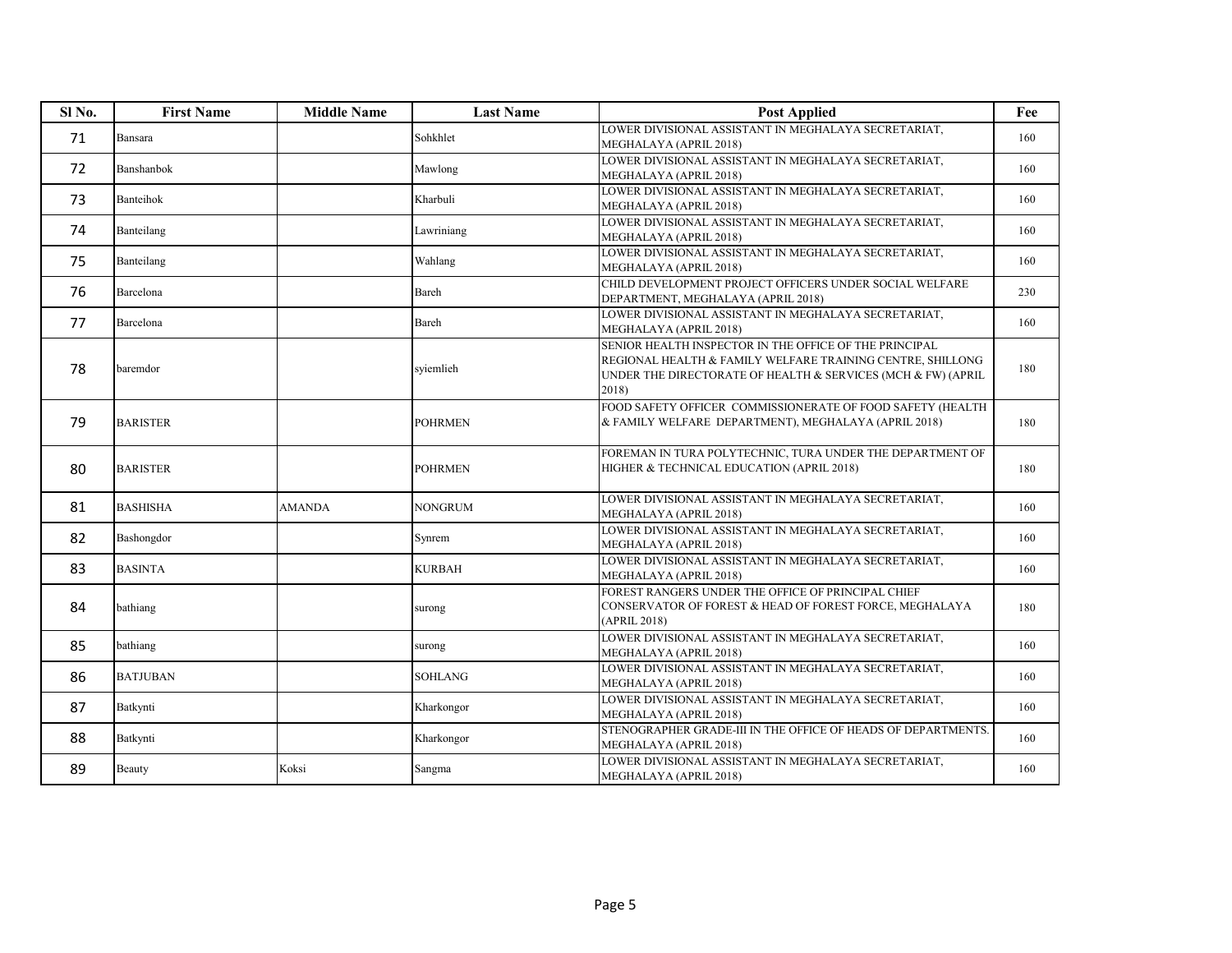| Sl No. | First Name | Middle Name | Last Name | Post Applied | Fee |
|---|---|---|---|---|---|
| 71 | Bansara | | Sohkhlet | LOWER DIVISIONAL ASSISTANT IN MEGHALAYA SECRETARIAT, MEGHALAYA (APRIL 2018) | 160 |
| 72 | Banshanbok | | Mawlong | LOWER DIVISIONAL ASSISTANT IN MEGHALAYA SECRETARIAT, MEGHALAYA (APRIL 2018) | 160 |
| 73 | Banteihok | | Kharbuli | LOWER DIVISIONAL ASSISTANT IN MEGHALAYA SECRETARIAT, MEGHALAYA (APRIL 2018) | 160 |
| 74 | Banteilang | | Lawriniang | LOWER DIVISIONAL ASSISTANT IN MEGHALAYA SECRETARIAT, MEGHALAYA (APRIL 2018) | 160 |
| 75 | Banteilang | | Wahlang | LOWER DIVISIONAL ASSISTANT IN MEGHALAYA SECRETARIAT, MEGHALAYA (APRIL 2018) | 160 |
| 76 | Barcelona | | Bareh | CHILD DEVELOPMENT PROJECT OFFICERS UNDER SOCIAL WELFARE DEPARTMENT, MEGHALAYA (APRIL 2018) | 230 |
| 77 | Barcelona | | Bareh | LOWER DIVISIONAL ASSISTANT IN MEGHALAYA SECRETARIAT, MEGHALAYA (APRIL 2018) | 160 |
| 78 | baremdor | | syiemlieh | SENIOR HEALTH INSPECTOR IN THE OFFICE OF THE PRINCIPAL REGIONAL HEALTH & FAMILY WELFARE TRAINING CENTRE, SHILLONG UNDER THE DIRECTORATE OF HEALTH & SERVICES (MCH & FW) (APRIL 2018) | 180 |
| 79 | BARISTER | | POHRMEN | FOOD SAFETY OFFICER COMMISSIONERATE OF FOOD SAFETY (HEALTH & FAMILY WELFARE DEPARTMENT), MEGHALAYA (APRIL 2018) | 180 |
| 80 | BARISTER | | POHRMEN | FOREMAN IN TURA POLYTECHNIC, TURA UNDER THE DEPARTMENT OF HIGHER & TECHNICAL EDUCATION (APRIL 2018) | 180 |
| 81 | BASHISHA | AMANDA | NONGRUM | LOWER DIVISIONAL ASSISTANT IN MEGHALAYA SECRETARIAT, MEGHALAYA (APRIL 2018) | 160 |
| 82 | Bashongdor | | Synrem | LOWER DIVISIONAL ASSISTANT IN MEGHALAYA SECRETARIAT, MEGHALAYA (APRIL 2018) | 160 |
| 83 | BASINTA | | KURBAH | LOWER DIVISIONAL ASSISTANT IN MEGHALAYA SECRETARIAT, MEGHALAYA (APRIL 2018) | 160 |
| 84 | bathiang | | surong | FOREST RANGERS UNDER THE OFFICE OF PRINCIPAL CHIEF CONSERVATOR OF FOREST & HEAD OF FOREST FORCE, MEGHALAYA (APRIL 2018) | 180 |
| 85 | bathiang | | surong | LOWER DIVISIONAL ASSISTANT IN MEGHALAYA SECRETARIAT, MEGHALAYA (APRIL 2018) | 160 |
| 86 | BATJUBAN | | SOHLANG | LOWER DIVISIONAL ASSISTANT IN MEGHALAYA SECRETARIAT, MEGHALAYA (APRIL 2018) | 160 |
| 87 | Batkynti | | Kharkongor | LOWER DIVISIONAL ASSISTANT IN MEGHALAYA SECRETARIAT, MEGHALAYA (APRIL 2018) | 160 |
| 88 | Batkynti | | Kharkongor | STENOGRAPHER GRADE-III IN THE OFFICE OF HEADS OF DEPARTMENTS. MEGHALAYA (APRIL 2018) | 160 |
| 89 | Beauty | Koksi | Sangma | LOWER DIVISIONAL ASSISTANT IN MEGHALAYA SECRETARIAT, MEGHALAYA (APRIL 2018) | 160 |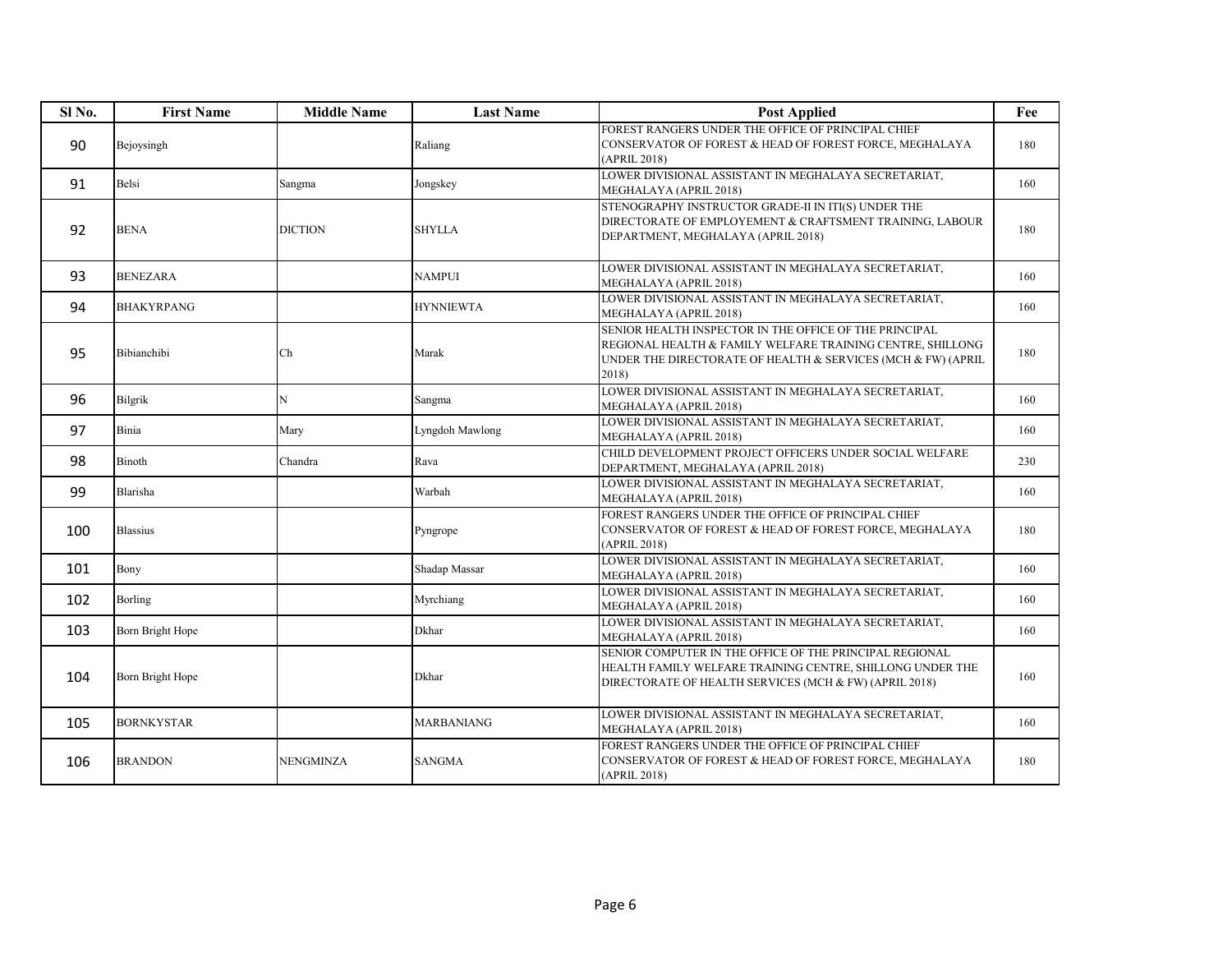| Sl No. | First Name | Middle Name | Last Name | Post Applied | Fee |
|---|---|---|---|---|---|
| 90 | Bejoysingh | | Raliang | FOREST RANGERS UNDER THE OFFICE OF PRINCIPAL CHIEF CONSERVATOR OF FOREST & HEAD OF FOREST FORCE, MEGHALAYA (APRIL 2018) | 180 |
| 91 | Belsi | Sangma | Jongskey | LOWER DIVISIONAL ASSISTANT IN MEGHALAYA SECRETARIAT, MEGHALAYA (APRIL 2018) | 160 |
| 92 | BENA | DICTION | SHYLLA | STENOGRAPHY INSTRUCTOR GRADE-II IN ITI(S) UNDER THE DIRECTORATE OF EMPLOYEMENT & CRAFTSMENT TRAINING, LABOUR DEPARTMENT, MEGHALAYA (APRIL 2018) | 180 |
| 93 | BENEZARA | | NAMPUI | LOWER DIVISIONAL ASSISTANT IN MEGHALAYA SECRETARIAT, MEGHALAYA (APRIL 2018) | 160 |
| 94 | BHAKYRPANG | | HYNNIEWTA | LOWER DIVISIONAL ASSISTANT IN MEGHALAYA SECRETARIAT, MEGHALAYA (APRIL 2018) | 160 |
| 95 | Bibianchibi | Ch | Marak | SENIOR HEALTH INSPECTOR IN THE OFFICE OF THE PRINCIPAL REGIONAL HEALTH & FAMILY WELFARE TRAINING CENTRE, SHILLONG UNDER THE DIRECTORATE OF HEALTH & SERVICES (MCH & FW) (APRIL 2018) | 180 |
| 96 | Bilgrik | N | Sangma | LOWER DIVISIONAL ASSISTANT IN MEGHALAYA SECRETARIAT, MEGHALAYA (APRIL 2018) | 160 |
| 97 | Binia | Mary | Lyngdoh Mawlong | LOWER DIVISIONAL ASSISTANT IN MEGHALAYA SECRETARIAT, MEGHALAYA (APRIL 2018) | 160 |
| 98 | Binoth | Chandra | Rava | CHILD DEVELOPMENT PROJECT OFFICERS UNDER SOCIAL WELFARE DEPARTMENT, MEGHALAYA (APRIL 2018) | 230 |
| 99 | Blarisha | | Warbah | LOWER DIVISIONAL ASSISTANT IN MEGHALAYA SECRETARIAT, MEGHALAYA (APRIL 2018) | 160 |
| 100 | Blassius | | Pyngrope | FOREST RANGERS UNDER THE OFFICE OF PRINCIPAL CHIEF CONSERVATOR OF FOREST & HEAD OF FOREST FORCE, MEGHALAYA (APRIL 2018) | 180 |
| 101 | Bony | | Shadap Massar | LOWER DIVISIONAL ASSISTANT IN MEGHALAYA SECRETARIAT, MEGHALAYA (APRIL 2018) | 160 |
| 102 | Borling | | Myrchiang | LOWER DIVISIONAL ASSISTANT IN MEGHALAYA SECRETARIAT, MEGHALAYA (APRIL 2018) | 160 |
| 103 | Born Bright Hope | | Dkhar | LOWER DIVISIONAL ASSISTANT IN MEGHALAYA SECRETARIAT, MEGHALAYA (APRIL 2018) | 160 |
| 104 | Born Bright Hope | | Dkhar | SENIOR COMPUTER IN THE OFFICE OF THE PRINCIPAL REGIONAL HEALTH FAMILY WELFARE TRAINING CENTRE, SHILLONG UNDER THE DIRECTORATE OF HEALTH SERVICES (MCH & FW) (APRIL 2018) | 160 |
| 105 | BORNKYSTAR | | MARBANIANG | LOWER DIVISIONAL ASSISTANT IN MEGHALAYA SECRETARIAT, MEGHALAYA (APRIL 2018) | 160 |
| 106 | BRANDON | NENGMINZA | SANGMA | FOREST RANGERS UNDER THE OFFICE OF PRINCIPAL CHIEF CONSERVATOR OF FOREST & HEAD OF FOREST FORCE, MEGHALAYA (APRIL 2018) | 180 |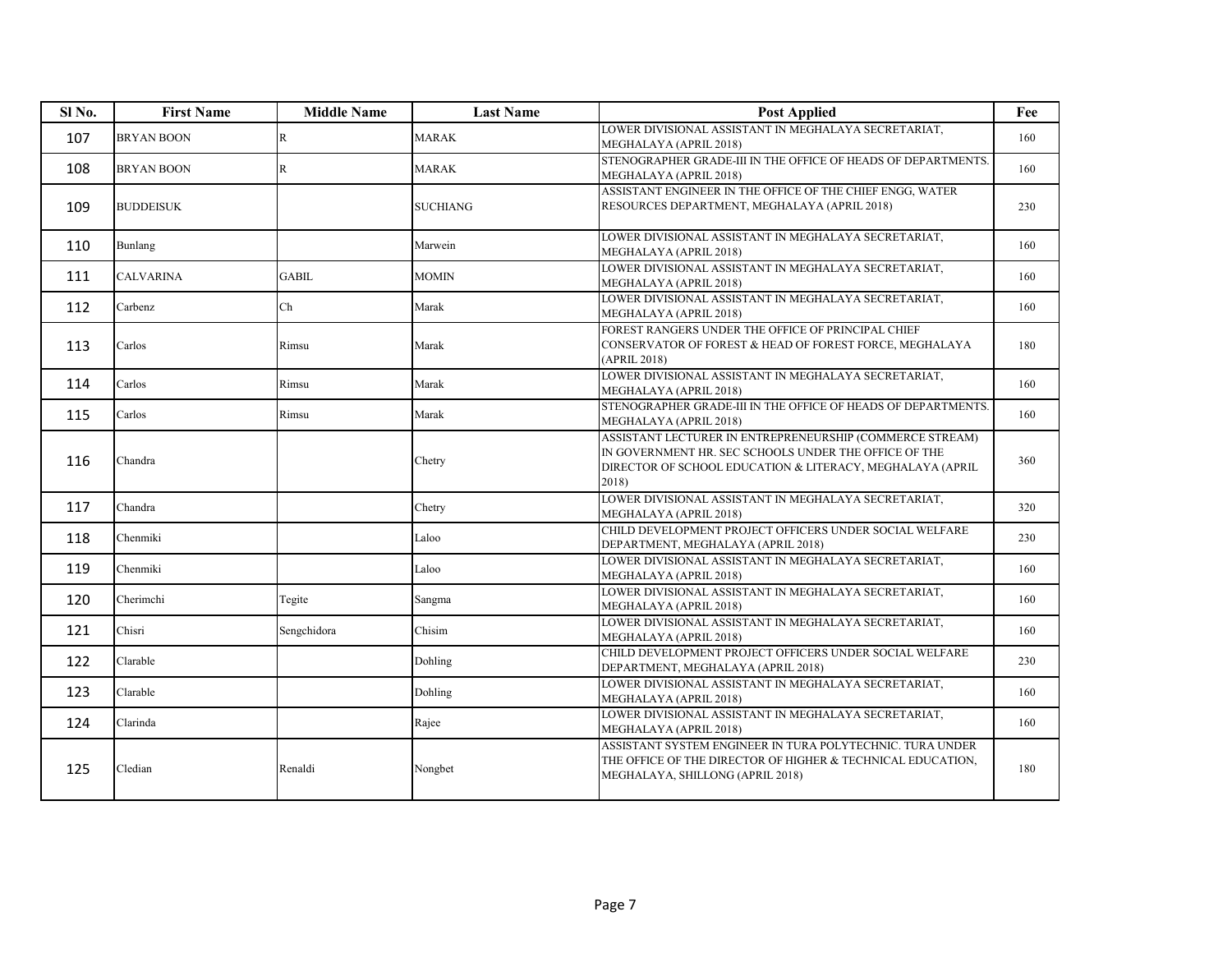| Sl No. | First Name | Middle Name | Last Name | Post Applied | Fee |
|---|---|---|---|---|---|
| 107 | BRYAN BOON | R | MARAK | LOWER DIVISIONAL ASSISTANT IN MEGHALAYA SECRETARIAT, MEGHALAYA (APRIL 2018) | 160 |
| 108 | BRYAN BOON | R | MARAK | STENOGRAPHER GRADE-III IN THE OFFICE OF HEADS OF DEPARTMENTS. MEGHALAYA (APRIL 2018) | 160 |
| 109 | BUDDEISUK | | SUCHIANG | ASSISTANT ENGINEER IN THE OFFICE OF THE CHIEF ENGG, WATER RESOURCES DEPARTMENT, MEGHALAYA (APRIL 2018) | 230 |
| 110 | Bunlang | | Marwein | LOWER DIVISIONAL ASSISTANT IN MEGHALAYA SECRETARIAT, MEGHALAYA (APRIL 2018) | 160 |
| 111 | CALVARINA | GABIL | MOMIN | LOWER DIVISIONAL ASSISTANT IN MEGHALAYA SECRETARIAT, MEGHALAYA (APRIL 2018) | 160 |
| 112 | Carbenz | Ch | Marak | LOWER DIVISIONAL ASSISTANT IN MEGHALAYA SECRETARIAT, MEGHALAYA (APRIL 2018) | 160 |
| 113 | Carlos | Rimsu | Marak | FOREST RANGERS UNDER THE OFFICE OF PRINCIPAL CHIEF CONSERVATOR OF FOREST & HEAD OF FOREST FORCE, MEGHALAYA (APRIL 2018) | 180 |
| 114 | Carlos | Rimsu | Marak | LOWER DIVISIONAL ASSISTANT IN MEGHALAYA SECRETARIAT, MEGHALAYA (APRIL 2018) | 160 |
| 115 | Carlos | Rimsu | Marak | STENOGRAPHER GRADE-III IN THE OFFICE OF HEADS OF DEPARTMENTS. MEGHALAYA (APRIL 2018) | 160 |
| 116 | Chandra | | Chetry | ASSISTANT LECTURER IN ENTREPRENEURSHIP (COMMERCE STREAM) IN GOVERNMENT HR. SEC SCHOOLS UNDER THE OFFICE OF THE DIRECTOR OF SCHOOL EDUCATION & LITERACY, MEGHALAYA (APRIL 2018) | 360 |
| 117 | Chandra | | Chetry | LOWER DIVISIONAL ASSISTANT IN MEGHALAYA SECRETARIAT, MEGHALAYA (APRIL 2018) | 320 |
| 118 | Chenmiki | | Laloo | CHILD DEVELOPMENT PROJECT OFFICERS UNDER SOCIAL WELFARE DEPARTMENT, MEGHALAYA (APRIL 2018) | 230 |
| 119 | Chenmiki | | Laloo | LOWER DIVISIONAL ASSISTANT IN MEGHALAYA SECRETARIAT, MEGHALAYA (APRIL 2018) | 160 |
| 120 | Cherimchi | Tegite | Sangma | LOWER DIVISIONAL ASSISTANT IN MEGHALAYA SECRETARIAT, MEGHALAYA (APRIL 2018) | 160 |
| 121 | Chisri | Sengchidora | Chisim | LOWER DIVISIONAL ASSISTANT IN MEGHALAYA SECRETARIAT, MEGHALAYA (APRIL 2018) | 160 |
| 122 | Clarable | | Dohling | CHILD DEVELOPMENT PROJECT OFFICERS UNDER SOCIAL WELFARE DEPARTMENT, MEGHALAYA (APRIL 2018) | 230 |
| 123 | Clarable | | Dohling | LOWER DIVISIONAL ASSISTANT IN MEGHALAYA SECRETARIAT, MEGHALAYA (APRIL 2018) | 160 |
| 124 | Clarinda | | Rajee | LOWER DIVISIONAL ASSISTANT IN MEGHALAYA SECRETARIAT, MEGHALAYA (APRIL 2018) | 160 |
| 125 | Cledian | Renaldi | Nongbet | ASSISTANT SYSTEM ENGINEER IN TURA POLYTECHNIC. TURA UNDER THE OFFICE OF THE DIRECTOR OF HIGHER & TECHNICAL EDUCATION, MEGHALAYA, SHILLONG (APRIL 2018) | 180 |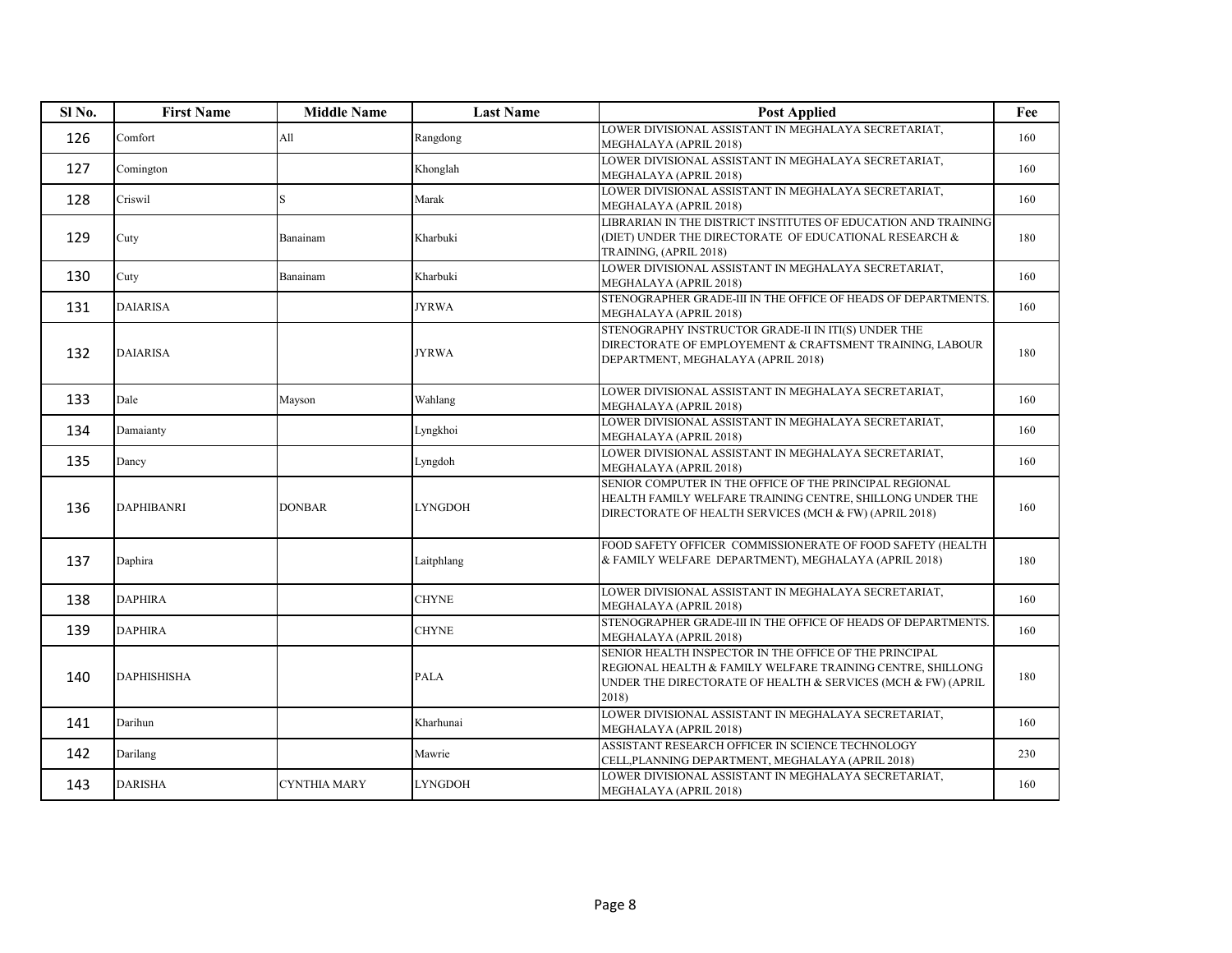| Sl No. | First Name | Middle Name | Last Name | Post Applied | Fee |
|---|---|---|---|---|---|
| 126 | Comfort | All | Rangdong | LOWER DIVISIONAL ASSISTANT IN MEGHALAYA SECRETARIAT, MEGHALAYA (APRIL 2018) | 160 |
| 127 | Comington | | Khonglah | LOWER DIVISIONAL ASSISTANT IN MEGHALAYA SECRETARIAT, MEGHALAYA (APRIL 2018) | 160 |
| 128 | Criswil | S | Marak | LOWER DIVISIONAL ASSISTANT IN MEGHALAYA SECRETARIAT, MEGHALAYA (APRIL 2018) | 160 |
| 129 | Cuty | Banainam | Kharbuki | LIBRARIAN IN THE DISTRICT INSTITUTES OF EDUCATION AND TRAINING (DIET) UNDER THE DIRECTORATE OF EDUCATIONAL RESEARCH & TRAINING, (APRIL 2018) | 180 |
| 130 | Cuty | Banainam | Kharbuki | LOWER DIVISIONAL ASSISTANT IN MEGHALAYA SECRETARIAT, MEGHALAYA (APRIL 2018) | 160 |
| 131 | DAIARISA | | JYRWA | STENOGRAPHER GRADE-III IN THE OFFICE OF HEADS OF DEPARTMENTS. MEGHALAYA (APRIL 2018) | 160 |
| 132 | DAIARISA | | JYRWA | STENOGRAPHY INSTRUCTOR GRADE-II IN ITI(S) UNDER THE DIRECTORATE OF EMPLOYEMENT & CRAFTSMENT TRAINING, LABOUR DEPARTMENT, MEGHALAYA (APRIL 2018) | 180 |
| 133 | Dale | Mayson | Wahlang | LOWER DIVISIONAL ASSISTANT IN MEGHALAYA SECRETARIAT, MEGHALAYA (APRIL 2018) | 160 |
| 134 | Damaianty | | Lyngkhoi | LOWER DIVISIONAL ASSISTANT IN MEGHALAYA SECRETARIAT, MEGHALAYA (APRIL 2018) | 160 |
| 135 | Dancy | | Lyngdoh | LOWER DIVISIONAL ASSISTANT IN MEGHALAYA SECRETARIAT, MEGHALAYA (APRIL 2018) | 160 |
| 136 | DAPHIBANRI | DONBAR | LYNGDOH | SENIOR COMPUTER IN THE OFFICE OF THE PRINCIPAL REGIONAL HEALTH FAMILY WELFARE TRAINING CENTRE, SHILLONG UNDER THE DIRECTORATE OF HEALTH SERVICES (MCH & FW) (APRIL 2018) | 160 |
| 137 | Daphira | | Laitphlang | FOOD SAFETY OFFICER COMMISSIONERATE OF FOOD SAFETY (HEALTH & FAMILY WELFARE DEPARTMENT), MEGHALAYA (APRIL 2018) | 180 |
| 138 | DAPHIRA | | CHYNE | LOWER DIVISIONAL ASSISTANT IN MEGHALAYA SECRETARIAT, MEGHALAYA (APRIL 2018) | 160 |
| 139 | DAPHIRA | | CHYNE | STENOGRAPHER GRADE-III IN THE OFFICE OF HEADS OF DEPARTMENTS. MEGHALAYA (APRIL 2018) | 160 |
| 140 | DAPHISHISHA | | PALA | SENIOR HEALTH INSPECTOR IN THE OFFICE OF THE PRINCIPAL REGIONAL HEALTH & FAMILY WELFARE TRAINING CENTRE, SHILLONG UNDER THE DIRECTORATE OF HEALTH & SERVICES (MCH & FW) (APRIL 2018) | 180 |
| 141 | Darihun | | Kharhunai | LOWER DIVISIONAL ASSISTANT IN MEGHALAYA SECRETARIAT, MEGHALAYA (APRIL 2018) | 160 |
| 142 | Darilang | | Mawrie | ASSISTANT RESEARCH OFFICER IN SCIENCE TECHNOLOGY CELL,PLANNING DEPARTMENT, MEGHALAYA (APRIL 2018) | 230 |
| 143 | DARISHA | CYNTHIA MARY | LYNGDOH | LOWER DIVISIONAL ASSISTANT IN MEGHALAYA SECRETARIAT, MEGHALAYA (APRIL 2018) | 160 |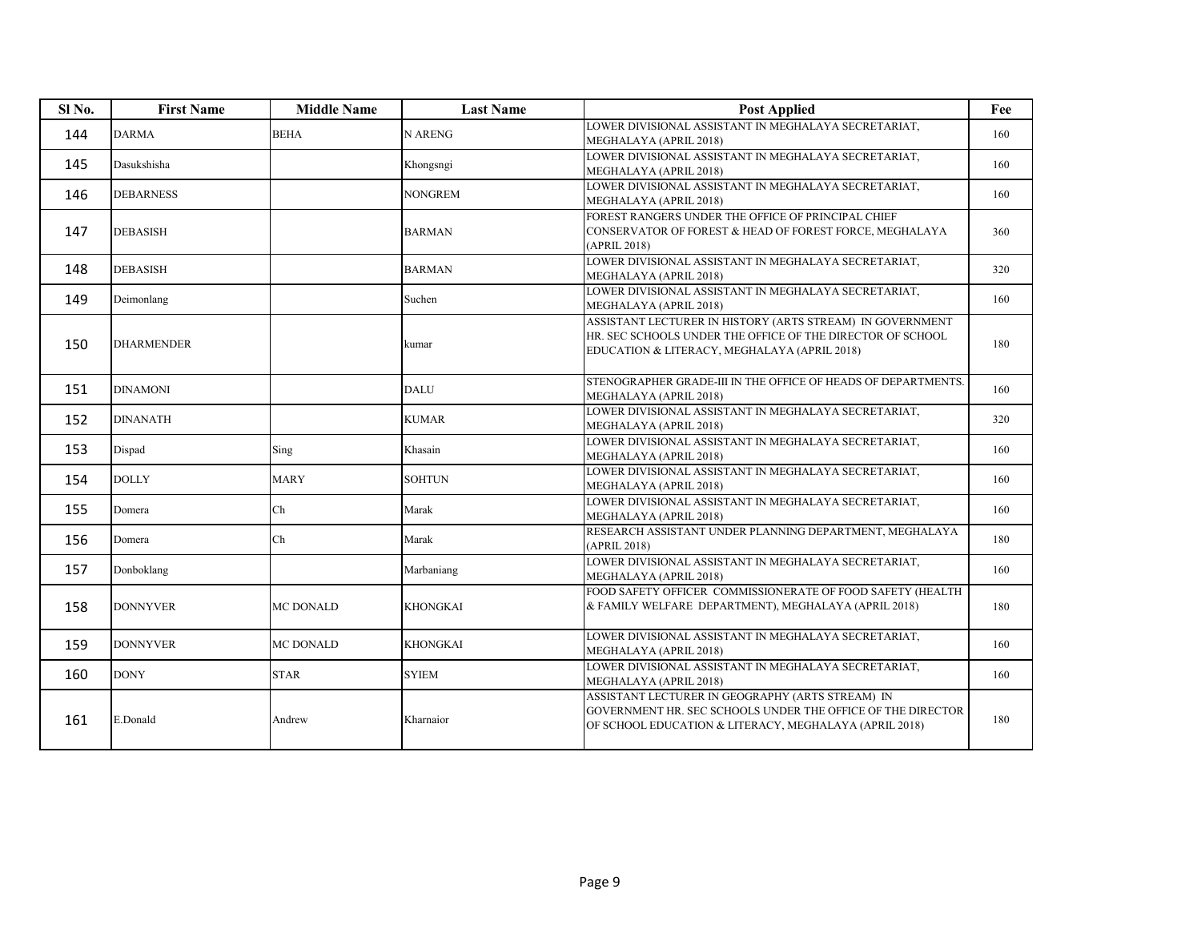| Sl No. | First Name | Middle Name | Last Name | Post Applied | Fee |
|---|---|---|---|---|---|
| 144 | DARMA | BEHA | N ARENG | LOWER DIVISIONAL ASSISTANT IN MEGHALAYA SECRETARIAT, MEGHALAYA (APRIL 2018) | 160 |
| 145 | Dasukshisha | | Khongsngi | LOWER DIVISIONAL ASSISTANT IN MEGHALAYA SECRETARIAT, MEGHALAYA (APRIL 2018) | 160 |
| 146 | DEBARNESS | | NONGREM | LOWER DIVISIONAL ASSISTANT IN MEGHALAYA SECRETARIAT, MEGHALAYA (APRIL 2018) | 160 |
| 147 | DEBASISH | | BARMAN | FOREST RANGERS UNDER THE OFFICE OF PRINCIPAL CHIEF CONSERVATOR OF FOREST & HEAD OF FOREST FORCE, MEGHALAYA (APRIL 2018) | 360 |
| 148 | DEBASISH | | BARMAN | LOWER DIVISIONAL ASSISTANT IN MEGHALAYA SECRETARIAT, MEGHALAYA (APRIL 2018) | 320 |
| 149 | Deimonlang | | Suchen | LOWER DIVISIONAL ASSISTANT IN MEGHALAYA SECRETARIAT, MEGHALAYA (APRIL 2018) | 160 |
| 150 | DHARMENDER | | kumar | ASSISTANT LECTURER IN HISTORY (ARTS STREAM) IN GOVERNMENT HR. SEC SCHOOLS UNDER THE OFFICE OF THE DIRECTOR OF SCHOOL EDUCATION & LITERACY, MEGHALAYA (APRIL 2018) | 180 |
| 151 | DINAMONI | | DALU | STENOGRAPHER GRADE-III IN THE OFFICE OF HEADS OF DEPARTMENTS. MEGHALAYA (APRIL 2018) | 160 |
| 152 | DINANATH | | KUMAR | LOWER DIVISIONAL ASSISTANT IN MEGHALAYA SECRETARIAT, MEGHALAYA (APRIL 2018) | 320 |
| 153 | Dispad | Sing | Khasain | LOWER DIVISIONAL ASSISTANT IN MEGHALAYA SECRETARIAT, MEGHALAYA (APRIL 2018) | 160 |
| 154 | DOLLY | MARY | SOHTUN | LOWER DIVISIONAL ASSISTANT IN MEGHALAYA SECRETARIAT, MEGHALAYA (APRIL 2018) | 160 |
| 155 | Domera | Ch | Marak | LOWER DIVISIONAL ASSISTANT IN MEGHALAYA SECRETARIAT, MEGHALAYA (APRIL 2018) | 160 |
| 156 | Domera | Ch | Marak | RESEARCH ASSISTANT UNDER PLANNING DEPARTMENT, MEGHALAYA (APRIL 2018) | 180 |
| 157 | Donboklang | | Marbaniang | LOWER DIVISIONAL ASSISTANT IN MEGHALAYA SECRETARIAT, MEGHALAYA (APRIL 2018) | 160 |
| 158 | DONNYVER | MC DONALD | KHONGKAI | FOOD SAFETY OFFICER COMMISSIONERATE OF FOOD SAFETY (HEALTH & FAMILY WELFARE DEPARTMENT), MEGHALAYA (APRIL 2018) | 180 |
| 159 | DONNYVER | MC DONALD | KHONGKAI | LOWER DIVISIONAL ASSISTANT IN MEGHALAYA SECRETARIAT, MEGHALAYA (APRIL 2018) | 160 |
| 160 | DONY | STAR | SYIEM | LOWER DIVISIONAL ASSISTANT IN MEGHALAYA SECRETARIAT, MEGHALAYA (APRIL 2018) | 160 |
| 161 | E.Donald | Andrew | Kharnaior | ASSISTANT LECTURER IN GEOGRAPHY (ARTS STREAM) IN GOVERNMENT HR. SEC SCHOOLS UNDER THE OFFICE OF THE DIRECTOR OF SCHOOL EDUCATION & LITERACY, MEGHALAYA (APRIL 2018) | 180 |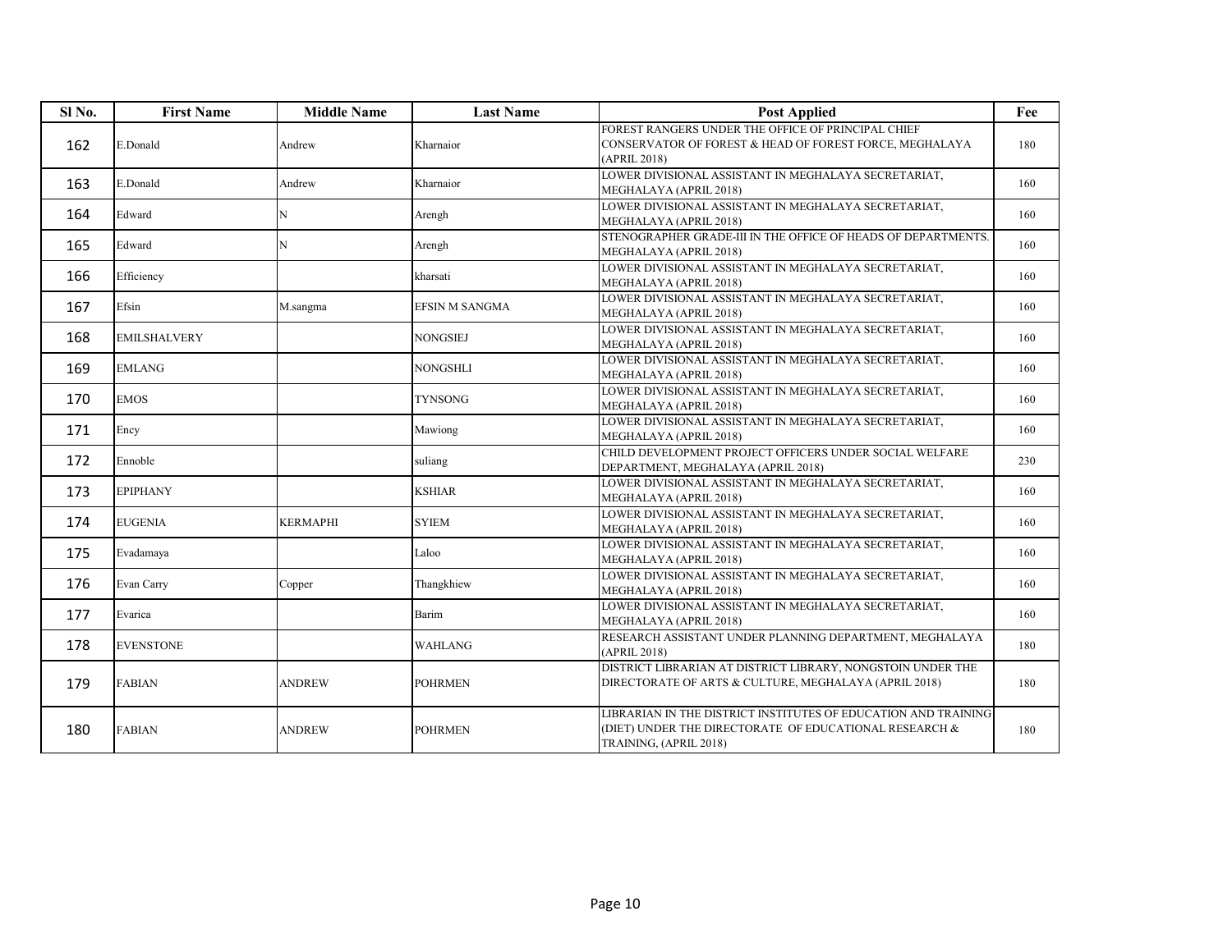| Sl No. | First Name | Middle Name | Last Name | Post Applied | Fee |
|---|---|---|---|---|---|
| 162 | E.Donald | Andrew | Kharnaior | FOREST RANGERS UNDER THE OFFICE OF PRINCIPAL CHIEF CONSERVATOR OF FOREST & HEAD OF FOREST FORCE, MEGHALAYA (APRIL 2018) | 180 |
| 163 | E.Donald | Andrew | Kharnaior | LOWER DIVISIONAL ASSISTANT IN MEGHALAYA SECRETARIAT, MEGHALAYA (APRIL 2018) | 160 |
| 164 | Edward | N | Arengh | LOWER DIVISIONAL ASSISTANT IN MEGHALAYA SECRETARIAT, MEGHALAYA (APRIL 2018) | 160 |
| 165 | Edward | N | Arengh | STENOGRAPHER GRADE-III IN THE OFFICE OF HEADS OF DEPARTMENTS. MEGHALAYA (APRIL 2018) | 160 |
| 166 | Efficiency | | kharsati | LOWER DIVISIONAL ASSISTANT IN MEGHALAYA SECRETARIAT, MEGHALAYA (APRIL 2018) | 160 |
| 167 | Efsin | M.sangma | EFSIN M SANGMA | LOWER DIVISIONAL ASSISTANT IN MEGHALAYA SECRETARIAT, MEGHALAYA (APRIL 2018) | 160 |
| 168 | EMILSHALVERY | | NONGSIEJ | LOWER DIVISIONAL ASSISTANT IN MEGHALAYA SECRETARIAT, MEGHALAYA (APRIL 2018) | 160 |
| 169 | EMLANG | | NONGSHLI | LOWER DIVISIONAL ASSISTANT IN MEGHALAYA SECRETARIAT, MEGHALAYA (APRIL 2018) | 160 |
| 170 | EMOS | | TYNSONG | LOWER DIVISIONAL ASSISTANT IN MEGHALAYA SECRETARIAT, MEGHALAYA (APRIL 2018) | 160 |
| 171 | Ency | | Mawiong | LOWER DIVISIONAL ASSISTANT IN MEGHALAYA SECRETARIAT, MEGHALAYA (APRIL 2018) | 160 |
| 172 | Ennoble | | suliang | CHILD DEVELOPMENT PROJECT OFFICERS UNDER SOCIAL WELFARE DEPARTMENT, MEGHALAYA (APRIL 2018) | 230 |
| 173 | EPIPHANY | | KSHIAR | LOWER DIVISIONAL ASSISTANT IN MEGHALAYA SECRETARIAT, MEGHALAYA (APRIL 2018) | 160 |
| 174 | EUGENIA | KERMAPHI | SYIEM | LOWER DIVISIONAL ASSISTANT IN MEGHALAYA SECRETARIAT, MEGHALAYA (APRIL 2018) | 160 |
| 175 | Evadamaya | | Laloo | LOWER DIVISIONAL ASSISTANT IN MEGHALAYA SECRETARIAT, MEGHALAYA (APRIL 2018) | 160 |
| 176 | Evan Carry | Copper | Thangkhiew | LOWER DIVISIONAL ASSISTANT IN MEGHALAYA SECRETARIAT, MEGHALAYA (APRIL 2018) | 160 |
| 177 | Evarica | | Barim | LOWER DIVISIONAL ASSISTANT IN MEGHALAYA SECRETARIAT, MEGHALAYA (APRIL 2018) | 160 |
| 178 | EVENSTONE | | WAHLANG | RESEARCH ASSISTANT UNDER PLANNING DEPARTMENT, MEGHALAYA (APRIL 2018) | 180 |
| 179 | FABIAN | ANDREW | POHRMEN | DISTRICT LIBRARIAN AT DISTRICT LIBRARY, NONGSTOIN UNDER THE DIRECTORATE OF ARTS & CULTURE, MEGHALAYA (APRIL 2018) | 180 |
| 180 | FABIAN | ANDREW | POHRMEN | LIBRARIAN IN THE DISTRICT INSTITUTES OF EDUCATION AND TRAINING (DIET) UNDER THE DIRECTORATE OF EDUCATIONAL RESEARCH & TRAINING, (APRIL 2018) | 180 |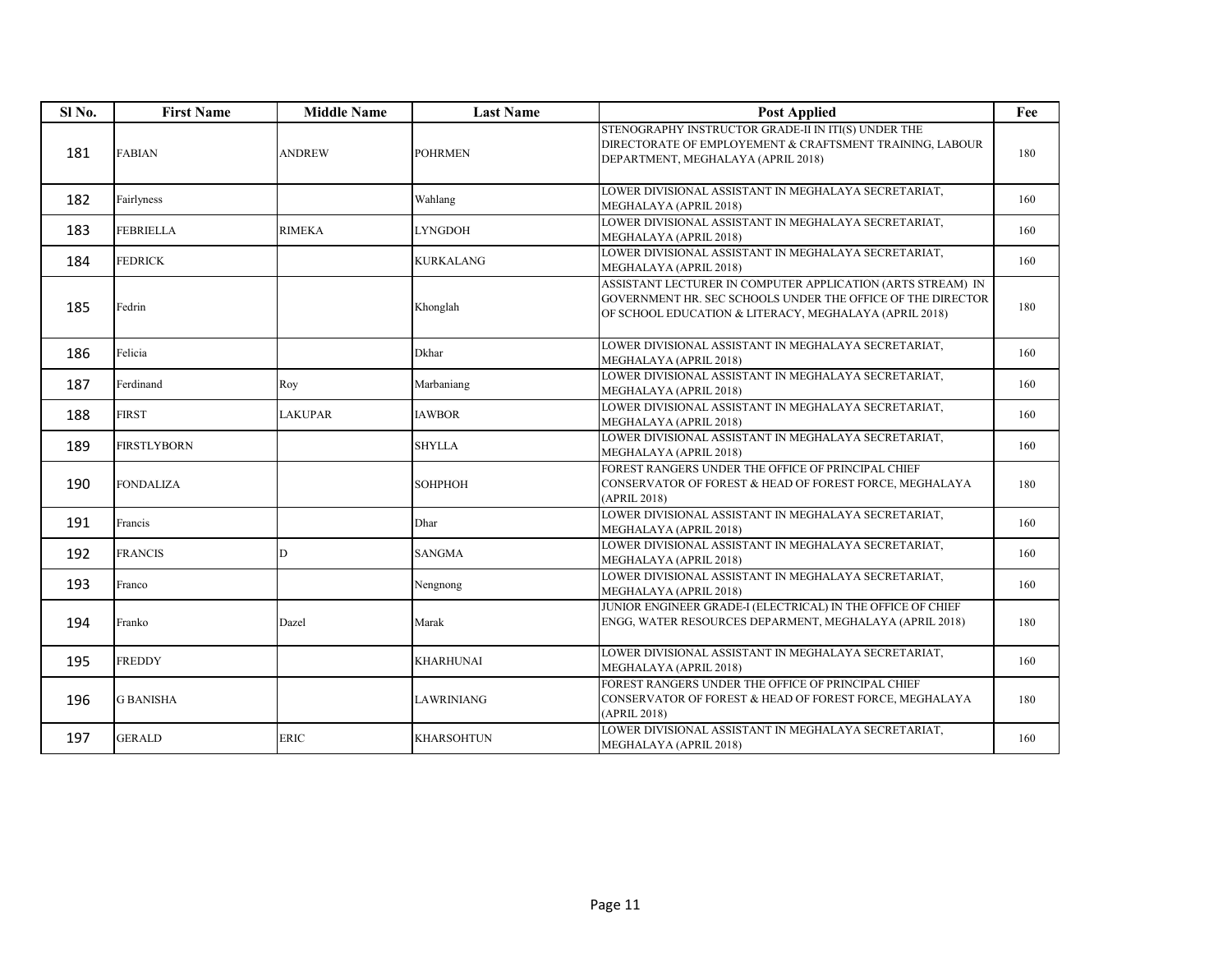| Sl No. | First Name | Middle Name | Last Name | Post Applied | Fee |
|---|---|---|---|---|---|
| 181 | FABIAN | ANDREW | POHRMEN | STENOGRAPHY INSTRUCTOR GRADE-II IN ITI(S) UNDER THE DIRECTORATE OF EMPLOYEMENT & CRAFTSMENT TRAINING, LABOUR DEPARTMENT, MEGHALAYA (APRIL 2018) | 180 |
| 182 | Fairlyness | | Wahlang | LOWER DIVISIONAL ASSISTANT IN MEGHALAYA SECRETARIAT, MEGHALAYA (APRIL 2018) | 160 |
| 183 | FEBRIELLA | RIMEKA | LYNGDOH | LOWER DIVISIONAL ASSISTANT IN MEGHALAYA SECRETARIAT, MEGHALAYA (APRIL 2018) | 160 |
| 184 | FEDRICK | | KURKALANG | LOWER DIVISIONAL ASSISTANT IN MEGHALAYA SECRETARIAT, MEGHALAYA (APRIL 2018) | 160 |
| 185 | Fedrin | | Khonglah | ASSISTANT LECTURER IN COMPUTER APPLICATION (ARTS STREAM) IN GOVERNMENT HR. SEC SCHOOLS UNDER THE OFFICE OF THE DIRECTOR OF SCHOOL EDUCATION & LITERACY, MEGHALAYA (APRIL 2018) | 180 |
| 186 | Felicia | | Dkhar | LOWER DIVISIONAL ASSISTANT IN MEGHALAYA SECRETARIAT, MEGHALAYA (APRIL 2018) | 160 |
| 187 | Ferdinand | Roy | Marbaniang | LOWER DIVISIONAL ASSISTANT IN MEGHALAYA SECRETARIAT, MEGHALAYA (APRIL 2018) | 160 |
| 188 | FIRST | LAKUPAR | IAWBOR | LOWER DIVISIONAL ASSISTANT IN MEGHALAYA SECRETARIAT, MEGHALAYA (APRIL 2018) | 160 |
| 189 | FIRSTLYBORN | | SHYLLA | LOWER DIVISIONAL ASSISTANT IN MEGHALAYA SECRETARIAT, MEGHALAYA (APRIL 2018) | 160 |
| 190 | FONDALIZA | | SOHPHOH | FOREST RANGERS UNDER THE OFFICE OF PRINCIPAL CHIEF CONSERVATOR OF FOREST & HEAD OF FOREST FORCE, MEGHALAYA (APRIL 2018) | 180 |
| 191 | Francis | | Dhar | LOWER DIVISIONAL ASSISTANT IN MEGHALAYA SECRETARIAT, MEGHALAYA (APRIL 2018) | 160 |
| 192 | FRANCIS | D | SANGMA | LOWER DIVISIONAL ASSISTANT IN MEGHALAYA SECRETARIAT, MEGHALAYA (APRIL 2018) | 160 |
| 193 | Franco | | Nengnong | LOWER DIVISIONAL ASSISTANT IN MEGHALAYA SECRETARIAT, MEGHALAYA (APRIL 2018) | 160 |
| 194 | Franko | Dazel | Marak | JUNIOR ENGINEER GRADE-I (ELECTRICAL) IN THE OFFICE OF CHIEF ENGG, WATER RESOURCES DEPARMENT, MEGHALAYA (APRIL 2018) | 180 |
| 195 | FREDDY | | KHARHUNAI | LOWER DIVISIONAL ASSISTANT IN MEGHALAYA SECRETARIAT, MEGHALAYA (APRIL 2018) | 160 |
| 196 | G BANISHA | | LAWRINIANG | FOREST RANGERS UNDER THE OFFICE OF PRINCIPAL CHIEF CONSERVATOR OF FOREST & HEAD OF FOREST FORCE, MEGHALAYA (APRIL 2018) | 180 |
| 197 | GERALD | ERIC | KHARSOHTUN | LOWER DIVISIONAL ASSISTANT IN MEGHALAYA SECRETARIAT, MEGHALAYA (APRIL 2018) | 160 |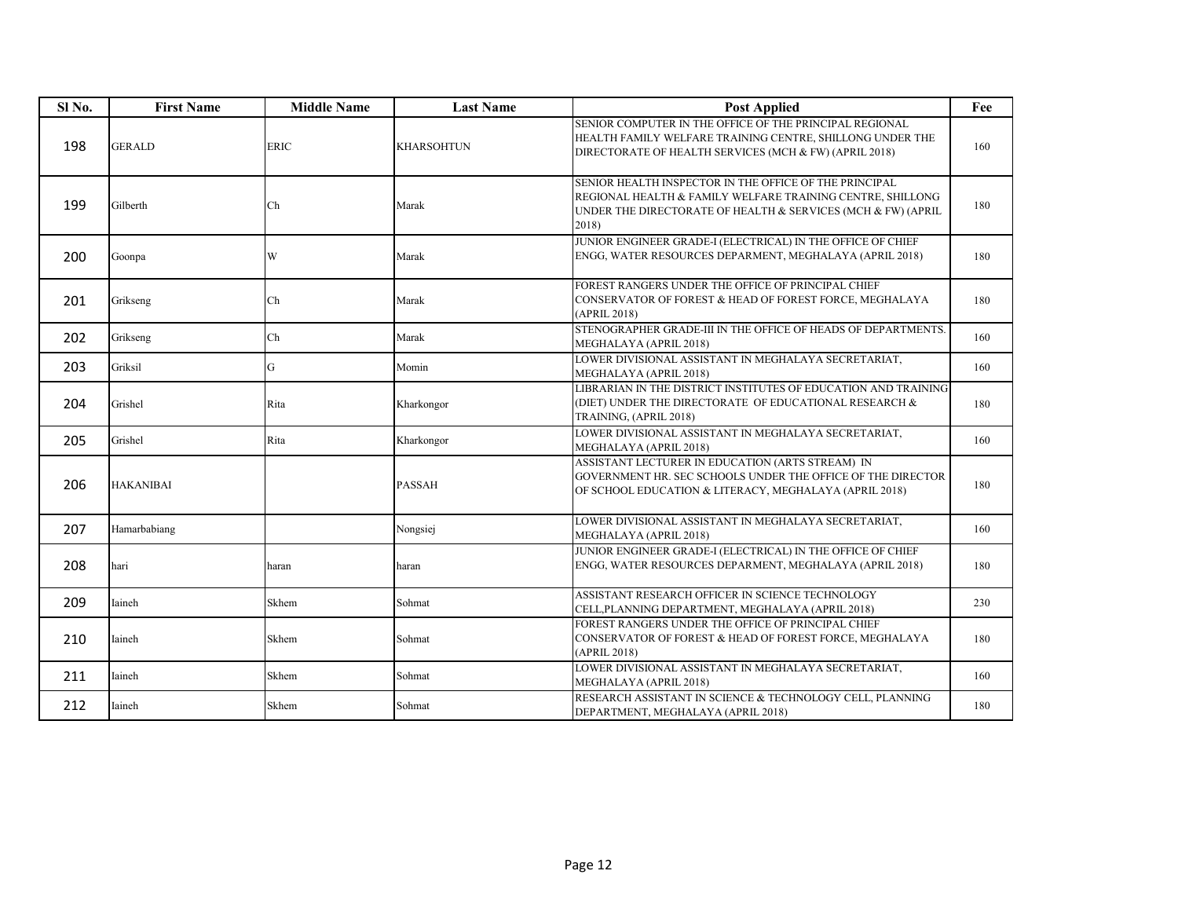| Sl No. | First Name | Middle Name | Last Name | Post Applied | Fee |
|---|---|---|---|---|---|
| 198 | GERALD | ERIC | KHARSOHTUN | SENIOR COMPUTER IN THE OFFICE OF THE PRINCIPAL REGIONAL HEALTH FAMILY WELFARE TRAINING CENTRE, SHILLONG UNDER THE DIRECTORATE OF HEALTH SERVICES (MCH & FW) (APRIL 2018) | 160 |
| 199 | Gilberth | Ch | Marak | SENIOR HEALTH INSPECTOR IN THE OFFICE OF THE PRINCIPAL REGIONAL HEALTH & FAMILY WELFARE TRAINING CENTRE, SHILLONG UNDER THE DIRECTORATE OF HEALTH & SERVICES (MCH & FW) (APRIL 2018) | 180 |
| 200 | Goonpa | W | Marak | JUNIOR ENGINEER GRADE-I (ELECTRICAL) IN THE OFFICE OF CHIEF ENGG, WATER RESOURCES DEPARMENT, MEGHALAYA (APRIL 2018) | 180 |
| 201 | Grikseng | Ch | Marak | FOREST RANGERS UNDER THE OFFICE OF PRINCIPAL CHIEF CONSERVATOR OF FOREST & HEAD OF FOREST FORCE, MEGHALAYA (APRIL 2018) | 180 |
| 202 | Grikseng | Ch | Marak | STENOGRAPHER GRADE-III IN THE OFFICE OF HEADS OF DEPARTMENTS. MEGHALAYA (APRIL 2018) | 160 |
| 203 | Griksil | G | Momin | LOWER DIVISIONAL ASSISTANT IN MEGHALAYA SECRETARIAT, MEGHALAYA (APRIL 2018) | 160 |
| 204 | Grishel | Rita | Kharkongor | LIBRARIAN IN THE DISTRICT INSTITUTES OF EDUCATION AND TRAINING (DIET) UNDER THE DIRECTORATE OF EDUCATIONAL RESEARCH & TRAINING, (APRIL 2018) | 180 |
| 205 | Grishel | Rita | Kharkongor | LOWER DIVISIONAL ASSISTANT IN MEGHALAYA SECRETARIAT, MEGHALAYA (APRIL 2018) | 160 |
| 206 | HAKANIBAI | | PASSAH | ASSISTANT LECTURER IN EDUCATION (ARTS STREAM) IN GOVERNMENT HR. SEC SCHOOLS UNDER THE OFFICE OF THE DIRECTOR OF SCHOOL EDUCATION & LITERACY, MEGHALAYA (APRIL 2018) | 180 |
| 207 | Hamarbabiang | | Nongsiej | LOWER DIVISIONAL ASSISTANT IN MEGHALAYA SECRETARIAT, MEGHALAYA (APRIL 2018) | 160 |
| 208 | hari | haran | haran | JUNIOR ENGINEER GRADE-I (ELECTRICAL) IN THE OFFICE OF CHIEF ENGG, WATER RESOURCES DEPARMENT, MEGHALAYA (APRIL 2018) | 180 |
| 209 | Iaineh | Skhem | Sohmat | ASSISTANT RESEARCH OFFICER IN SCIENCE TECHNOLOGY CELL,PLANNING DEPARTMENT, MEGHALAYA (APRIL 2018) | 230 |
| 210 | Iaineh | Skhem | Sohmat | FOREST RANGERS UNDER THE OFFICE OF PRINCIPAL CHIEF CONSERVATOR OF FOREST & HEAD OF FOREST FORCE, MEGHALAYA (APRIL 2018) | 180 |
| 211 | Iaineh | Skhem | Sohmat | LOWER DIVISIONAL ASSISTANT IN MEGHALAYA SECRETARIAT, MEGHALAYA (APRIL 2018) | 160 |
| 212 | Iaineh | Skhem | Sohmat | RESEARCH ASSISTANT IN SCIENCE & TECHNOLOGY CELL, PLANNING DEPARTMENT, MEGHALAYA (APRIL 2018) | 180 |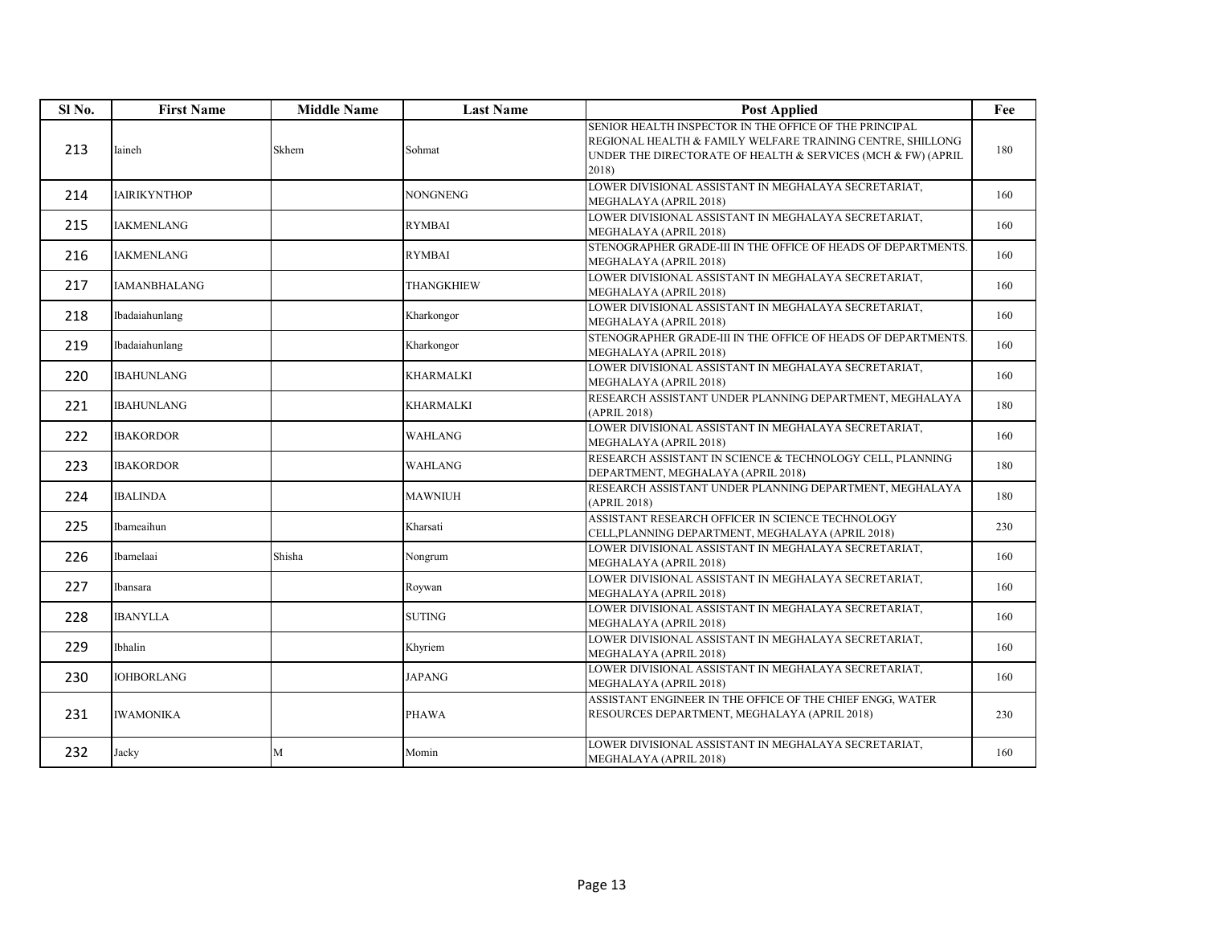| Sl No. | First Name | Middle Name | Last Name | Post Applied | Fee |
|---|---|---|---|---|---|
| 213 | Iaineh | Skhem | Sohmat | SENIOR HEALTH INSPECTOR IN THE OFFICE OF THE PRINCIPAL REGIONAL HEALTH & FAMILY WELFARE TRAINING CENTRE, SHILLONG UNDER THE DIRECTORATE OF HEALTH & SERVICES (MCH & FW) (APRIL 2018) | 180 |
| 214 | IAIRIKYNTHOP | | NONGNENG | LOWER DIVISIONAL ASSISTANT IN MEGHALAYA SECRETARIAT, MEGHALAYA (APRIL 2018) | 160 |
| 215 | IAKMENLANG | | RYMBAI | LOWER DIVISIONAL ASSISTANT IN MEGHALAYA SECRETARIAT, MEGHALAYA (APRIL 2018) | 160 |
| 216 | IAKMENLANG | | RYMBAI | STENOGRAPHER GRADE-III IN THE OFFICE OF HEADS OF DEPARTMENTS. MEGHALAYA (APRIL 2018) | 160 |
| 217 | IAMANBHALANG | | THANGKHIEW | LOWER DIVISIONAL ASSISTANT IN MEGHALAYA SECRETARIAT, MEGHALAYA (APRIL 2018) | 160 |
| 218 | Ibadaiahunlang | | Kharkongor | LOWER DIVISIONAL ASSISTANT IN MEGHALAYA SECRETARIAT, MEGHALAYA (APRIL 2018) | 160 |
| 219 | Ibadaiahunlang | | Kharkongor | STENOGRAPHER GRADE-III IN THE OFFICE OF HEADS OF DEPARTMENTS. MEGHALAYA (APRIL 2018) | 160 |
| 220 | IBAHUNLANG | | KHARMALKI | LOWER DIVISIONAL ASSISTANT IN MEGHALAYA SECRETARIAT, MEGHALAYA (APRIL 2018) | 160 |
| 221 | IBAHUNLANG | | KHARMALKI | RESEARCH ASSISTANT UNDER PLANNING DEPARTMENT, MEGHALAYA (APRIL 2018) | 180 |
| 222 | IBAKORDOR | | WAHLANG | LOWER DIVISIONAL ASSISTANT IN MEGHALAYA SECRETARIAT, MEGHALAYA (APRIL 2018) | 160 |
| 223 | IBAKORDOR | | WAHLANG | RESEARCH ASSISTANT IN SCIENCE & TECHNOLOGY CELL, PLANNING DEPARTMENT, MEGHALAYA (APRIL 2018) | 180 |
| 224 | IBALINDA | | MAWNIUH | RESEARCH ASSISTANT UNDER PLANNING DEPARTMENT, MEGHALAYA (APRIL 2018) | 180 |
| 225 | Ibameaihun | | Kharsati | ASSISTANT RESEARCH OFFICER IN SCIENCE TECHNOLOGY CELL,PLANNING DEPARTMENT, MEGHALAYA (APRIL 2018) | 230 |
| 226 | Ibamelaai | Shisha | Nongrum | LOWER DIVISIONAL ASSISTANT IN MEGHALAYA SECRETARIAT, MEGHALAYA (APRIL 2018) | 160 |
| 227 | Ibansara | | Roywan | LOWER DIVISIONAL ASSISTANT IN MEGHALAYA SECRETARIAT, MEGHALAYA (APRIL 2018) | 160 |
| 228 | IBANYLLA | | SUTING | LOWER DIVISIONAL ASSISTANT IN MEGHALAYA SECRETARIAT, MEGHALAYA (APRIL 2018) | 160 |
| 229 | Ibhalin | | Khyriem | LOWER DIVISIONAL ASSISTANT IN MEGHALAYA SECRETARIAT, MEGHALAYA (APRIL 2018) | 160 |
| 230 | IOHBORLANG | | JAPANG | LOWER DIVISIONAL ASSISTANT IN MEGHALAYA SECRETARIAT, MEGHALAYA (APRIL 2018) | 160 |
| 231 | IWAMONIKA | | PHAWA | ASSISTANT ENGINEER IN THE OFFICE OF THE CHIEF ENGG, WATER RESOURCES DEPARTMENT, MEGHALAYA (APRIL 2018) | 230 |
| 232 | Jacky | M | Momin | LOWER DIVISIONAL ASSISTANT IN MEGHALAYA SECRETARIAT, MEGHALAYA (APRIL 2018) | 160 |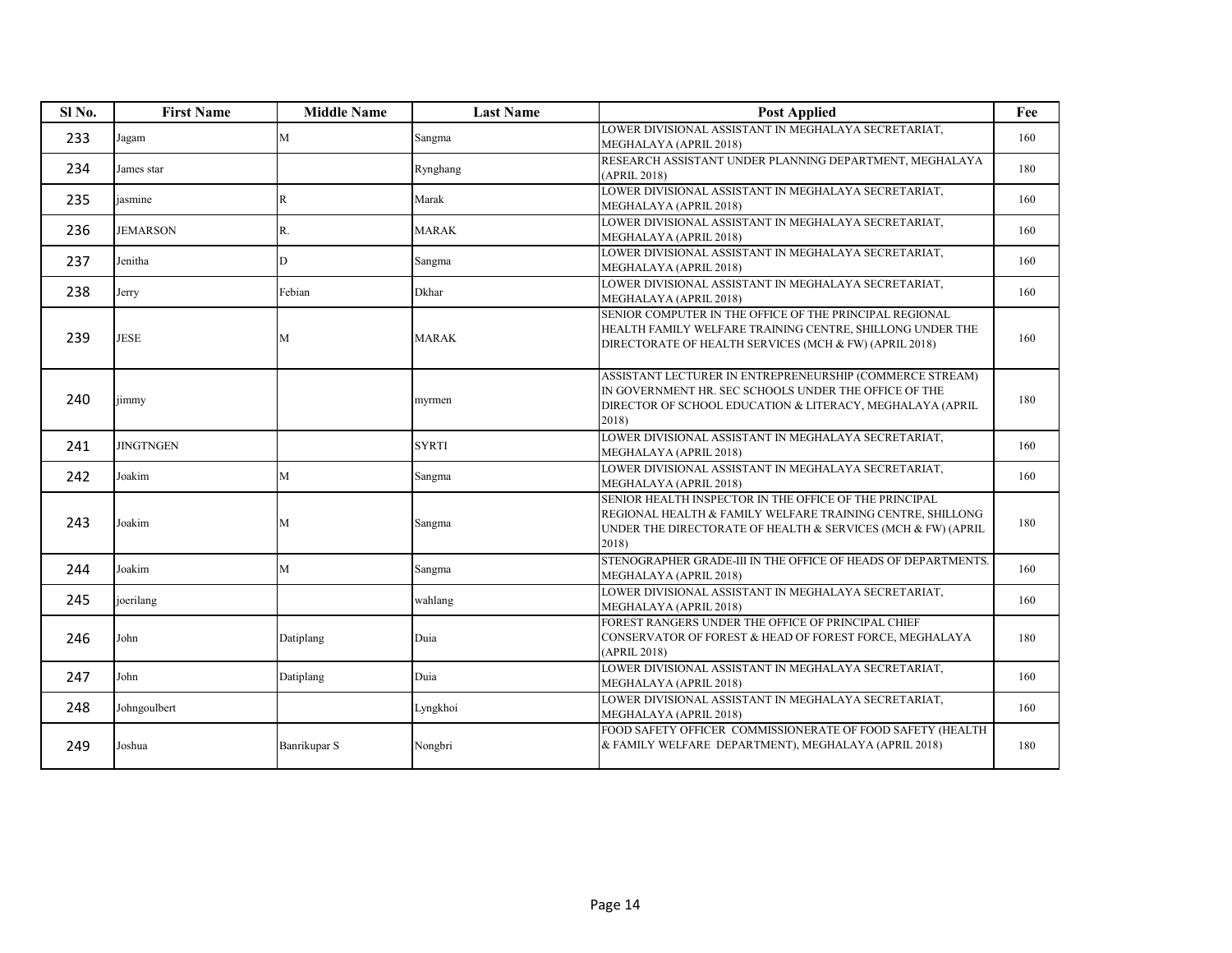| Sl No. | First Name | Middle Name | Last Name | Post Applied | Fee |
|---|---|---|---|---|---|
| 233 | Jagam | M | Sangma | LOWER DIVISIONAL ASSISTANT IN MEGHALAYA SECRETARIAT, MEGHALAYA (APRIL 2018) | 160 |
| 234 | James star | | Rynghang | RESEARCH ASSISTANT UNDER PLANNING DEPARTMENT, MEGHALAYA (APRIL 2018) | 180 |
| 235 | jasmine | R | Marak | LOWER DIVISIONAL ASSISTANT IN MEGHALAYA SECRETARIAT, MEGHALAYA (APRIL 2018) | 160 |
| 236 | JEMARSON | R. | MARAK | LOWER DIVISIONAL ASSISTANT IN MEGHALAYA SECRETARIAT, MEGHALAYA (APRIL 2018) | 160 |
| 237 | Jenitha | D | Sangma | LOWER DIVISIONAL ASSISTANT IN MEGHALAYA SECRETARIAT, MEGHALAYA (APRIL 2018) | 160 |
| 238 | Jerry | Febian | Dkhar | LOWER DIVISIONAL ASSISTANT IN MEGHALAYA SECRETARIAT, MEGHALAYA (APRIL 2018) | 160 |
| 239 | JESE | M | MARAK | SENIOR COMPUTER IN THE OFFICE OF THE PRINCIPAL REGIONAL HEALTH FAMILY WELFARE TRAINING CENTRE, SHILLONG UNDER THE DIRECTORATE OF HEALTH SERVICES (MCH & FW) (APRIL 2018) | 160 |
| 240 | jimmy | | myrmen | ASSISTANT LECTURER IN ENTREPRENEURSHIP (COMMERCE STREAM) IN GOVERNMENT HR. SEC SCHOOLS UNDER THE OFFICE OF THE DIRECTOR OF SCHOOL EDUCATION & LITERACY, MEGHALAYA (APRIL 2018) | 180 |
| 241 | JINGTNGEN | | SYRTI | LOWER DIVISIONAL ASSISTANT IN MEGHALAYA SECRETARIAT, MEGHALAYA (APRIL 2018) | 160 |
| 242 | Joakim | M | Sangma | LOWER DIVISIONAL ASSISTANT IN MEGHALAYA SECRETARIAT, MEGHALAYA (APRIL 2018) | 160 |
| 243 | Joakim | M | Sangma | SENIOR HEALTH INSPECTOR IN THE OFFICE OF THE PRINCIPAL REGIONAL HEALTH & FAMILY WELFARE TRAINING CENTRE, SHILLONG UNDER THE DIRECTORATE OF HEALTH & SERVICES (MCH & FW) (APRIL 2018) | 180 |
| 244 | Joakim | M | Sangma | STENOGRAPHER GRADE-III IN THE OFFICE OF HEADS OF DEPARTMENTS. MEGHALAYA (APRIL 2018) | 160 |
| 245 | joerilang | | wahlang | LOWER DIVISIONAL ASSISTANT IN MEGHALAYA SECRETARIAT, MEGHALAYA (APRIL 2018) | 160 |
| 246 | John | Datiplang | Duia | FOREST RANGERS UNDER THE OFFICE OF PRINCIPAL CHIEF CONSERVATOR OF FOREST & HEAD OF FOREST FORCE, MEGHALAYA (APRIL 2018) | 180 |
| 247 | John | Datiplang | Duia | LOWER DIVISIONAL ASSISTANT IN MEGHALAYA SECRETARIAT, MEGHALAYA (APRIL 2018) | 160 |
| 248 | Johngoulbert | | Lyngkhoi | LOWER DIVISIONAL ASSISTANT IN MEGHALAYA SECRETARIAT, MEGHALAYA (APRIL 2018) | 160 |
| 249 | Joshua | Banrikupar S | Nongbri | FOOD SAFETY OFFICER COMMISSIONERATE OF FOOD SAFETY (HEALTH & FAMILY WELFARE DEPARTMENT), MEGHALAYA (APRIL 2018) | 180 |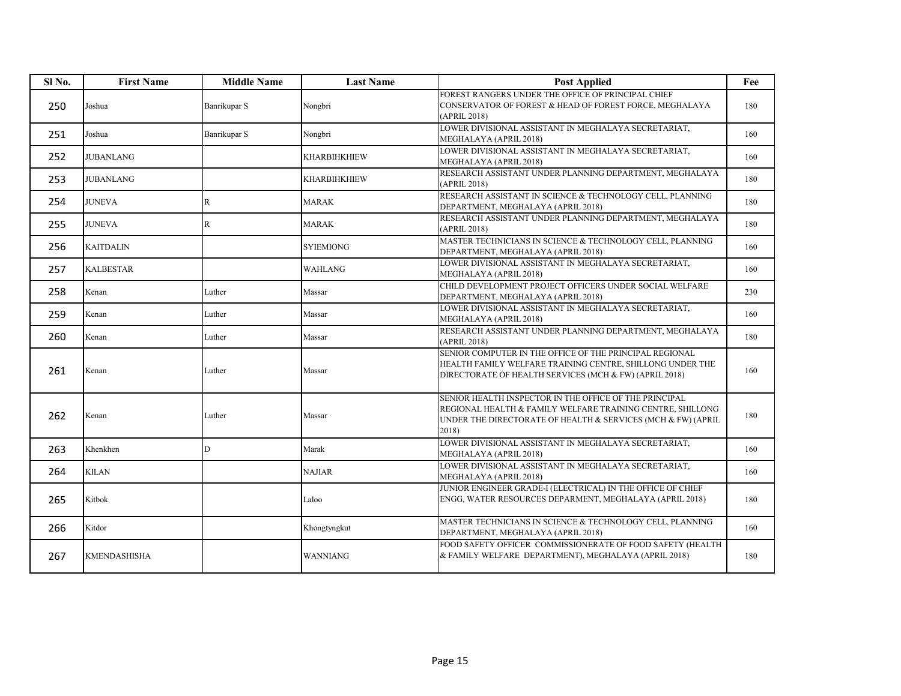| Sl No. | First Name | Middle Name | Last Name | Post Applied | Fee |
|---|---|---|---|---|---|
| 250 | Joshua | Banrikupar S | Nongbri | FOREST RANGERS UNDER THE OFFICE OF PRINCIPAL CHIEF CONSERVATOR OF FOREST & HEAD OF FOREST FORCE, MEGHALAYA (APRIL 2018) | 180 |
| 251 | Joshua | Banrikupar S | Nongbri | LOWER DIVISIONAL ASSISTANT IN MEGHALAYA SECRETARIAT, MEGHALAYA (APRIL 2018) | 160 |
| 252 | JUBANLANG | | KHARBIHKHIEW | LOWER DIVISIONAL ASSISTANT IN MEGHALAYA SECRETARIAT, MEGHALAYA (APRIL 2018) | 160 |
| 253 | JUBANLANG | | KHARBIHKHIEW | RESEARCH ASSISTANT UNDER PLANNING DEPARTMENT, MEGHALAYA (APRIL 2018) | 180 |
| 254 | JUNEVA | R | MARAK | RESEARCH ASSISTANT IN SCIENCE & TECHNOLOGY CELL, PLANNING DEPARTMENT, MEGHALAYA (APRIL 2018) | 180 |
| 255 | JUNEVA | R | MARAK | RESEARCH ASSISTANT UNDER PLANNING DEPARTMENT, MEGHALAYA (APRIL 2018) | 180 |
| 256 | KAITDALIN | | SYIEMIONG | MASTER TECHNICIANS IN SCIENCE & TECHNOLOGY CELL, PLANNING DEPARTMENT, MEGHALAYA (APRIL 2018) | 160 |
| 257 | KALBESTAR | | WAHLANG | LOWER DIVISIONAL ASSISTANT IN MEGHALAYA SECRETARIAT, MEGHALAYA (APRIL 2018) | 160 |
| 258 | Kenan | Luther | Massar | CHILD DEVELOPMENT PROJECT OFFICERS UNDER SOCIAL WELFARE DEPARTMENT, MEGHALAYA (APRIL 2018) | 230 |
| 259 | Kenan | Luther | Massar | LOWER DIVISIONAL ASSISTANT IN MEGHALAYA SECRETARIAT, MEGHALAYA (APRIL 2018) | 160 |
| 260 | Kenan | Luther | Massar | RESEARCH ASSISTANT UNDER PLANNING DEPARTMENT, MEGHALAYA (APRIL 2018) | 180 |
| 261 | Kenan | Luther | Massar | SENIOR COMPUTER IN THE OFFICE OF THE PRINCIPAL REGIONAL HEALTH FAMILY WELFARE TRAINING CENTRE, SHILLONG UNDER THE DIRECTORATE OF HEALTH SERVICES (MCH & FW) (APRIL 2018) | 160 |
| 262 | Kenan | Luther | Massar | SENIOR HEALTH INSPECTOR IN THE OFFICE OF THE PRINCIPAL REGIONAL HEALTH & FAMILY WELFARE TRAINING CENTRE, SHILLONG UNDER THE DIRECTORATE OF HEALTH & SERVICES (MCH & FW) (APRIL 2018) | 180 |
| 263 | Khenkhen | D | Marak | LOWER DIVISIONAL ASSISTANT IN MEGHALAYA SECRETARIAT, MEGHALAYA (APRIL 2018) | 160 |
| 264 | KILAN | | NAJIAR | LOWER DIVISIONAL ASSISTANT IN MEGHALAYA SECRETARIAT, MEGHALAYA (APRIL 2018) | 160 |
| 265 | Kitbok | | Laloo | JUNIOR ENGINEER GRADE-I (ELECTRICAL) IN THE OFFICE OF CHIEF ENGG, WATER RESOURCES DEPARMENT, MEGHALAYA (APRIL 2018) | 180 |
| 266 | Kitdor | | Khongtyngkut | MASTER TECHNICIANS IN SCIENCE & TECHNOLOGY CELL, PLANNING DEPARTMENT, MEGHALAYA (APRIL 2018) | 160 |
| 267 | KMENDASHISHA | | WANNIANG | FOOD SAFETY OFFICER COMMISSIONERATE OF FOOD SAFETY (HEALTH & FAMILY WELFARE DEPARTMENT), MEGHALAYA (APRIL 2018) | 180 |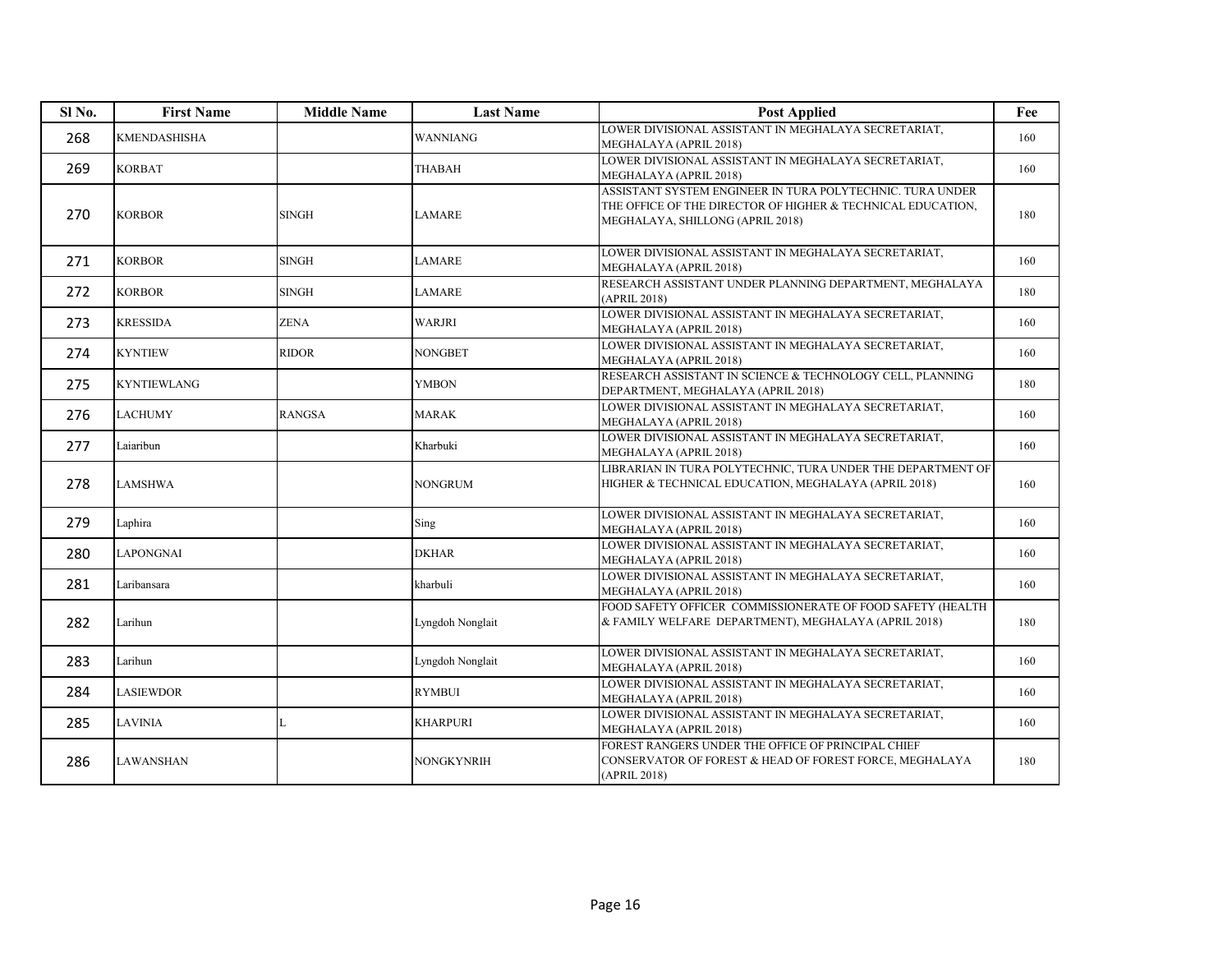| Sl No. | First Name | Middle Name | Last Name | Post Applied | Fee |
|---|---|---|---|---|---|
| 268 | KMENDASHISHA | | WANNIANG | LOWER DIVISIONAL ASSISTANT IN MEGHALAYA SECRETARIAT, MEGHALAYA (APRIL 2018) | 160 |
| 269 | KORBAT | | THABAH | LOWER DIVISIONAL ASSISTANT IN MEGHALAYA SECRETARIAT, MEGHALAYA (APRIL 2018) | 160 |
| 270 | KORBOR | SINGH | LAMARE | ASSISTANT SYSTEM ENGINEER IN TURA POLYTECHNIC. TURA UNDER THE OFFICE OF THE DIRECTOR OF HIGHER & TECHNICAL EDUCATION, MEGHALAYA, SHILLONG (APRIL 2018) | 180 |
| 271 | KORBOR | SINGH | LAMARE | LOWER DIVISIONAL ASSISTANT IN MEGHALAYA SECRETARIAT, MEGHALAYA (APRIL 2018) | 160 |
| 272 | KORBOR | SINGH | LAMARE | RESEARCH ASSISTANT UNDER PLANNING DEPARTMENT, MEGHALAYA (APRIL 2018) | 180 |
| 273 | KRESSIDA | ZENA | WARJRI | LOWER DIVISIONAL ASSISTANT IN MEGHALAYA SECRETARIAT, MEGHALAYA (APRIL 2018) | 160 |
| 274 | KYNTIEW | RIDOR | NONGBET | LOWER DIVISIONAL ASSISTANT IN MEGHALAYA SECRETARIAT, MEGHALAYA (APRIL 2018) | 160 |
| 275 | KYNTIEWLANG | | YMBON | RESEARCH ASSISTANT IN SCIENCE & TECHNOLOGY CELL, PLANNING DEPARTMENT, MEGHALAYA (APRIL 2018) | 180 |
| 276 | LACHUMY | RANGSA | MARAK | LOWER DIVISIONAL ASSISTANT IN MEGHALAYA SECRETARIAT, MEGHALAYA (APRIL 2018) | 160 |
| 277 | Laiaribun | | Kharbuki | LOWER DIVISIONAL ASSISTANT IN MEGHALAYA SECRETARIAT, MEGHALAYA (APRIL 2018) | 160 |
| 278 | LAMSHWA | | NONGRUM | LIBRARIAN IN TURA POLYTECHNIC, TURA UNDER THE DEPARTMENT OF HIGHER & TECHNICAL EDUCATION, MEGHALAYA (APRIL 2018) | 160 |
| 279 | Laphira | | Sing | LOWER DIVISIONAL ASSISTANT IN MEGHALAYA SECRETARIAT, MEGHALAYA (APRIL 2018) | 160 |
| 280 | LAPONGNAI | | DKHAR | LOWER DIVISIONAL ASSISTANT IN MEGHALAYA SECRETARIAT, MEGHALAYA (APRIL 2018) | 160 |
| 281 | Laribansara | | kharbuli | LOWER DIVISIONAL ASSISTANT IN MEGHALAYA SECRETARIAT, MEGHALAYA (APRIL 2018) | 160 |
| 282 | Larihun | | Lyngdoh Nonglait | FOOD SAFETY OFFICER COMMISSIONERATE OF FOOD SAFETY (HEALTH & FAMILY WELFARE DEPARTMENT), MEGHALAYA (APRIL 2018) | 180 |
| 283 | Larihun | | Lyngdoh Nonglait | LOWER DIVISIONAL ASSISTANT IN MEGHALAYA SECRETARIAT, MEGHALAYA (APRIL 2018) | 160 |
| 284 | LASIEWDOR | | RYMBUI | LOWER DIVISIONAL ASSISTANT IN MEGHALAYA SECRETARIAT, MEGHALAYA (APRIL 2018) | 160 |
| 285 | LAVINIA | L | KHARPURI | LOWER DIVISIONAL ASSISTANT IN MEGHALAYA SECRETARIAT, MEGHALAYA (APRIL 2018) | 160 |
| 286 | LAWANSHAN | | NONGKYNRIH | FOREST RANGERS UNDER THE OFFICE OF PRINCIPAL CHIEF CONSERVATOR OF FOREST & HEAD OF FOREST FORCE, MEGHALAYA (APRIL 2018) | 180 |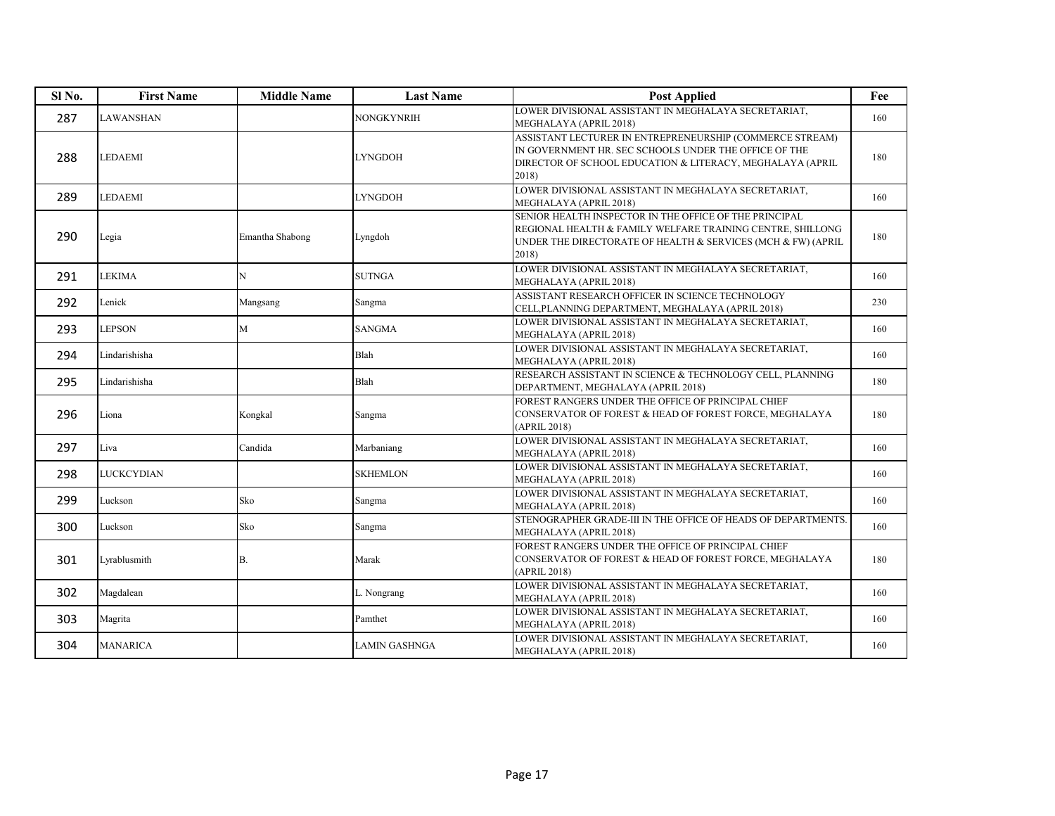| Sl No. | First Name | Middle Name | Last Name | Post Applied | Fee |
|---|---|---|---|---|---|
| 287 | LAWANSHAN | | NONGKYNRIH | LOWER DIVISIONAL ASSISTANT IN MEGHALAYA SECRETARIAT, MEGHALAYA (APRIL 2018) | 160 |
| 288 | LEDAEMI | | LYNGDOH | ASSISTANT LECTURER IN ENTREPRENEURSHIP (COMMERCE STREAM) IN GOVERNMENT HR. SEC SCHOOLS UNDER THE OFFICE OF THE DIRECTOR OF SCHOOL EDUCATION & LITERACY, MEGHALAYA (APRIL 2018) | 180 |
| 289 | LEDAEMI | | LYNGDOH | LOWER DIVISIONAL ASSISTANT IN MEGHALAYA SECRETARIAT, MEGHALAYA (APRIL 2018) | 160 |
| 290 | Legia | Emantha Shabong | Lyngdoh | SENIOR HEALTH INSPECTOR IN THE OFFICE OF THE PRINCIPAL REGIONAL HEALTH & FAMILY WELFARE TRAINING CENTRE, SHILLONG UNDER THE DIRECTORATE OF HEALTH & SERVICES (MCH & FW) (APRIL 2018) | 180 |
| 291 | LEKIMA | N | SUTNGA | LOWER DIVISIONAL ASSISTANT IN MEGHALAYA SECRETARIAT, MEGHALAYA (APRIL 2018) | 160 |
| 292 | Lenick | Mangsang | Sangma | ASSISTANT RESEARCH OFFICER IN SCIENCE TECHNOLOGY CELL,PLANNING DEPARTMENT, MEGHALAYA (APRIL 2018) | 230 |
| 293 | LEPSON | M | SANGMA | LOWER DIVISIONAL ASSISTANT IN MEGHALAYA SECRETARIAT, MEGHALAYA (APRIL 2018) | 160 |
| 294 | Lindarishisha | | Blah | LOWER DIVISIONAL ASSISTANT IN MEGHALAYA SECRETARIAT, MEGHALAYA (APRIL 2018) | 160 |
| 295 | Lindarishisha | | Blah | RESEARCH ASSISTANT IN SCIENCE & TECHNOLOGY CELL, PLANNING DEPARTMENT, MEGHALAYA (APRIL 2018) | 180 |
| 296 | Liona | Kongkal | Sangma | FOREST RANGERS UNDER THE OFFICE OF PRINCIPAL CHIEF CONSERVATOR OF FOREST & HEAD OF FOREST FORCE, MEGHALAYA (APRIL 2018) | 180 |
| 297 | Liva | Candida | Marbaniang | LOWER DIVISIONAL ASSISTANT IN MEGHALAYA SECRETARIAT, MEGHALAYA (APRIL 2018) | 160 |
| 298 | LUCKCYDIAN | | SKHEMLON | LOWER DIVISIONAL ASSISTANT IN MEGHALAYA SECRETARIAT, MEGHALAYA (APRIL 2018) | 160 |
| 299 | Luckson | Sko | Sangma | LOWER DIVISIONAL ASSISTANT IN MEGHALAYA SECRETARIAT, MEGHALAYA (APRIL 2018) | 160 |
| 300 | Luckson | Sko | Sangma | STENOGRAPHER GRADE-III IN THE OFFICE OF HEADS OF DEPARTMENTS. MEGHALAYA (APRIL 2018) | 160 |
| 301 | Lyrablusmith | B. | Marak | FOREST RANGERS UNDER THE OFFICE OF PRINCIPAL CHIEF CONSERVATOR OF FOREST & HEAD OF FOREST FORCE, MEGHALAYA (APRIL 2018) | 180 |
| 302 | Magdalean | | L. Nongrang | LOWER DIVISIONAL ASSISTANT IN MEGHALAYA SECRETARIAT, MEGHALAYA (APRIL 2018) | 160 |
| 303 | Magrita | | Pamthet | LOWER DIVISIONAL ASSISTANT IN MEGHALAYA SECRETARIAT, MEGHALAYA (APRIL 2018) | 160 |
| 304 | MANARICA | | LAMIN GASHNGA | LOWER DIVISIONAL ASSISTANT IN MEGHALAYA SECRETARIAT, MEGHALAYA (APRIL 2018) | 160 |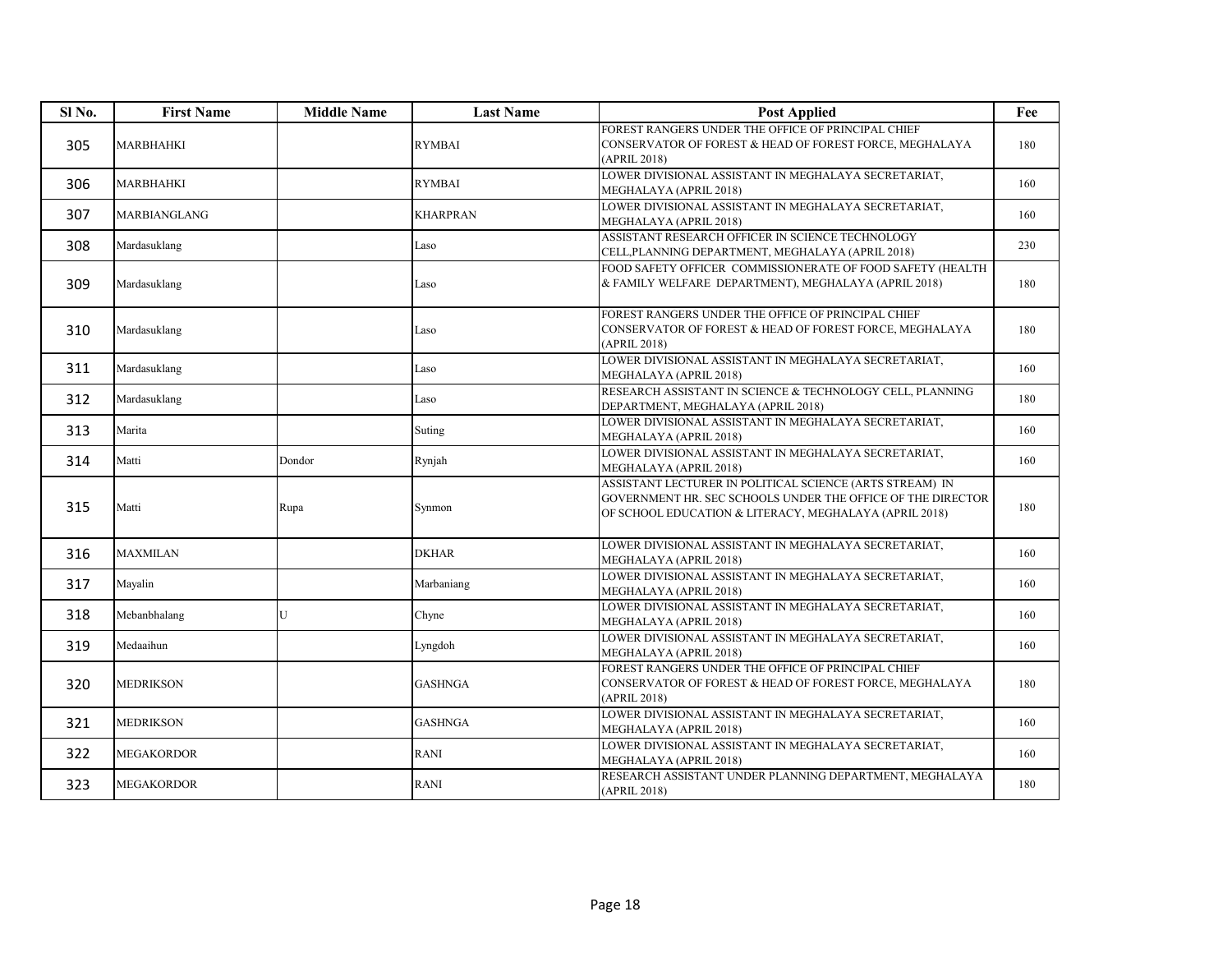| Sl No. | First Name | Middle Name | Last Name | Post Applied | Fee |
|---|---|---|---|---|---|
| 305 | MARBHAHKI | | RYMBAI | FOREST RANGERS UNDER THE OFFICE OF PRINCIPAL CHIEF CONSERVATOR OF FOREST & HEAD OF FOREST FORCE, MEGHALAYA (APRIL 2018) | 180 |
| 306 | MARBHAHKI | | RYMBAI | LOWER DIVISIONAL ASSISTANT IN MEGHALAYA SECRETARIAT, MEGHALAYA (APRIL 2018) | 160 |
| 307 | MARBIANGLANG | | KHARPRAN | LOWER DIVISIONAL ASSISTANT IN MEGHALAYA SECRETARIAT, MEGHALAYA (APRIL 2018) | 160 |
| 308 | Mardasuklang | | Laso | ASSISTANT RESEARCH OFFICER IN SCIENCE TECHNOLOGY CELL,PLANNING DEPARTMENT, MEGHALAYA (APRIL 2018) | 230 |
| 309 | Mardasuklang | | Laso | FOOD SAFETY OFFICER COMMISSIONERATE OF FOOD SAFETY (HEALTH & FAMILY WELFARE DEPARTMENT), MEGHALAYA (APRIL 2018) | 180 |
| 310 | Mardasuklang | | Laso | FOREST RANGERS UNDER THE OFFICE OF PRINCIPAL CHIEF CONSERVATOR OF FOREST & HEAD OF FOREST FORCE, MEGHALAYA (APRIL 2018) | 180 |
| 311 | Mardasuklang | | Laso | LOWER DIVISIONAL ASSISTANT IN MEGHALAYA SECRETARIAT, MEGHALAYA (APRIL 2018) | 160 |
| 312 | Mardasuklang | | Laso | RESEARCH ASSISTANT IN SCIENCE & TECHNOLOGY CELL, PLANNING DEPARTMENT, MEGHALAYA (APRIL 2018) | 180 |
| 313 | Marita | | Suting | LOWER DIVISIONAL ASSISTANT IN MEGHALAYA SECRETARIAT, MEGHALAYA (APRIL 2018) | 160 |
| 314 | Matti | Dondor | Rynjah | LOWER DIVISIONAL ASSISTANT IN MEGHALAYA SECRETARIAT, MEGHALAYA (APRIL 2018) | 160 |
| 315 | Matti | Rupa | Synmon | ASSISTANT LECTURER IN POLITICAL SCIENCE (ARTS STREAM) IN GOVERNMENT HR. SEC SCHOOLS UNDER THE OFFICE OF THE DIRECTOR OF SCHOOL EDUCATION & LITERACY, MEGHALAYA (APRIL 2018) | 180 |
| 316 | MAXMILAN | | DKHAR | LOWER DIVISIONAL ASSISTANT IN MEGHALAYA SECRETARIAT, MEGHALAYA (APRIL 2018) | 160 |
| 317 | Mayalin | | Marbaniang | LOWER DIVISIONAL ASSISTANT IN MEGHALAYA SECRETARIAT, MEGHALAYA (APRIL 2018) | 160 |
| 318 | Mebanbhalang | U | Chyne | LOWER DIVISIONAL ASSISTANT IN MEGHALAYA SECRETARIAT, MEGHALAYA (APRIL 2018) | 160 |
| 319 | Medaaihun | | Lyngdoh | LOWER DIVISIONAL ASSISTANT IN MEGHALAYA SECRETARIAT, MEGHALAYA (APRIL 2018) | 160 |
| 320 | MEDRIKSON | | GASHNGA | FOREST RANGERS UNDER THE OFFICE OF PRINCIPAL CHIEF CONSERVATOR OF FOREST & HEAD OF FOREST FORCE, MEGHALAYA (APRIL 2018) | 180 |
| 321 | MEDRIKSON | | GASHNGA | LOWER DIVISIONAL ASSISTANT IN MEGHALAYA SECRETARIAT, MEGHALAYA (APRIL 2018) | 160 |
| 322 | MEGAKORDOR | | RANI | LOWER DIVISIONAL ASSISTANT IN MEGHALAYA SECRETARIAT, MEGHALAYA (APRIL 2018) | 160 |
| 323 | MEGAKORDOR | | RANI | RESEARCH ASSISTANT UNDER PLANNING DEPARTMENT, MEGHALAYA (APRIL 2018) | 180 |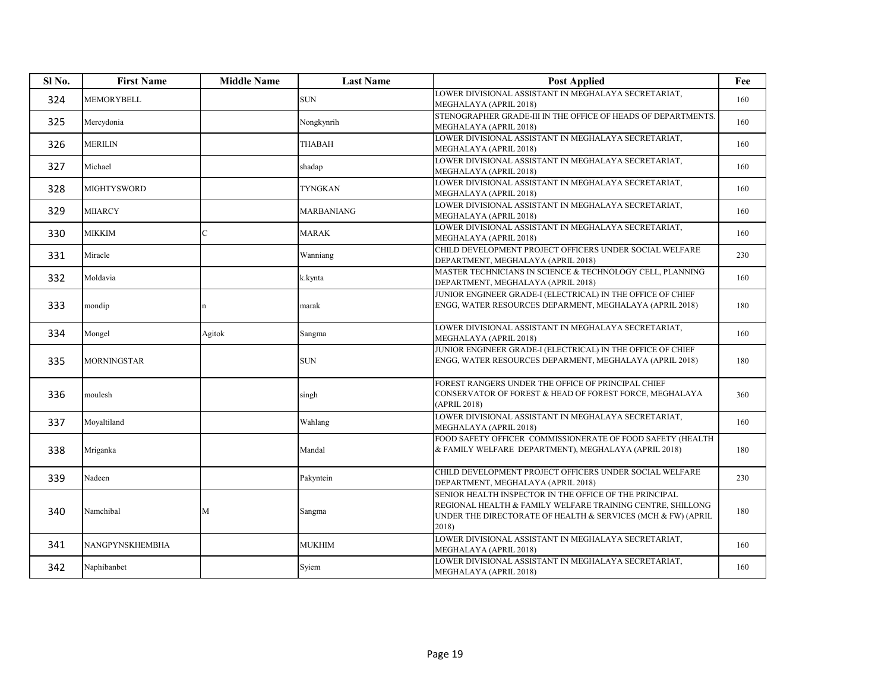| Sl No. | First Name | Middle Name | Last Name | Post Applied | Fee |
|---|---|---|---|---|---|
| 324 | MEMORYBELL | | SUN | LOWER DIVISIONAL ASSISTANT IN MEGHALAYA SECRETARIAT, MEGHALAYA (APRIL 2018) | 160 |
| 325 | Mercydonia | | Nongkynrih | STENOGRAPHER GRADE-III IN THE OFFICE OF HEADS OF DEPARTMENTS. MEGHALAYA (APRIL 2018) | 160 |
| 326 | MERILIN | | THABAH | LOWER DIVISIONAL ASSISTANT IN MEGHALAYA SECRETARIAT, MEGHALAYA (APRIL 2018) | 160 |
| 327 | Michael | | shadap | LOWER DIVISIONAL ASSISTANT IN MEGHALAYA SECRETARIAT, MEGHALAYA (APRIL 2018) | 160 |
| 328 | MIGHTYSWORD | | TYNGKAN | LOWER DIVISIONAL ASSISTANT IN MEGHALAYA SECRETARIAT, MEGHALAYA (APRIL 2018) | 160 |
| 329 | MIIARCY | | MARBANIANG | LOWER DIVISIONAL ASSISTANT IN MEGHALAYA SECRETARIAT, MEGHALAYA (APRIL 2018) | 160 |
| 330 | MIKKIM | C | MARAK | LOWER DIVISIONAL ASSISTANT IN MEGHALAYA SECRETARIAT, MEGHALAYA (APRIL 2018) | 160 |
| 331 | Miracle | | Wanniang | CHILD DEVELOPMENT PROJECT OFFICERS UNDER SOCIAL WELFARE DEPARTMENT, MEGHALAYA (APRIL 2018) | 230 |
| 332 | Moldavia | | k.kynta | MASTER TECHNICIANS IN SCIENCE & TECHNOLOGY CELL, PLANNING DEPARTMENT, MEGHALAYA (APRIL 2018) | 160 |
| 333 | mondip | n | marak | JUNIOR ENGINEER GRADE-I (ELECTRICAL) IN THE OFFICE OF CHIEF ENGG, WATER RESOURCES DEPARMENT, MEGHALAYA (APRIL 2018) | 180 |
| 334 | Mongel | Agitok | Sangma | LOWER DIVISIONAL ASSISTANT IN MEGHALAYA SECRETARIAT, MEGHALAYA (APRIL 2018) | 160 |
| 335 | MORNINGSTAR | | SUN | JUNIOR ENGINEER GRADE-I (ELECTRICAL) IN THE OFFICE OF CHIEF ENGG, WATER RESOURCES DEPARMENT, MEGHALAYA (APRIL 2018) | 180 |
| 336 | moulesh | | singh | FOREST RANGERS UNDER THE OFFICE OF PRINCIPAL CHIEF CONSERVATOR OF FOREST & HEAD OF FOREST FORCE, MEGHALAYA (APRIL 2018) | 360 |
| 337 | Moyaltiland | | Wahlang | LOWER DIVISIONAL ASSISTANT IN MEGHALAYA SECRETARIAT, MEGHALAYA (APRIL 2018) | 160 |
| 338 | Mriganka | | Mandal | FOOD SAFETY OFFICER COMMISSIONERATE OF FOOD SAFETY (HEALTH & FAMILY WELFARE DEPARTMENT), MEGHALAYA (APRIL 2018) | 180 |
| 339 | Nadeen | | Pakyntein | CHILD DEVELOPMENT PROJECT OFFICERS UNDER SOCIAL WELFARE DEPARTMENT, MEGHALAYA (APRIL 2018) | 230 |
| 340 | Namchibal | M | Sangma | SENIOR HEALTH INSPECTOR IN THE OFFICE OF THE PRINCIPAL REGIONAL HEALTH & FAMILY WELFARE TRAINING CENTRE, SHILLONG UNDER THE DIRECTORATE OF HEALTH & SERVICES (MCH & FW) (APRIL 2018) | 180 |
| 341 | NANGPYNSKHEMBHA | | MUKHIM | LOWER DIVISIONAL ASSISTANT IN MEGHALAYA SECRETARIAT, MEGHALAYA (APRIL 2018) | 160 |
| 342 | Naphibanbet | | Syiem | LOWER DIVISIONAL ASSISTANT IN MEGHALAYA SECRETARIAT, MEGHALAYA (APRIL 2018) | 160 |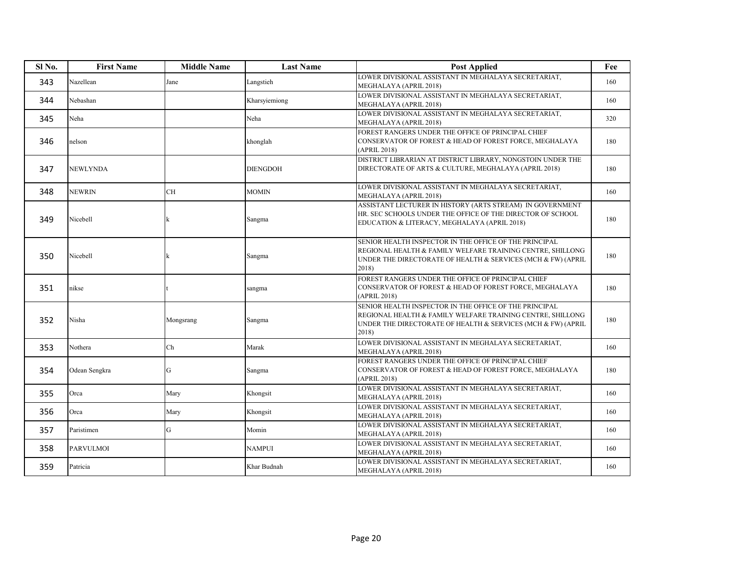| Sl No. | First Name | Middle Name | Last Name | Post Applied | Fee |
|---|---|---|---|---|---|
| 343 | Nazellean | Jane | Langstieh | LOWER DIVISIONAL ASSISTANT IN MEGHALAYA SECRETARIAT, MEGHALAYA (APRIL 2018) | 160 |
| 344 | Nebashan | | Kharsyiemiong | LOWER DIVISIONAL ASSISTANT IN MEGHALAYA SECRETARIAT, MEGHALAYA (APRIL 2018) | 160 |
| 345 | Neha | | Neha | LOWER DIVISIONAL ASSISTANT IN MEGHALAYA SECRETARIAT, MEGHALAYA (APRIL 2018) | 320 |
| 346 | nelson | | khonglah | FOREST RANGERS UNDER THE OFFICE OF PRINCIPAL CHIEF CONSERVATOR OF FOREST & HEAD OF FOREST FORCE, MEGHALAYA (APRIL 2018) | 180 |
| 347 | NEWLYNDA | | DIENGDOH | DISTRICT LIBRARIAN AT DISTRICT LIBRARY, NONGSTOIN UNDER THE DIRECTORATE OF ARTS & CULTURE, MEGHALAYA (APRIL 2018) | 180 |
| 348 | NEWRIN | CH | MOMIN | LOWER DIVISIONAL ASSISTANT IN MEGHALAYA SECRETARIAT, MEGHALAYA (APRIL 2018) | 160 |
| 349 | Nicebell | k | Sangma | ASSISTANT LECTURER IN HISTORY (ARTS STREAM) IN GOVERNMENT HR. SEC SCHOOLS UNDER THE OFFICE OF THE DIRECTOR OF SCHOOL EDUCATION & LITERACY, MEGHALAYA (APRIL 2018) | 180 |
| 350 | Nicebell | k | Sangma | SENIOR HEALTH INSPECTOR IN THE OFFICE OF THE PRINCIPAL REGIONAL HEALTH & FAMILY WELFARE TRAINING CENTRE, SHILLONG UNDER THE DIRECTORATE OF HEALTH & SERVICES (MCH & FW) (APRIL 2018) | 180 |
| 351 | nikse | t | sangma | FOREST RANGERS UNDER THE OFFICE OF PRINCIPAL CHIEF CONSERVATOR OF FOREST & HEAD OF FOREST FORCE, MEGHALAYA (APRIL 2018) | 180 |
| 352 | Nisha | Mongsrang | Sangma | SENIOR HEALTH INSPECTOR IN THE OFFICE OF THE PRINCIPAL REGIONAL HEALTH & FAMILY WELFARE TRAINING CENTRE, SHILLONG UNDER THE DIRECTORATE OF HEALTH & SERVICES (MCH & FW) (APRIL 2018) | 180 |
| 353 | Nothera | Ch | Marak | LOWER DIVISIONAL ASSISTANT IN MEGHALAYA SECRETARIAT, MEGHALAYA (APRIL 2018) | 160 |
| 354 | Odean Sengkra | G | Sangma | FOREST RANGERS UNDER THE OFFICE OF PRINCIPAL CHIEF CONSERVATOR OF FOREST & HEAD OF FOREST FORCE, MEGHALAYA (APRIL 2018) | 180 |
| 355 | Orca | Mary | Khongsit | LOWER DIVISIONAL ASSISTANT IN MEGHALAYA SECRETARIAT, MEGHALAYA (APRIL 2018) | 160 |
| 356 | Orca | Mary | Khongsit | LOWER DIVISIONAL ASSISTANT IN MEGHALAYA SECRETARIAT, MEGHALAYA (APRIL 2018) | 160 |
| 357 | Paristimen | G | Momin | LOWER DIVISIONAL ASSISTANT IN MEGHALAYA SECRETARIAT, MEGHALAYA (APRIL 2018) | 160 |
| 358 | PARVULMOI | | NAMPUI | LOWER DIVISIONAL ASSISTANT IN MEGHALAYA SECRETARIAT, MEGHALAYA (APRIL 2018) | 160 |
| 359 | Patricia | | Khar Budnah | LOWER DIVISIONAL ASSISTANT IN MEGHALAYA SECRETARIAT, MEGHALAYA (APRIL 2018) | 160 |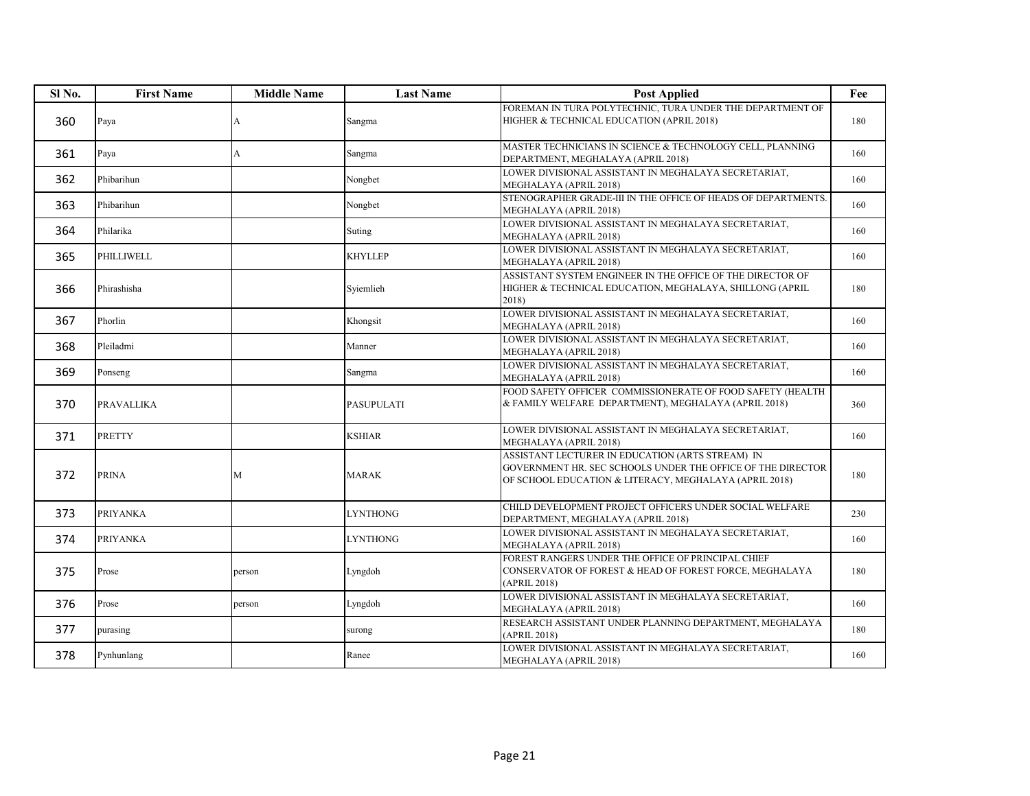| Sl No. | First Name | Middle Name | Last Name | Post Applied | Fee |
|---|---|---|---|---|---|
| 360 | Paya | A | Sangma | FOREMAN IN TURA POLYTECHNIC, TURA UNDER THE DEPARTMENT OF HIGHER & TECHNICAL EDUCATION (APRIL 2018) | 180 |
| 361 | Paya | A | Sangma | MASTER TECHNICIANS IN SCIENCE & TECHNOLOGY CELL, PLANNING DEPARTMENT, MEGHALAYA (APRIL 2018) | 160 |
| 362 | Phibarihun | | Nongbet | LOWER DIVISIONAL ASSISTANT IN MEGHALAYA SECRETARIAT, MEGHALAYA (APRIL 2018) | 160 |
| 363 | Phibarihun | | Nongbet | STENOGRAPHER GRADE-III IN THE OFFICE OF HEADS OF DEPARTMENTS. MEGHALAYA (APRIL 2018) | 160 |
| 364 | Philarika | | Suting | LOWER DIVISIONAL ASSISTANT IN MEGHALAYA SECRETARIAT, MEGHALAYA (APRIL 2018) | 160 |
| 365 | PHILLIWELL | | KHYLLEP | LOWER DIVISIONAL ASSISTANT IN MEGHALAYA SECRETARIAT, MEGHALAYA (APRIL 2018) | 160 |
| 366 | Phirashisha | | Syiemlieh | ASSISTANT SYSTEM ENGINEER IN THE OFFICE OF THE DIRECTOR OF HIGHER & TECHNICAL EDUCATION, MEGHALAYA, SHILLONG (APRIL 2018) | 180 |
| 367 | Phorlin | | Khongsit | LOWER DIVISIONAL ASSISTANT IN MEGHALAYA SECRETARIAT, MEGHALAYA (APRIL 2018) | 160 |
| 368 | Pleiladmi | | Manner | LOWER DIVISIONAL ASSISTANT IN MEGHALAYA SECRETARIAT, MEGHALAYA (APRIL 2018) | 160 |
| 369 | Ponseng | | Sangma | LOWER DIVISIONAL ASSISTANT IN MEGHALAYA SECRETARIAT, MEGHALAYA (APRIL 2018) | 160 |
| 370 | PRAVALLIKA | | PASUPULATI | FOOD SAFETY OFFICER COMMISSIONERATE OF FOOD SAFETY (HEALTH & FAMILY WELFARE DEPARTMENT), MEGHALAYA (APRIL 2018) | 360 |
| 371 | PRETTY | | KSHIAR | LOWER DIVISIONAL ASSISTANT IN MEGHALAYA SECRETARIAT, MEGHALAYA (APRIL 2018) | 160 |
| 372 | PRINA | M | MARAK | ASSISTANT LECTURER IN EDUCATION (ARTS STREAM) IN GOVERNMENT HR. SEC SCHOOLS UNDER THE OFFICE OF THE DIRECTOR OF SCHOOL EDUCATION & LITERACY, MEGHALAYA (APRIL 2018) | 180 |
| 373 | PRIYANKA | | LYNTHONG | CHILD DEVELOPMENT PROJECT OFFICERS UNDER SOCIAL WELFARE DEPARTMENT, MEGHALAYA (APRIL 2018) | 230 |
| 374 | PRIYANKA | | LYNTHONG | LOWER DIVISIONAL ASSISTANT IN MEGHALAYA SECRETARIAT, MEGHALAYA (APRIL 2018) | 160 |
| 375 | Prose | person | Lyngdoh | FOREST RANGERS UNDER THE OFFICE OF PRINCIPAL CHIEF CONSERVATOR OF FOREST & HEAD OF FOREST FORCE, MEGHALAYA (APRIL 2018) | 180 |
| 376 | Prose | person | Lyngdoh | LOWER DIVISIONAL ASSISTANT IN MEGHALAYA SECRETARIAT, MEGHALAYA (APRIL 2018) | 160 |
| 377 | purasing | | surong | RESEARCH ASSISTANT UNDER PLANNING DEPARTMENT, MEGHALAYA (APRIL 2018) | 180 |
| 378 | Pynhunlang | | Ranee | LOWER DIVISIONAL ASSISTANT IN MEGHALAYA SECRETARIAT, MEGHALAYA (APRIL 2018) | 160 |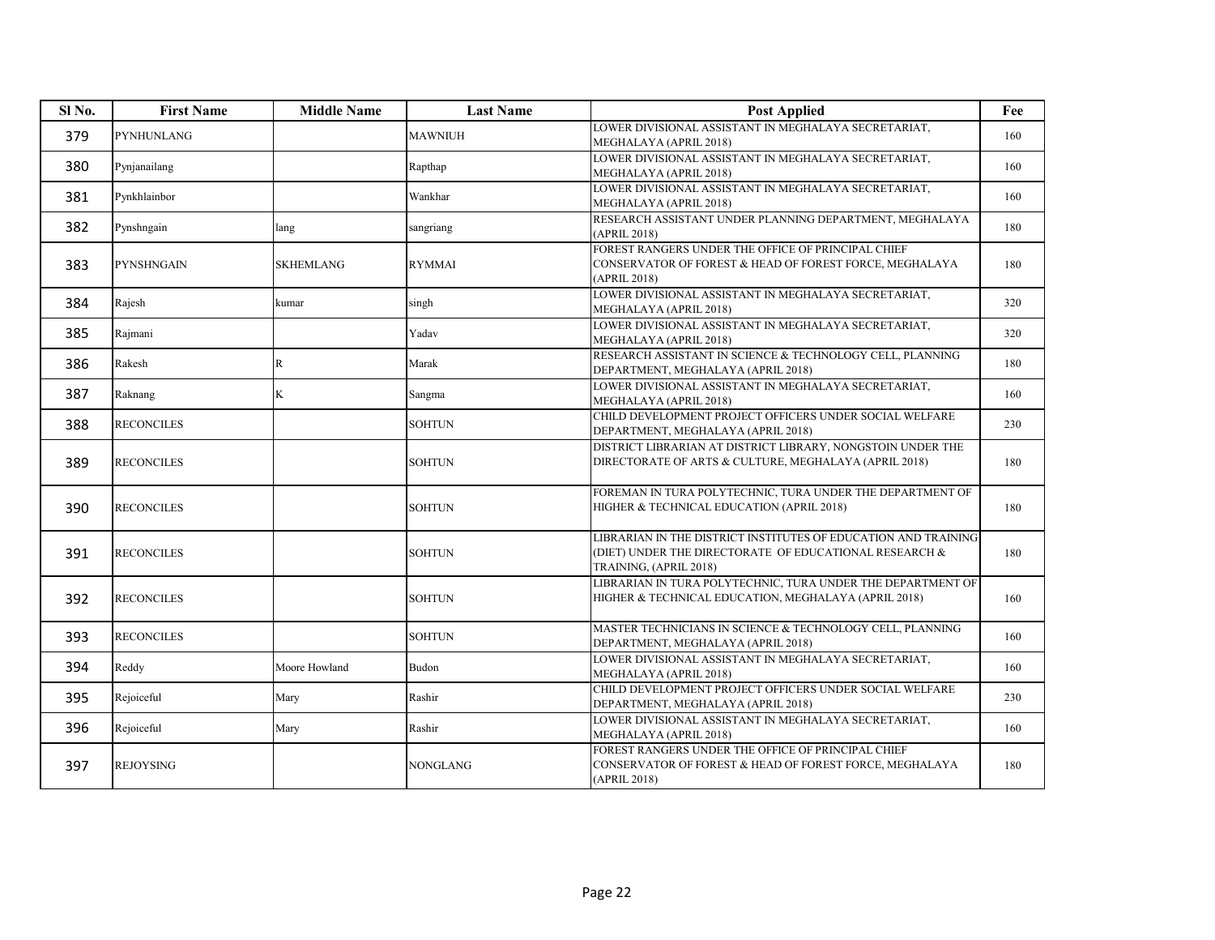| Sl No. | First Name | Middle Name | Last Name | Post Applied | Fee |
|---|---|---|---|---|---|
| 379 | PYNHUNLANG | | MAWNIUH | LOWER DIVISIONAL ASSISTANT IN MEGHALAYA SECRETARIAT, MEGHALAYA (APRIL 2018) | 160 |
| 380 | Pynjanailang | | Rapthap | LOWER DIVISIONAL ASSISTANT IN MEGHALAYA SECRETARIAT, MEGHALAYA (APRIL 2018) | 160 |
| 381 | Pynkhlainbor | | Wankhar | LOWER DIVISIONAL ASSISTANT IN MEGHALAYA SECRETARIAT, MEGHALAYA (APRIL 2018) | 160 |
| 382 | Pynshngain | lang | sangriang | RESEARCH ASSISTANT UNDER PLANNING DEPARTMENT, MEGHALAYA (APRIL 2018) | 180 |
| 383 | PYNSHNGAIN | SKHEMLANG | RYMMAI | FOREST RANGERS UNDER THE OFFICE OF PRINCIPAL CHIEF CONSERVATOR OF FOREST & HEAD OF FOREST FORCE, MEGHALAYA (APRIL 2018) | 180 |
| 384 | Rajesh | kumar | singh | LOWER DIVISIONAL ASSISTANT IN MEGHALAYA SECRETARIAT, MEGHALAYA (APRIL 2018) | 320 |
| 385 | Rajmani | | Yadav | LOWER DIVISIONAL ASSISTANT IN MEGHALAYA SECRETARIAT, MEGHALAYA (APRIL 2018) | 320 |
| 386 | Rakesh | R | Marak | RESEARCH ASSISTANT IN SCIENCE & TECHNOLOGY CELL, PLANNING DEPARTMENT, MEGHALAYA (APRIL 2018) | 180 |
| 387 | Raknang | K | Sangma | LOWER DIVISIONAL ASSISTANT IN MEGHALAYA SECRETARIAT, MEGHALAYA (APRIL 2018) | 160 |
| 388 | RECONCILES | | SOHTUN | CHILD DEVELOPMENT PROJECT OFFICERS UNDER SOCIAL WELFARE DEPARTMENT, MEGHALAYA (APRIL 2018) | 230 |
| 389 | RECONCILES | | SOHTUN | DISTRICT LIBRARIAN AT DISTRICT LIBRARY, NONGSTOIN UNDER THE DIRECTORATE OF ARTS & CULTURE, MEGHALAYA (APRIL 2018) | 180 |
| 390 | RECONCILES | | SOHTUN | FOREMAN IN TURA POLYTECHNIC, TURA UNDER THE DEPARTMENT OF HIGHER & TECHNICAL EDUCATION (APRIL 2018) | 180 |
| 391 | RECONCILES | | SOHTUN | LIBRARIAN IN THE DISTRICT INSTITUTES OF EDUCATION AND TRAINING (DIET) UNDER THE DIRECTORATE OF EDUCATIONAL RESEARCH & TRAINING, (APRIL 2018) | 180 |
| 392 | RECONCILES | | SOHTUN | LIBRARIAN IN TURA POLYTECHNIC, TURA UNDER THE DEPARTMENT OF HIGHER & TECHNICAL EDUCATION, MEGHALAYA (APRIL 2018) | 160 |
| 393 | RECONCILES | | SOHTUN | MASTER TECHNICIANS IN SCIENCE & TECHNOLOGY CELL, PLANNING DEPARTMENT, MEGHALAYA (APRIL 2018) | 160 |
| 394 | Reddy | Moore Howland | Budon | LOWER DIVISIONAL ASSISTANT IN MEGHALAYA SECRETARIAT, MEGHALAYA (APRIL 2018) | 160 |
| 395 | Rejoiceful | Mary | Rashir | CHILD DEVELOPMENT PROJECT OFFICERS UNDER SOCIAL WELFARE DEPARTMENT, MEGHALAYA (APRIL 2018) | 230 |
| 396 | Rejoiceful | Mary | Rashir | LOWER DIVISIONAL ASSISTANT IN MEGHALAYA SECRETARIAT, MEGHALAYA (APRIL 2018) | 160 |
| 397 | REJOYSING | | NONGLANG | FOREST RANGERS UNDER THE OFFICE OF PRINCIPAL CHIEF CONSERVATOR OF FOREST & HEAD OF FOREST FORCE, MEGHALAYA (APRIL 2018) | 180 |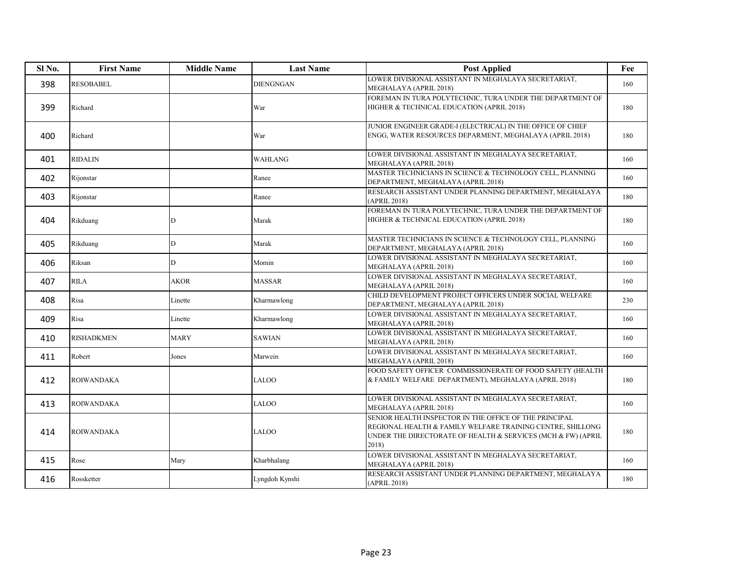| Sl No. | First Name | Middle Name | Last Name | Post Applied | Fee |
|---|---|---|---|---|---|
| 398 | RESOBABEL | | DIENGNGAN | LOWER DIVISIONAL ASSISTANT IN MEGHALAYA SECRETARIAT, MEGHALAYA (APRIL 2018) | 160 |
| 399 | Richard | | War | FOREMAN IN TURA POLYTECHNIC, TURA UNDER THE DEPARTMENT OF HIGHER & TECHNICAL EDUCATION (APRIL 2018) | 180 |
| 400 | Richard | | War | JUNIOR ENGINEER GRADE-I (ELECTRICAL) IN THE OFFICE OF CHIEF ENGG, WATER RESOURCES DEPARMENT, MEGHALAYA (APRIL 2018) | 180 |
| 401 | RIDALIN | | WAHLANG | LOWER DIVISIONAL ASSISTANT IN MEGHALAYA SECRETARIAT, MEGHALAYA (APRIL 2018) | 160 |
| 402 | Rijonstar | | Ranee | MASTER TECHNICIANS IN SCIENCE & TECHNOLOGY CELL, PLANNING DEPARTMENT, MEGHALAYA (APRIL 2018) | 160 |
| 403 | Rijonstar | | Ranee | RESEARCH ASSISTANT UNDER PLANNING DEPARTMENT, MEGHALAYA (APRIL 2018) | 180 |
| 404 | Rikduang | D | Marak | FOREMAN IN TURA POLYTECHNIC, TURA UNDER THE DEPARTMENT OF HIGHER & TECHNICAL EDUCATION (APRIL 2018) | 180 |
| 405 | Rikduang | D | Marak | MASTER TECHNICIANS IN SCIENCE & TECHNOLOGY CELL, PLANNING DEPARTMENT, MEGHALAYA (APRIL 2018) | 160 |
| 406 | Riksan | D | Momin | LOWER DIVISIONAL ASSISTANT IN MEGHALAYA SECRETARIAT, MEGHALAYA (APRIL 2018) | 160 |
| 407 | RILA | AKOR | MASSAR | LOWER DIVISIONAL ASSISTANT IN MEGHALAYA SECRETARIAT, MEGHALAYA (APRIL 2018) | 160 |
| 408 | Risa | Linette | Kharmawlong | CHILD DEVELOPMENT PROJECT OFFICERS UNDER SOCIAL WELFARE DEPARTMENT, MEGHALAYA (APRIL 2018) | 230 |
| 409 | Risa | Linette | Kharmawlong | LOWER DIVISIONAL ASSISTANT IN MEGHALAYA SECRETARIAT, MEGHALAYA (APRIL 2018) | 160 |
| 410 | RISHADKMEN | MARY | SAWIAN | LOWER DIVISIONAL ASSISTANT IN MEGHALAYA SECRETARIAT, MEGHALAYA (APRIL 2018) | 160 |
| 411 | Robert | Jones | Marwein | LOWER DIVISIONAL ASSISTANT IN MEGHALAYA SECRETARIAT, MEGHALAYA (APRIL 2018) | 160 |
| 412 | ROIWANDAKA | | LALOO | FOOD SAFETY OFFICER COMMISSIONERATE OF FOOD SAFETY (HEALTH & FAMILY WELFARE DEPARTMENT), MEGHALAYA (APRIL 2018) | 180 |
| 413 | ROIWANDAKA | | LALOO | LOWER DIVISIONAL ASSISTANT IN MEGHALAYA SECRETARIAT, MEGHALAYA (APRIL 2018) | 160 |
| 414 | ROIWANDAKA | | LALOO | SENIOR HEALTH INSPECTOR IN THE OFFICE OF THE PRINCIPAL REGIONAL HEALTH & FAMILY WELFARE TRAINING CENTRE, SHILLONG UNDER THE DIRECTORATE OF HEALTH & SERVICES (MCH & FW) (APRIL 2018) | 180 |
| 415 | Rose | Mary | Kharbhalang | LOWER DIVISIONAL ASSISTANT IN MEGHALAYA SECRETARIAT, MEGHALAYA (APRIL 2018) | 160 |
| 416 | Rossketter | | Lyngdoh Kynshi | RESEARCH ASSISTANT UNDER PLANNING DEPARTMENT, MEGHALAYA (APRIL 2018) | 180 |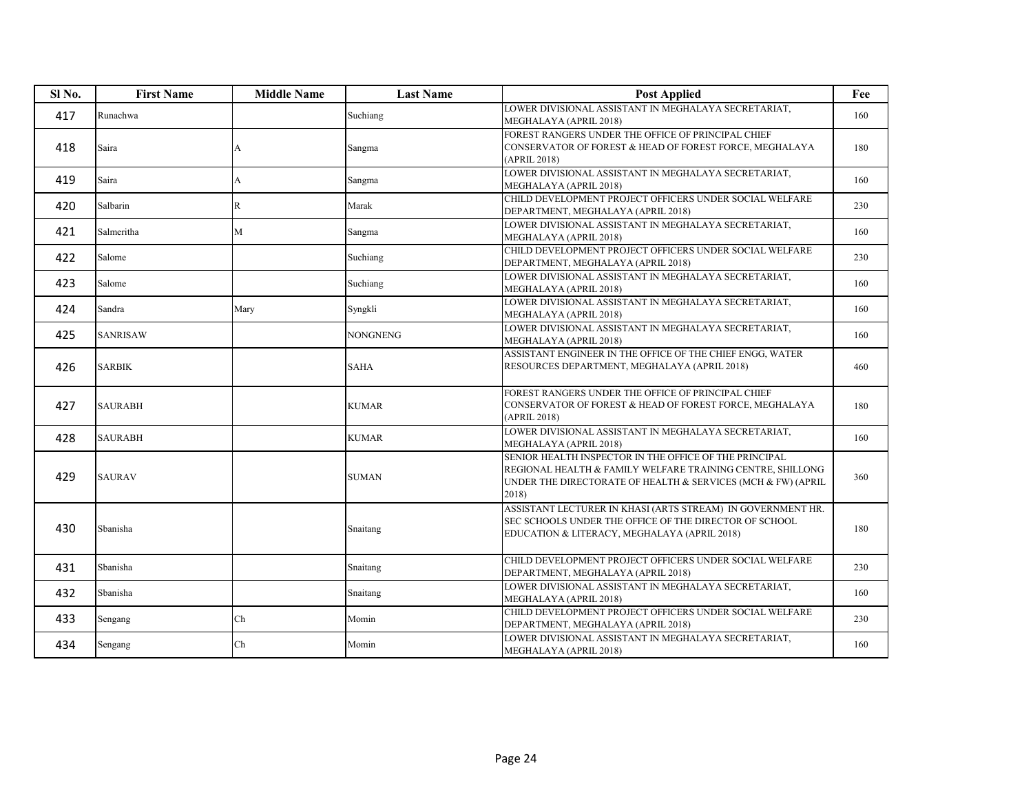| Sl No. | First Name | Middle Name | Last Name | Post Applied | Fee |
|---|---|---|---|---|---|
| 417 | Runachwa | | Suchiang | LOWER DIVISIONAL ASSISTANT IN MEGHALAYA SECRETARIAT, MEGHALAYA (APRIL 2018) | 160 |
| 418 | Saira | A | Sangma | FOREST RANGERS UNDER THE OFFICE OF PRINCIPAL CHIEF CONSERVATOR OF FOREST & HEAD OF FOREST FORCE, MEGHALAYA (APRIL 2018) | 180 |
| 419 | Saira | A | Sangma | LOWER DIVISIONAL ASSISTANT IN MEGHALAYA SECRETARIAT, MEGHALAYA (APRIL 2018) | 160 |
| 420 | Salbarin | R | Marak | CHILD DEVELOPMENT PROJECT OFFICERS UNDER SOCIAL WELFARE DEPARTMENT, MEGHALAYA (APRIL 2018) | 230 |
| 421 | Salmeritha | M | Sangma | LOWER DIVISIONAL ASSISTANT IN MEGHALAYA SECRETARIAT, MEGHALAYA (APRIL 2018) | 160 |
| 422 | Salome | | Suchiang | CHILD DEVELOPMENT PROJECT OFFICERS UNDER SOCIAL WELFARE DEPARTMENT, MEGHALAYA (APRIL 2018) | 230 |
| 423 | Salome | | Suchiang | LOWER DIVISIONAL ASSISTANT IN MEGHALAYA SECRETARIAT, MEGHALAYA (APRIL 2018) | 160 |
| 424 | Sandra | Mary | Syngkli | LOWER DIVISIONAL ASSISTANT IN MEGHALAYA SECRETARIAT, MEGHALAYA (APRIL 2018) | 160 |
| 425 | SANRISAW | | NONGNENG | LOWER DIVISIONAL ASSISTANT IN MEGHALAYA SECRETARIAT, MEGHALAYA (APRIL 2018) | 160 |
| 426 | SARBIK | | SAHA | ASSISTANT ENGINEER IN THE OFFICE OF THE CHIEF ENGG, WATER RESOURCES DEPARTMENT, MEGHALAYA (APRIL 2018) | 460 |
| 427 | SAURABH | | KUMAR | FOREST RANGERS UNDER THE OFFICE OF PRINCIPAL CHIEF CONSERVATOR OF FOREST & HEAD OF FOREST FORCE, MEGHALAYA (APRIL 2018) | 180 |
| 428 | SAURABH | | KUMAR | LOWER DIVISIONAL ASSISTANT IN MEGHALAYA SECRETARIAT, MEGHALAYA (APRIL 2018) | 160 |
| 429 | SAURAV | | SUMAN | SENIOR HEALTH INSPECTOR IN THE OFFICE OF THE PRINCIPAL REGIONAL HEALTH & FAMILY WELFARE TRAINING CENTRE, SHILLONG UNDER THE DIRECTORATE OF HEALTH & SERVICES (MCH & FW) (APRIL 2018) | 360 |
| 430 | Sbanisha | | Snaitang | ASSISTANT LECTURER IN KHASI (ARTS STREAM) IN GOVERNMENT HR. SEC SCHOOLS UNDER THE OFFICE OF THE DIRECTOR OF SCHOOL EDUCATION & LITERACY, MEGHALAYA (APRIL 2018) | 180 |
| 431 | Sbanisha | | Snaitang | CHILD DEVELOPMENT PROJECT OFFICERS UNDER SOCIAL WELFARE DEPARTMENT, MEGHALAYA (APRIL 2018) | 230 |
| 432 | Sbanisha | | Snaitang | LOWER DIVISIONAL ASSISTANT IN MEGHALAYA SECRETARIAT, MEGHALAYA (APRIL 2018) | 160 |
| 433 | Sengang | Ch | Momin | CHILD DEVELOPMENT PROJECT OFFICERS UNDER SOCIAL WELFARE DEPARTMENT, MEGHALAYA (APRIL 2018) | 230 |
| 434 | Sengang | Ch | Momin | LOWER DIVISIONAL ASSISTANT IN MEGHALAYA SECRETARIAT, MEGHALAYA (APRIL 2018) | 160 |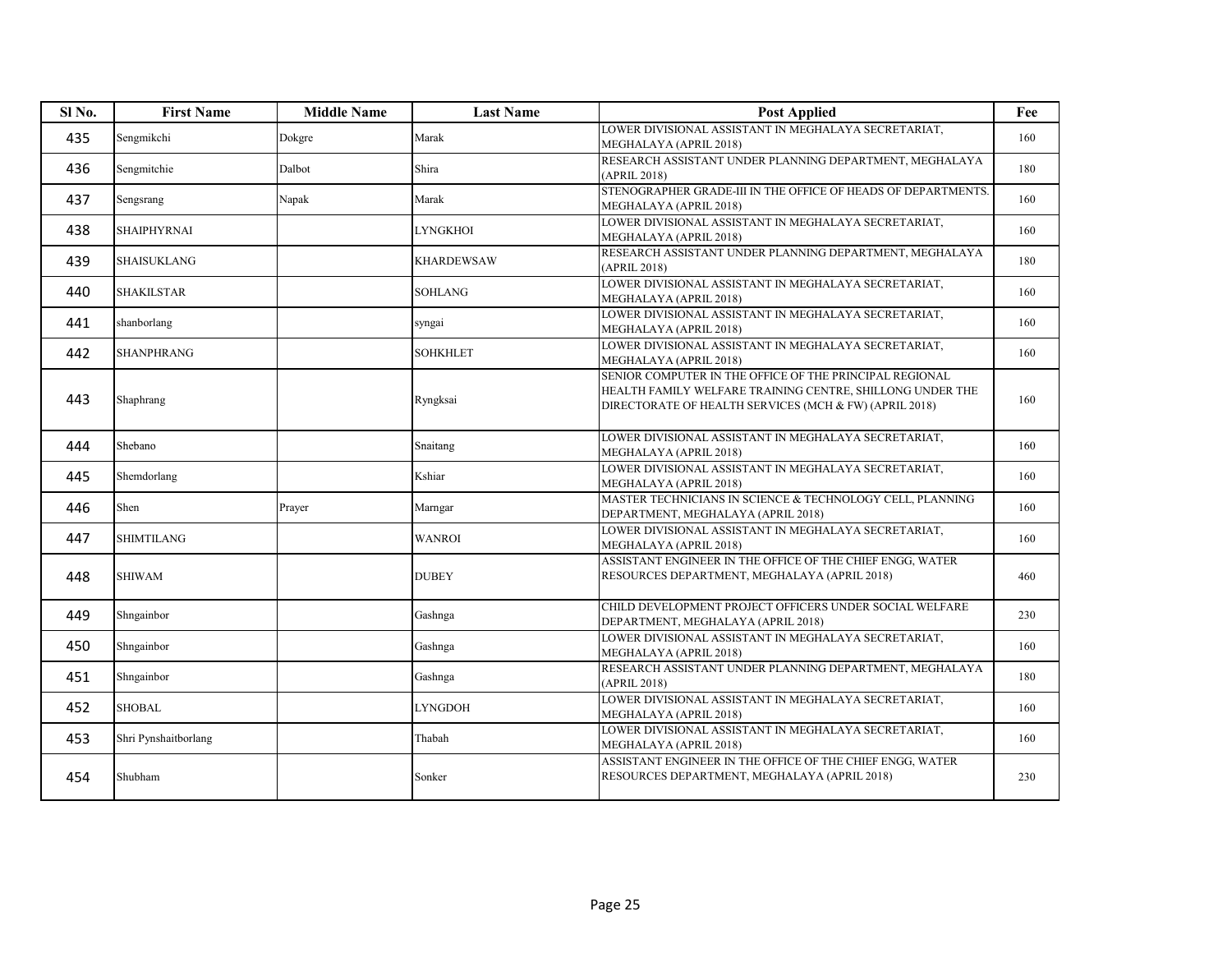| Sl No. | First Name | Middle Name | Last Name | Post Applied | Fee |
|---|---|---|---|---|---|
| 435 | Sengmikchi | Dokgre | Marak | LOWER DIVISIONAL ASSISTANT IN MEGHALAYA SECRETARIAT, MEGHALAYA (APRIL 2018) | 160 |
| 436 | Sengmitchie | Dalbot | Shira | RESEARCH ASSISTANT UNDER PLANNING DEPARTMENT, MEGHALAYA (APRIL 2018) | 180 |
| 437 | Sengsrang | Napak | Marak | STENOGRAPHER GRADE-III IN THE OFFICE OF HEADS OF DEPARTMENTS. MEGHALAYA (APRIL 2018) | 160 |
| 438 | SHAIPHYRNAI | | LYNGKHOI | LOWER DIVISIONAL ASSISTANT IN MEGHALAYA SECRETARIAT, MEGHALAYA (APRIL 2018) | 160 |
| 439 | SHAISUKLANG | | KHARDEWSAW | RESEARCH ASSISTANT UNDER PLANNING DEPARTMENT, MEGHALAYA (APRIL 2018) | 180 |
| 440 | SHAKILSTAR | | SOHLANG | LOWER DIVISIONAL ASSISTANT IN MEGHALAYA SECRETARIAT, MEGHALAYA (APRIL 2018) | 160 |
| 441 | shanborlang | | syngai | LOWER DIVISIONAL ASSISTANT IN MEGHALAYA SECRETARIAT, MEGHALAYA (APRIL 2018) | 160 |
| 442 | SHANPHRANG | | SOHKHLET | LOWER DIVISIONAL ASSISTANT IN MEGHALAYA SECRETARIAT, MEGHALAYA (APRIL 2018) | 160 |
| 443 | Shaphrang | | Ryngksai | SENIOR COMPUTER IN THE OFFICE OF THE PRINCIPAL REGIONAL HEALTH FAMILY WELFARE TRAINING CENTRE, SHILLONG UNDER THE DIRECTORATE OF HEALTH SERVICES (MCH & FW) (APRIL 2018) | 160 |
| 444 | Shebano | | Snaitang | LOWER DIVISIONAL ASSISTANT IN MEGHALAYA SECRETARIAT, MEGHALAYA (APRIL 2018) | 160 |
| 445 | Shemdorlang | | Kshiar | LOWER DIVISIONAL ASSISTANT IN MEGHALAYA SECRETARIAT, MEGHALAYA (APRIL 2018) | 160 |
| 446 | Shen | Prayer | Marngar | MASTER TECHNICIANS IN SCIENCE & TECHNOLOGY CELL, PLANNING DEPARTMENT, MEGHALAYA (APRIL 2018) | 160 |
| 447 | SHIMTILANG | | WANROI | LOWER DIVISIONAL ASSISTANT IN MEGHALAYA SECRETARIAT, MEGHALAYA (APRIL 2018) | 160 |
| 448 | SHIWAM | | DUBEY | ASSISTANT ENGINEER IN THE OFFICE OF THE CHIEF ENGG, WATER RESOURCES DEPARTMENT, MEGHALAYA (APRIL 2018) | 460 |
| 449 | Shngainbor | | Gashnga | CHILD DEVELOPMENT PROJECT OFFICERS UNDER SOCIAL WELFARE DEPARTMENT, MEGHALAYA (APRIL 2018) | 230 |
| 450 | Shngainbor | | Gashnga | LOWER DIVISIONAL ASSISTANT IN MEGHALAYA SECRETARIAT, MEGHALAYA (APRIL 2018) | 160 |
| 451 | Shngainbor | | Gashnga | RESEARCH ASSISTANT UNDER PLANNING DEPARTMENT, MEGHALAYA (APRIL 2018) | 180 |
| 452 | SHOBAL | | LYNGDOH | LOWER DIVISIONAL ASSISTANT IN MEGHALAYA SECRETARIAT, MEGHALAYA (APRIL 2018) | 160 |
| 453 | Shri Pynshaitborlang | | Thabah | LOWER DIVISIONAL ASSISTANT IN MEGHALAYA SECRETARIAT, MEGHALAYA (APRIL 2018) | 160 |
| 454 | Shubham | | Sonker | ASSISTANT ENGINEER IN THE OFFICE OF THE CHIEF ENGG, WATER RESOURCES DEPARTMENT, MEGHALAYA (APRIL 2018) | 230 |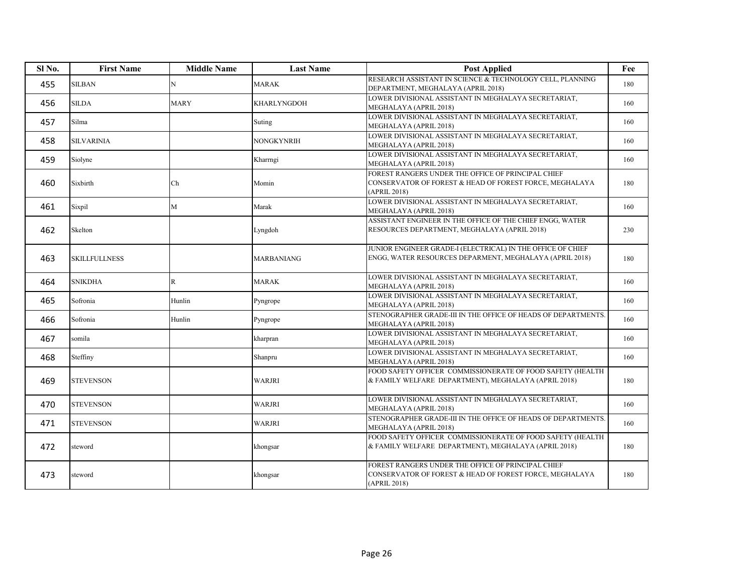| Sl No. | First Name | Middle Name | Last Name | Post Applied | Fee |
|---|---|---|---|---|---|
| 455 | SILBAN | N | MARAK | RESEARCH ASSISTANT IN SCIENCE & TECHNOLOGY CELL, PLANNING DEPARTMENT, MEGHALAYA (APRIL 2018) | 180 |
| 456 | SILDA | MARY | KHARLYNGDOH | LOWER DIVISIONAL ASSISTANT IN MEGHALAYA SECRETARIAT, MEGHALAYA (APRIL 2018) | 160 |
| 457 | Silma | | Suting | LOWER DIVISIONAL ASSISTANT IN MEGHALAYA SECRETARIAT, MEGHALAYA (APRIL 2018) | 160 |
| 458 | SILVARINIA | | NONGKYNRIH | LOWER DIVISIONAL ASSISTANT IN MEGHALAYA SECRETARIAT, MEGHALAYA (APRIL 2018) | 160 |
| 459 | Siolyne | | Kharrngi | LOWER DIVISIONAL ASSISTANT IN MEGHALAYA SECRETARIAT, MEGHALAYA (APRIL 2018) | 160 |
| 460 | Sixbirth | Ch | Momin | FOREST RANGERS UNDER THE OFFICE OF PRINCIPAL CHIEF CONSERVATOR OF FOREST & HEAD OF FOREST FORCE, MEGHALAYA (APRIL 2018) | 180 |
| 461 | Sixpil | M | Marak | LOWER DIVISIONAL ASSISTANT IN MEGHALAYA SECRETARIAT, MEGHALAYA (APRIL 2018) | 160 |
| 462 | Skelton | | Lyngdoh | ASSISTANT ENGINEER IN THE OFFICE OF THE CHIEF ENGG, WATER RESOURCES DEPARTMENT, MEGHALAYA (APRIL 2018) | 230 |
| 463 | SKILLFULLNESS | | MARBANIANG | JUNIOR ENGINEER GRADE-I (ELECTRICAL) IN THE OFFICE OF CHIEF ENGG, WATER RESOURCES DEPARMENT, MEGHALAYA (APRIL 2018) | 180 |
| 464 | SNIKDHA | R | MARAK | LOWER DIVISIONAL ASSISTANT IN MEGHALAYA SECRETARIAT, MEGHALAYA (APRIL 2018) | 160 |
| 465 | Sofronia | Hunlin | Pyngrope | LOWER DIVISIONAL ASSISTANT IN MEGHALAYA SECRETARIAT, MEGHALAYA (APRIL 2018) | 160 |
| 466 | Sofronia | Hunlin | Pyngrope | STENOGRAPHER GRADE-III IN THE OFFICE OF HEADS OF DEPARTMENTS. MEGHALAYA (APRIL 2018) | 160 |
| 467 | somila | | kharpran | LOWER DIVISIONAL ASSISTANT IN MEGHALAYA SECRETARIAT, MEGHALAYA (APRIL 2018) | 160 |
| 468 | Steffiny | | Shanpru | LOWER DIVISIONAL ASSISTANT IN MEGHALAYA SECRETARIAT, MEGHALAYA (APRIL 2018) | 160 |
| 469 | STEVENSON | | WARJRI | FOOD SAFETY OFFICER COMMISSIONERATE OF FOOD SAFETY (HEALTH & FAMILY WELFARE DEPARTMENT), MEGHALAYA (APRIL 2018) | 180 |
| 470 | STEVENSON | | WARJRI | LOWER DIVISIONAL ASSISTANT IN MEGHALAYA SECRETARIAT, MEGHALAYA (APRIL 2018) | 160 |
| 471 | STEVENSON | | WARJRI | STENOGRAPHER GRADE-III IN THE OFFICE OF HEADS OF DEPARTMENTS. MEGHALAYA (APRIL 2018) | 160 |
| 472 | steword | | khongsar | FOOD SAFETY OFFICER COMMISSIONERATE OF FOOD SAFETY (HEALTH & FAMILY WELFARE DEPARTMENT), MEGHALAYA (APRIL 2018) | 180 |
| 473 | steword | | khongsar | FOREST RANGERS UNDER THE OFFICE OF PRINCIPAL CHIEF CONSERVATOR OF FOREST & HEAD OF FOREST FORCE, MEGHALAYA (APRIL 2018) | 180 |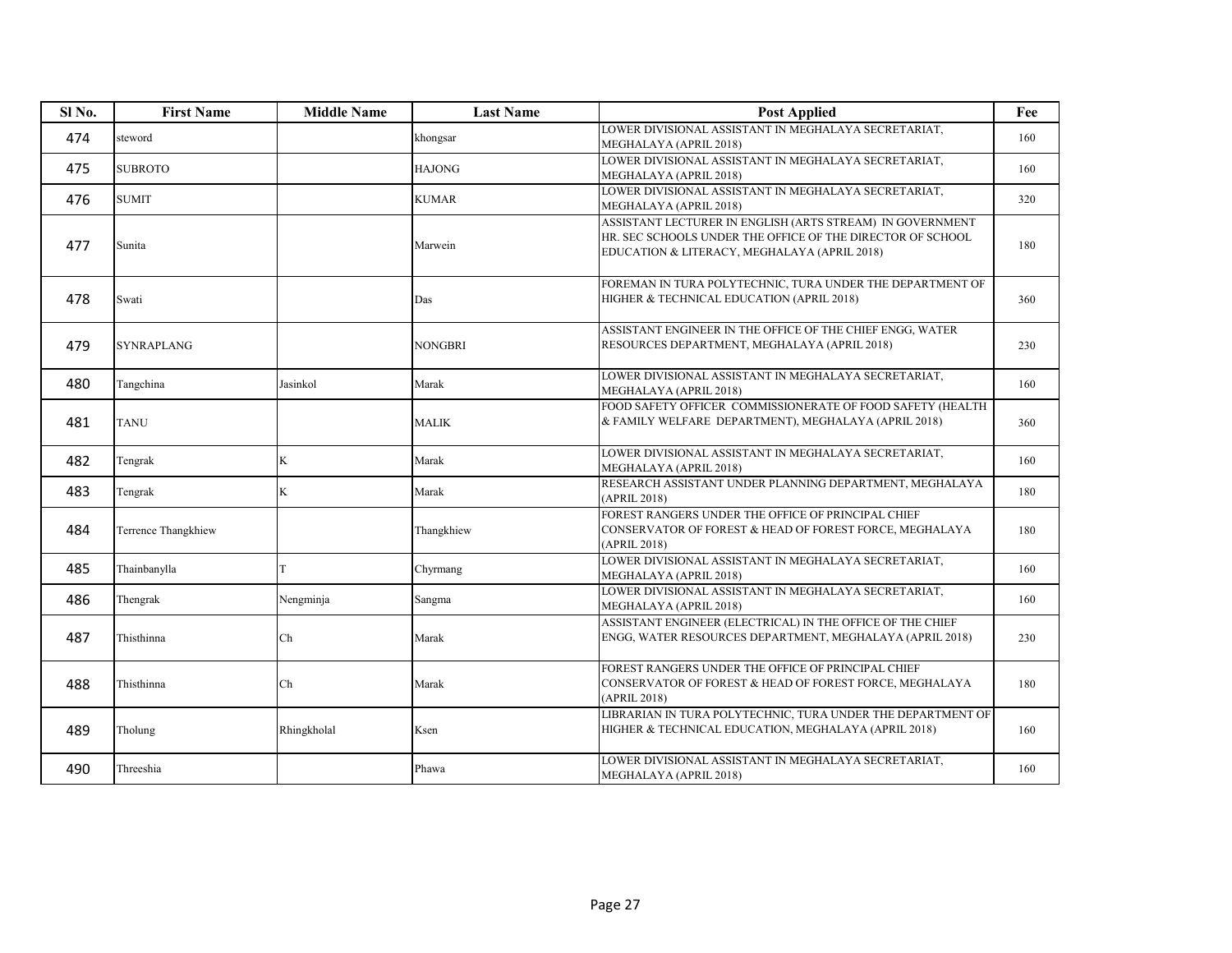| Sl No. | First Name | Middle Name | Last Name | Post Applied | Fee |
|---|---|---|---|---|---|
| 474 | steword | | khongsar | LOWER DIVISIONAL ASSISTANT IN MEGHALAYA SECRETARIAT, MEGHALAYA (APRIL 2018) | 160 |
| 475 | SUBROTO | | HAJONG | LOWER DIVISIONAL ASSISTANT IN MEGHALAYA SECRETARIAT, MEGHALAYA (APRIL 2018) | 160 |
| 476 | SUMIT | | KUMAR | LOWER DIVISIONAL ASSISTANT IN MEGHALAYA SECRETARIAT, MEGHALAYA (APRIL 2018) | 320 |
| 477 | Sunita | | Marwein | ASSISTANT LECTURER IN ENGLISH (ARTS STREAM) IN GOVERNMENT HR. SEC SCHOOLS UNDER THE OFFICE OF THE DIRECTOR OF SCHOOL EDUCATION & LITERACY, MEGHALAYA (APRIL 2018) | 180 |
| 478 | Swati | | Das | FOREMAN IN TURA POLYTECHNIC, TURA UNDER THE DEPARTMENT OF HIGHER & TECHNICAL EDUCATION (APRIL 2018) | 360 |
| 479 | SYNRAPLANG | | NONGBRI | ASSISTANT ENGINEER IN THE OFFICE OF THE CHIEF ENGG, WATER RESOURCES DEPARTMENT, MEGHALAYA (APRIL 2018) | 230 |
| 480 | Tangchina | Jasinkol | Marak | LOWER DIVISIONAL ASSISTANT IN MEGHALAYA SECRETARIAT, MEGHALAYA (APRIL 2018) | 160 |
| 481 | TANU | | MALIK | FOOD SAFETY OFFICER COMMISSIONERATE OF FOOD SAFETY (HEALTH & FAMILY WELFARE DEPARTMENT), MEGHALAYA (APRIL 2018) | 360 |
| 482 | Tengrak | K | Marak | LOWER DIVISIONAL ASSISTANT IN MEGHALAYA SECRETARIAT, MEGHALAYA (APRIL 2018) | 160 |
| 483 | Tengrak | K | Marak | RESEARCH ASSISTANT UNDER PLANNING DEPARTMENT, MEGHALAYA (APRIL 2018) | 180 |
| 484 | Terrence Thangkhiew | | Thangkhiew | FOREST RANGERS UNDER THE OFFICE OF PRINCIPAL CHIEF CONSERVATOR OF FOREST & HEAD OF FOREST FORCE, MEGHALAYA (APRIL 2018) | 180 |
| 485 | Thainbanylla | T | Chyrmang | LOWER DIVISIONAL ASSISTANT IN MEGHALAYA SECRETARIAT, MEGHALAYA (APRIL 2018) | 160 |
| 486 | Thengrak | Nengminja | Sangma | LOWER DIVISIONAL ASSISTANT IN MEGHALAYA SECRETARIAT, MEGHALAYA (APRIL 2018) | 160 |
| 487 | Thisthinna | Ch | Marak | ASSISTANT ENGINEER (ELECTRICAL) IN THE OFFICE OF THE CHIEF ENGG, WATER RESOURCES DEPARTMENT, MEGHALAYA (APRIL 2018) | 230 |
| 488 | Thisthinna | Ch | Marak | FOREST RANGERS UNDER THE OFFICE OF PRINCIPAL CHIEF CONSERVATOR OF FOREST & HEAD OF FOREST FORCE, MEGHALAYA (APRIL 2018) | 180 |
| 489 | Tholung | Rhingkholal | Ksen | LIBRARIAN IN TURA POLYTECHNIC, TURA UNDER THE DEPARTMENT OF HIGHER & TECHNICAL EDUCATION, MEGHALAYA (APRIL 2018) | 160 |
| 490 | Threeshia | | Phawa | LOWER DIVISIONAL ASSISTANT IN MEGHALAYA SECRETARIAT, MEGHALAYA (APRIL 2018) | 160 |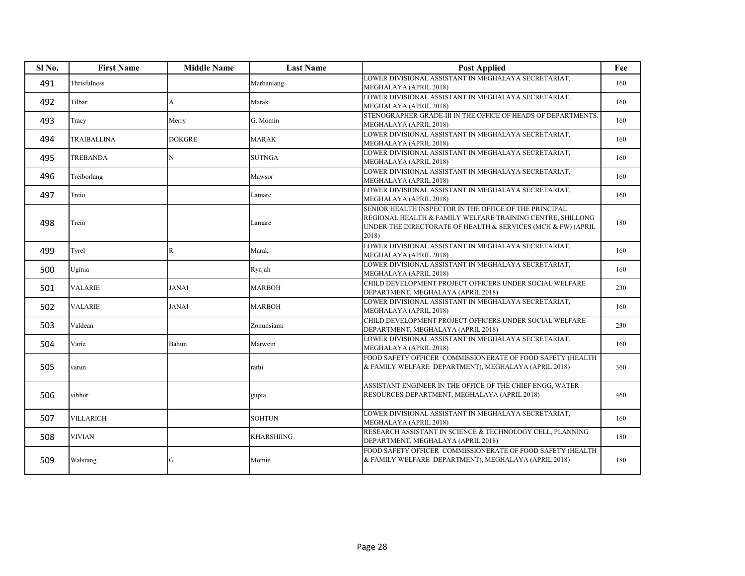| Sl No. | First Name | Middle Name | Last Name | Post Applied | Fee |
|---|---|---|---|---|---|
| 491 | Thrisfulness | | Marbaniang | LOWER DIVISIONAL ASSISTANT IN MEGHALAYA SECRETARIAT, MEGHALAYA (APRIL 2018) | 160 |
| 492 | Tilbar | A | Marak | LOWER DIVISIONAL ASSISTANT IN MEGHALAYA SECRETARIAT, MEGHALAYA (APRIL 2018) | 160 |
| 493 | Tracy | Merry | G. Momin | STENOGRAPHER GRADE-III IN THE OFFICE OF HEADS OF DEPARTMENTS. MEGHALAYA (APRIL 2018) | 160 |
| 494 | TRAIBALLINA | DOKGRE | MARAK | LOWER DIVISIONAL ASSISTANT IN MEGHALAYA SECRETARIAT, MEGHALAYA (APRIL 2018) | 160 |
| 495 | TREBANDA | N | SUTNGA | LOWER DIVISIONAL ASSISTANT IN MEGHALAYA SECRETARIAT, MEGHALAYA (APRIL 2018) | 160 |
| 496 | Treiborlang | | Mawsor | LOWER DIVISIONAL ASSISTANT IN MEGHALAYA SECRETARIAT, MEGHALAYA (APRIL 2018) | 160 |
| 497 | Treio | | Lamare | LOWER DIVISIONAL ASSISTANT IN MEGHALAYA SECRETARIAT, MEGHALAYA (APRIL 2018) | 160 |
| 498 | Treio | | Lamare | SENIOR HEALTH INSPECTOR IN THE OFFICE OF THE PRINCIPAL REGIONAL HEALTH & FAMILY WELFARE TRAINING CENTRE, SHILLONG UNDER THE DIRECTORATE OF HEALTH & SERVICES (MCH & FW) (APRIL 2018) | 180 |
| 499 | Tyrel | R | Marak | LOWER DIVISIONAL ASSISTANT IN MEGHALAYA SECRETARIAT, MEGHALAYA (APRIL 2018) | 160 |
| 500 | Uginia | | Rynjah | LOWER DIVISIONAL ASSISTANT IN MEGHALAYA SECRETARIAT, MEGHALAYA (APRIL 2018) | 160 |
| 501 | VALARIE | JANAI | MARBOH | CHILD DEVELOPMENT PROJECT OFFICERS UNDER SOCIAL WELFARE DEPARTMENT, MEGHALAYA (APRIL 2018) | 230 |
| 502 | VALARIE | JANAI | MARBOH | LOWER DIVISIONAL ASSISTANT IN MEGHALAYA SECRETARIAT, MEGHALAYA (APRIL 2018) | 160 |
| 503 | Valdean | | Zonunsiami | CHILD DEVELOPMENT PROJECT OFFICERS UNDER SOCIAL WELFARE DEPARTMENT, MEGHALAYA (APRIL 2018) | 230 |
| 504 | Varie | Bahun | Marwein | LOWER DIVISIONAL ASSISTANT IN MEGHALAYA SECRETARIAT, MEGHALAYA (APRIL 2018) | 160 |
| 505 | varun | | rathi | FOOD SAFETY OFFICER COMMISSIONERATE OF FOOD SAFETY (HEALTH & FAMILY WELFARE DEPARTMENT), MEGHALAYA (APRIL 2018) | 360 |
| 506 | vibhor | | gupta | ASSISTANT ENGINEER IN THE OFFICE OF THE CHIEF ENGG, WATER RESOURCES DEPARTMENT, MEGHALAYA (APRIL 2018) | 460 |
| 507 | VILLARICH | | SOHTUN | LOWER DIVISIONAL ASSISTANT IN MEGHALAYA SECRETARIAT, MEGHALAYA (APRIL 2018) | 160 |
| 508 | VIVIAN | | KHARSHIING | RESEARCH ASSISTANT IN SCIENCE & TECHNOLOGY CELL, PLANNING DEPARTMENT, MEGHALAYA (APRIL 2018) | 180 |
| 509 | Walsrang | G | Momin | FOOD SAFETY OFFICER COMMISSIONERATE OF FOOD SAFETY (HEALTH & FAMILY WELFARE DEPARTMENT), MEGHALAYA (APRIL 2018) | 180 |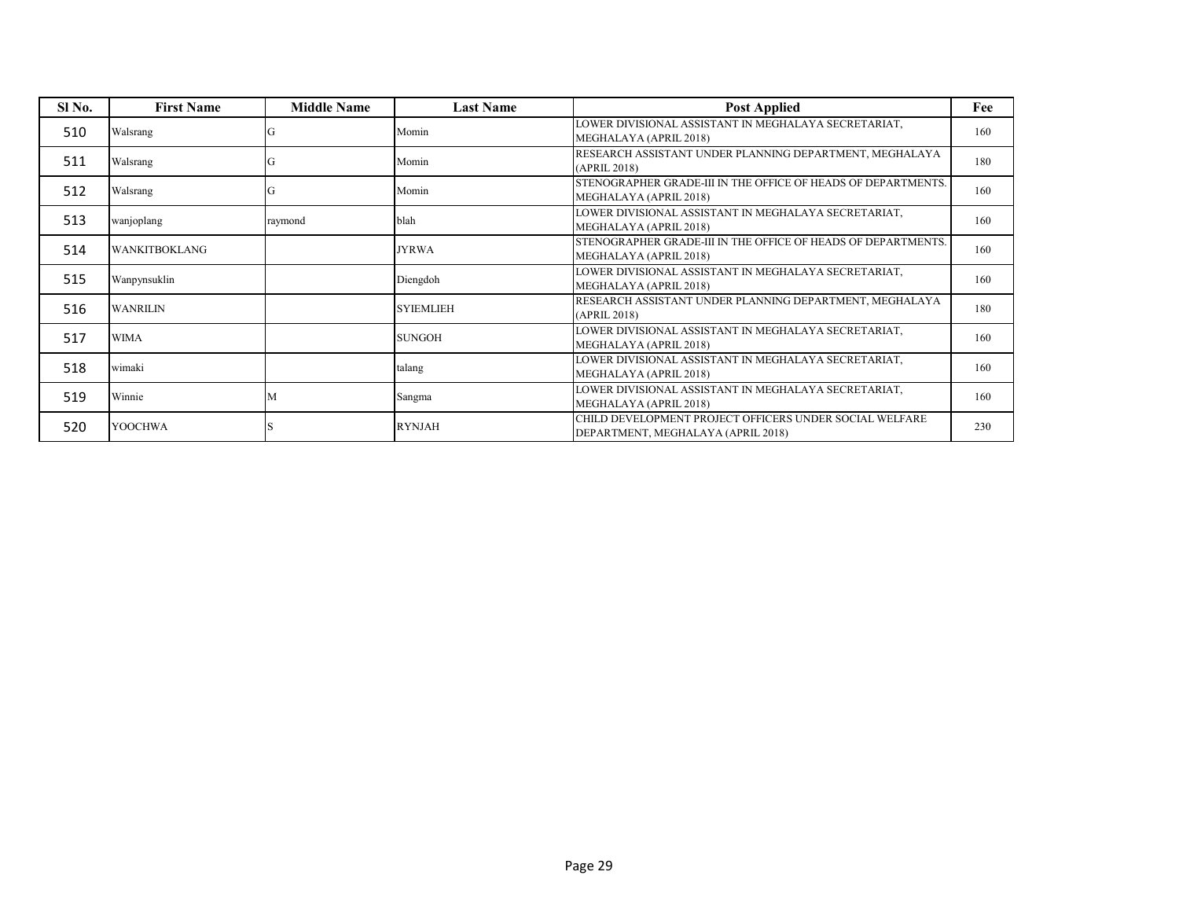| Sl No. | First Name | Middle Name | Last Name | Post Applied | Fee |
|---|---|---|---|---|---|
| 510 | Walsrang | G | Momin | LOWER DIVISIONAL ASSISTANT IN MEGHALAYA SECRETARIAT, MEGHALAYA (APRIL 2018) | 160 |
| 511 | Walsrang | G | Momin | RESEARCH ASSISTANT UNDER PLANNING DEPARTMENT, MEGHALAYA (APRIL 2018) | 180 |
| 512 | Walsrang | G | Momin | STENOGRAPHER GRADE-III IN THE OFFICE OF HEADS OF DEPARTMENTS. MEGHALAYA (APRIL 2018) | 160 |
| 513 | wanjoplang | raymond | blah | LOWER DIVISIONAL ASSISTANT IN MEGHALAYA SECRETARIAT, MEGHALAYA (APRIL 2018) | 160 |
| 514 | WANKITBOKLANG | | JYRWA | STENOGRAPHER GRADE-III IN THE OFFICE OF HEADS OF DEPARTMENTS. MEGHALAYA (APRIL 2018) | 160 |
| 515 | Wanpynsuklin | | Diengdoh | LOWER DIVISIONAL ASSISTANT IN MEGHALAYA SECRETARIAT, MEGHALAYA (APRIL 2018) | 160 |
| 516 | WANRILIN | | SYIEMLIEH | RESEARCH ASSISTANT UNDER PLANNING DEPARTMENT, MEGHALAYA (APRIL 2018) | 180 |
| 517 | WIMA | | SUNGOH | LOWER DIVISIONAL ASSISTANT IN MEGHALAYA SECRETARIAT, MEGHALAYA (APRIL 2018) | 160 |
| 518 | wimaki | | talang | LOWER DIVISIONAL ASSISTANT IN MEGHALAYA SECRETARIAT, MEGHALAYA (APRIL 2018) | 160 |
| 519 | Winnie | M | Sangma | LOWER DIVISIONAL ASSISTANT IN MEGHALAYA SECRETARIAT, MEGHALAYA (APRIL 2018) | 160 |
| 520 | YOOCHWA | S | RYNJAH | CHILD DEVELOPMENT PROJECT OFFICERS UNDER SOCIAL WELFARE DEPARTMENT, MEGHALAYA (APRIL 2018) | 230 |